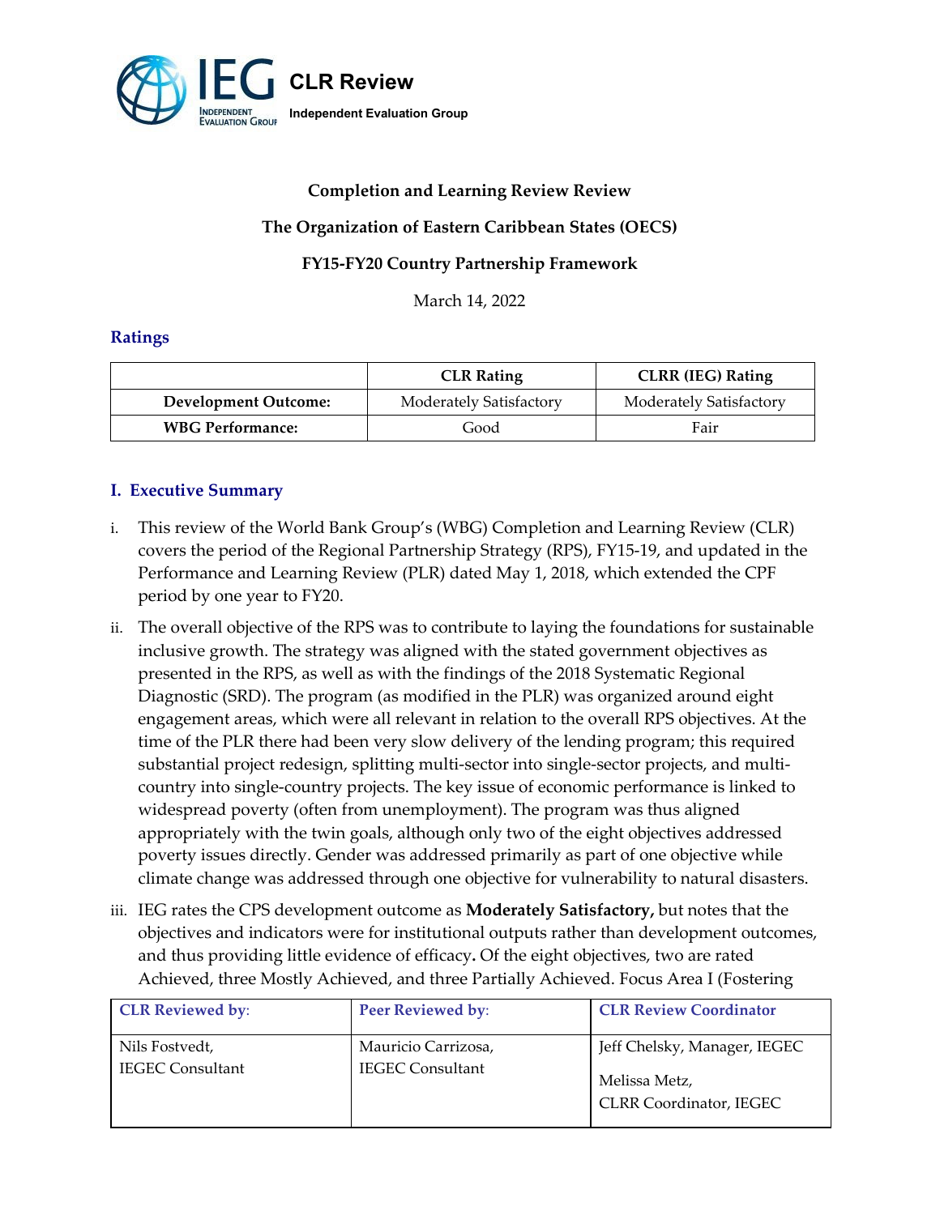# CLR Review

**Independent Evaluation Group**

**Completion and Learning Review Review**

**The Organization of Eastern Caribbean States (OECS)**

**FY15-FY20 Country Partnership Framework**

March 14, 2022

## Ratings

| | CLR Rating | CLRR (IEG) Rating |
|---|---|---|
| **Development Outcome:** | Moderately Satisfactory | Moderately Satisfactory |
| **WBG Performance:** | Good | Fair |

## I. Executive Summary

i. This review of the World Bank Group's (WBG) Completion and Learning Review (CLR) covers the period of the Regional Partnership Strategy (RPS), FY15-19, and updated in the Performance and Learning Review (PLR) dated May 1, 2018, which extended the CPF period by one year to FY20.

ii. The overall objective of the RPS was to contribute to laying the foundations for sustainable inclusive growth. The strategy was aligned with the stated government objectives as presented in the RPS, as well as with the findings of the 2018 Systematic Regional Diagnostic (SRD). The program (as modified in the PLR) was organized around eight engagement areas, which were all relevant in relation to the overall RPS objectives. At the time of the PLR there had been very slow delivery of the lending program; this required substantial project redesign, splitting multi-sector into single-sector projects, and multi-country into single-country projects. The key issue of economic performance is linked to widespread poverty (often from unemployment). The program was thus aligned appropriately with the twin goals, although only two of the eight objectives addressed poverty issues directly. Gender was addressed primarily as part of one objective while climate change was addressed through one objective for vulnerability to natural disasters.

iii. IEG rates the CPS development outcome as **Moderately Satisfactory,** but notes that the objectives and indicators were for institutional outputs rather than development outcomes, and thus providing little evidence of efficacy**.** Of the eight objectives, two are rated Achieved, three Mostly Achieved, and three Partially Achieved. Focus Area I (Fostering

| CLR Reviewed by: | Peer Reviewed by: | CLR Review Coordinator |
|---|---|---|
| Nils Fostvedt, IEGEC Consultant | Mauricio Carrizosa, IEGEC Consultant | Jeff Chelsky, Manager, IEGEC<br><br>Melissa Metz, CLRR Coordinator, IEGEC |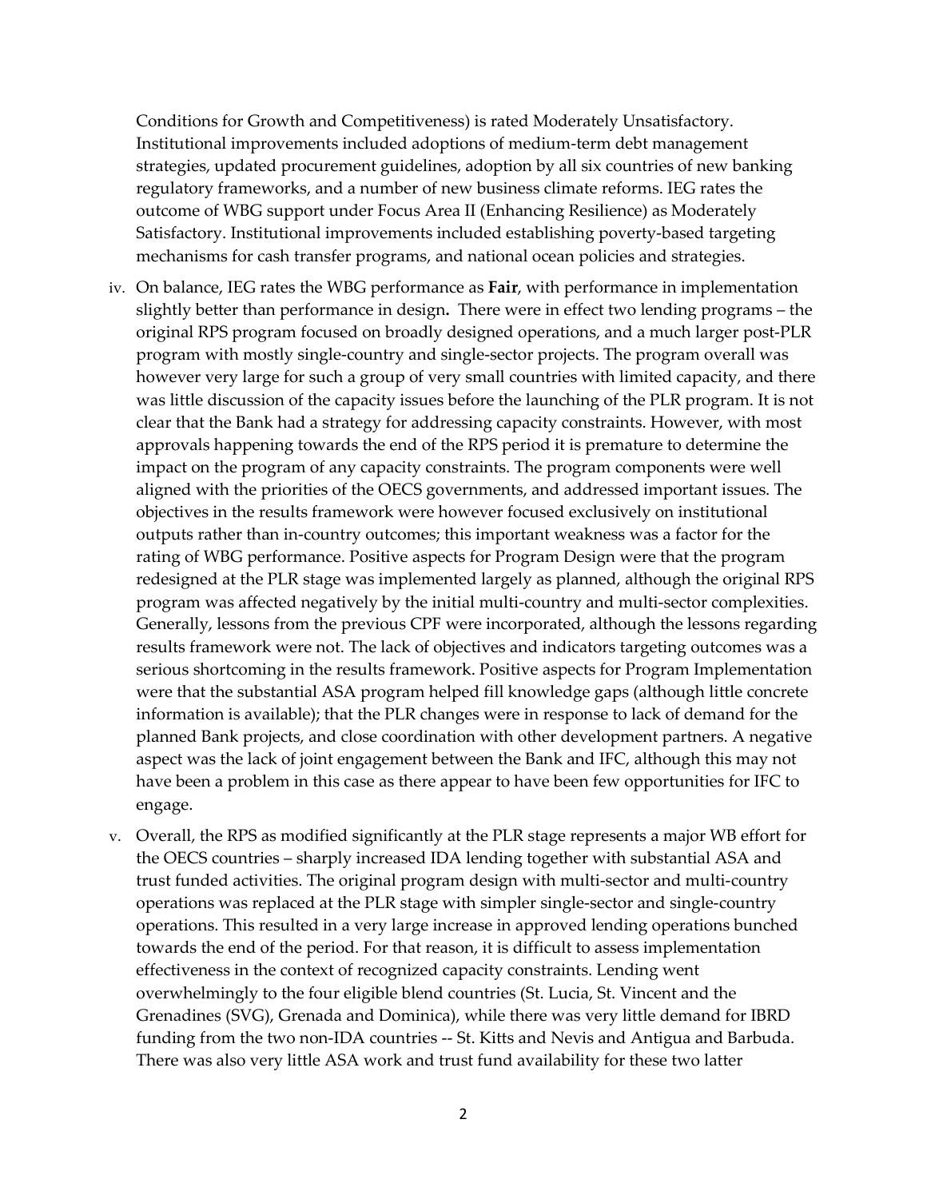Conditions for Growth and Competitiveness) is rated Moderately Unsatisfactory. Institutional improvements included adoptions of medium-term debt management strategies, updated procurement guidelines, adoption by all six countries of new banking regulatory frameworks, and a number of new business climate reforms. IEG rates the outcome of WBG support under Focus Area II (Enhancing Resilience) as Moderately Satisfactory. Institutional improvements included establishing poverty-based targeting mechanisms for cash transfer programs, and national ocean policies and strategies.

iv. On balance, IEG rates the WBG performance as **Fair**, with performance in implementation slightly better than performance in design. There were in effect two lending programs – the original RPS program focused on broadly designed operations, and a much larger post-PLR program with mostly single-country and single-sector projects. The program overall was however very large for such a group of very small countries with limited capacity, and there was little discussion of the capacity issues before the launching of the PLR program. It is not clear that the Bank had a strategy for addressing capacity constraints. However, with most approvals happening towards the end of the RPS period it is premature to determine the impact on the program of any capacity constraints. The program components were well aligned with the priorities of the OECS governments, and addressed important issues. The objectives in the results framework were however focused exclusively on institutional outputs rather than in-country outcomes; this important weakness was a factor for the rating of WBG performance. Positive aspects for Program Design were that the program redesigned at the PLR stage was implemented largely as planned, although the original RPS program was affected negatively by the initial multi-country and multi-sector complexities. Generally, lessons from the previous CPF were incorporated, although the lessons regarding results framework were not. The lack of objectives and indicators targeting outcomes was a serious shortcoming in the results framework. Positive aspects for Program Implementation were that the substantial ASA program helped fill knowledge gaps (although little concrete information is available); that the PLR changes were in response to lack of demand for the planned Bank projects, and close coordination with other development partners. A negative aspect was the lack of joint engagement between the Bank and IFC, although this may not have been a problem in this case as there appear to have been few opportunities for IFC to engage.

v. Overall, the RPS as modified significantly at the PLR stage represents a major WB effort for the OECS countries – sharply increased IDA lending together with substantial ASA and trust funded activities. The original program design with multi-sector and multi-country operations was replaced at the PLR stage with simpler single-sector and single-country operations. This resulted in a very large increase in approved lending operations bunched towards the end of the period. For that reason, it is difficult to assess implementation effectiveness in the context of recognized capacity constraints. Lending went overwhelmingly to the four eligible blend countries (St. Lucia, St. Vincent and the Grenadines (SVG), Grenada and Dominica), while there was very little demand for IBRD funding from the two non-IDA countries -- St. Kitts and Nevis and Antigua and Barbuda. There was also very little ASA work and trust fund availability for these two latter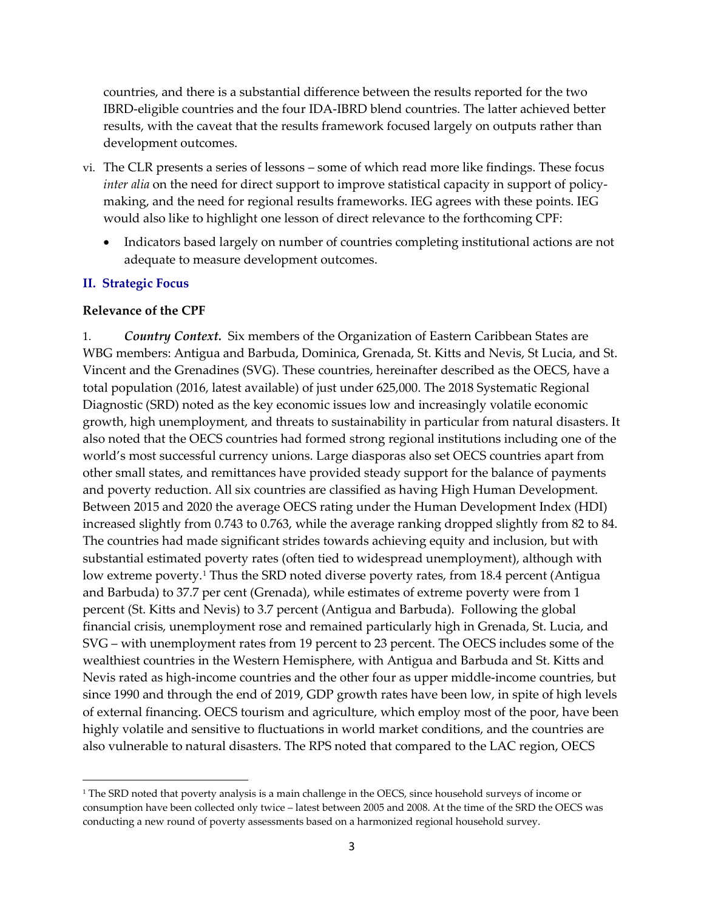countries, and there is a substantial difference between the results reported for the two IBRD-eligible countries and the four IDA-IBRD blend countries. The latter achieved better results, with the caveat that the results framework focused largely on outputs rather than development outcomes.

vi. The CLR presents a series of lessons – some of which read more like findings. These focus *inter alia* on the need for direct support to improve statistical capacity in support of policy-making, and the need for regional results frameworks. IEG agrees with these points. IEG would also like to highlight one lesson of direct relevance to the forthcoming CPF:

- Indicators based largely on number of countries completing institutional actions are not adequate to measure development outcomes.

## II. Strategic Focus

### Relevance of the CPF

1. ***Country Context.*** Six members of the Organization of Eastern Caribbean States are WBG members: Antigua and Barbuda, Dominica, Grenada, St. Kitts and Nevis, St Lucia, and St. Vincent and the Grenadines (SVG). These countries, hereinafter described as the OECS, have a total population (2016, latest available) of just under 625,000. The 2018 Systematic Regional Diagnostic (SRD) noted as the key economic issues low and increasingly volatile economic growth, high unemployment, and threats to sustainability in particular from natural disasters. It also noted that the OECS countries had formed strong regional institutions including one of the world's most successful currency unions. Large diasporas also set OECS countries apart from other small states, and remittances have provided steady support for the balance of payments and poverty reduction. All six countries are classified as having High Human Development. Between 2015 and 2020 the average OECS rating under the Human Development Index (HDI) increased slightly from 0.743 to 0.763, while the average ranking dropped slightly from 82 to 84. The countries had made significant strides towards achieving equity and inclusion, but with substantial estimated poverty rates (often tied to widespread unemployment), although with low extreme poverty.[1] Thus the SRD noted diverse poverty rates, from 18.4 percent (Antigua and Barbuda) to 37.7 per cent (Grenada), while estimates of extreme poverty were from 1 percent (St. Kitts and Nevis) to 3.7 percent (Antigua and Barbuda). Following the global financial crisis, unemployment rose and remained particularly high in Grenada, St. Lucia, and SVG – with unemployment rates from 19 percent to 23 percent. The OECS includes some of the wealthiest countries in the Western Hemisphere, with Antigua and Barbuda and St. Kitts and Nevis rated as high-income countries and the other four as upper middle-income countries, but since 1990 and through the end of 2019, GDP growth rates have been low, in spite of high levels of external financing. OECS tourism and agriculture, which employ most of the poor, have been highly volatile and sensitive to fluctuations in world market conditions, and the countries are also vulnerable to natural disasters. The RPS noted that compared to the LAC region, OECS

[1] The SRD noted that poverty analysis is a main challenge in the OECS, since household surveys of income or consumption have been collected only twice – latest between 2005 and 2008. At the time of the SRD the OECS was conducting a new round of poverty assessments based on a harmonized regional household survey.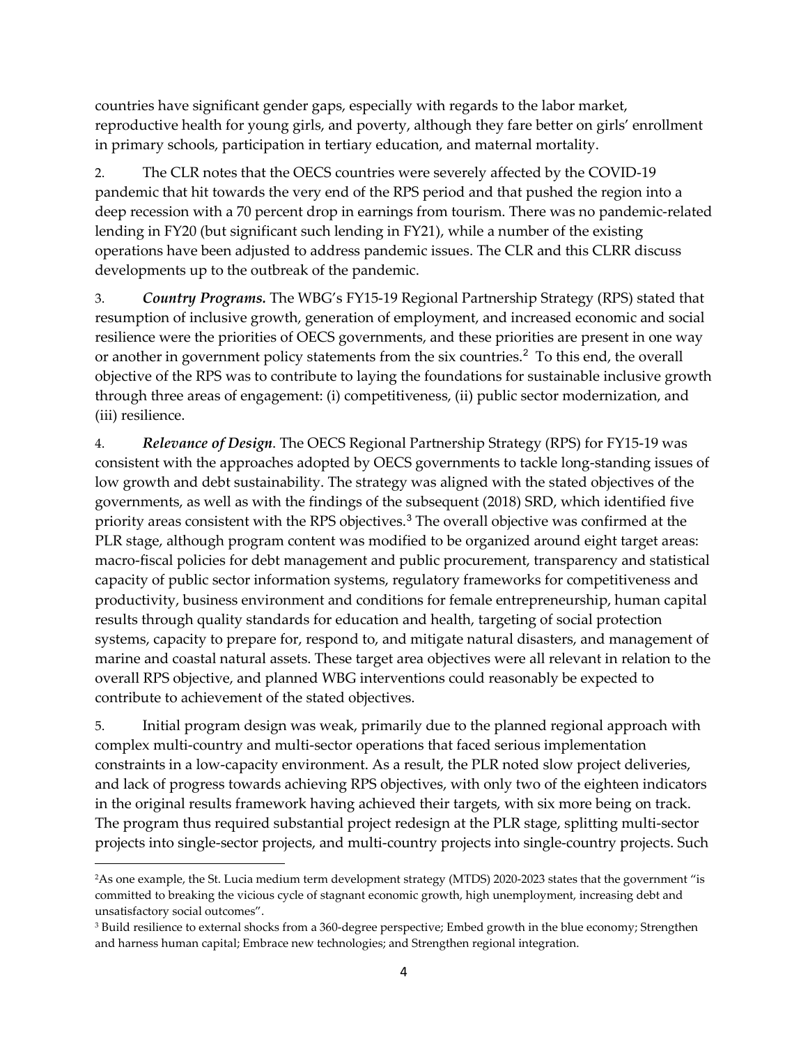countries have significant gender gaps, especially with regards to the labor market, reproductive health for young girls, and poverty, although they fare better on girls' enrollment in primary schools, participation in tertiary education, and maternal mortality.

2. The CLR notes that the OECS countries were severely affected by the COVID-19 pandemic that hit towards the very end of the RPS period and that pushed the region into a deep recession with a 70 percent drop in earnings from tourism. There was no pandemic-related lending in FY20 (but significant such lending in FY21), while a number of the existing operations have been adjusted to address pandemic issues. The CLR and this CLRR discuss developments up to the outbreak of the pandemic.

3. ***Country Programs.*** The WBG's FY15-19 Regional Partnership Strategy (RPS) stated that resumption of inclusive growth, generation of employment, and increased economic and social resilience were the priorities of OECS governments, and these priorities are present in one way or another in government policy statements from the six countries.[2] To this end, the overall objective of the RPS was to contribute to laying the foundations for sustainable inclusive growth through three areas of engagement: (i) competitiveness, (ii) public sector modernization, and (iii) resilience.

4. ***Relevance of Design***. The OECS Regional Partnership Strategy (RPS) for FY15-19 was consistent with the approaches adopted by OECS governments to tackle long-standing issues of low growth and debt sustainability. The strategy was aligned with the stated objectives of the governments, as well as with the findings of the subsequent (2018) SRD, which identified five priority areas consistent with the RPS objectives.[3] The overall objective was confirmed at the PLR stage, although program content was modified to be organized around eight target areas: macro-fiscal policies for debt management and public procurement, transparency and statistical capacity of public sector information systems, regulatory frameworks for competitiveness and productivity, business environment and conditions for female entrepreneurship, human capital results through quality standards for education and health, targeting of social protection systems, capacity to prepare for, respond to, and mitigate natural disasters, and management of marine and coastal natural assets. These target area objectives were all relevant in relation to the overall RPS objective, and planned WBG interventions could reasonably be expected to contribute to achievement of the stated objectives.

5. Initial program design was weak, primarily due to the planned regional approach with complex multi-country and multi-sector operations that faced serious implementation constraints in a low-capacity environment. As a result, the PLR noted slow project deliveries, and lack of progress towards achieving RPS objectives, with only two of the eighteen indicators in the original results framework having achieved their targets, with six more being on track. The program thus required substantial project redesign at the PLR stage, splitting multi-sector projects into single-sector projects, and multi-country projects into single-country projects. Such

---

[2] As one example, the St. Lucia medium term development strategy (MTDS) 2020-2023 states that the government "is committed to breaking the vicious cycle of stagnant economic growth, high unemployment, increasing debt and unsatisfactory social outcomes".

[3] Build resilience to external shocks from a 360-degree perspective; Embed growth in the blue economy; Strengthen and harness human capital; Embrace new technologies; and Strengthen regional integration.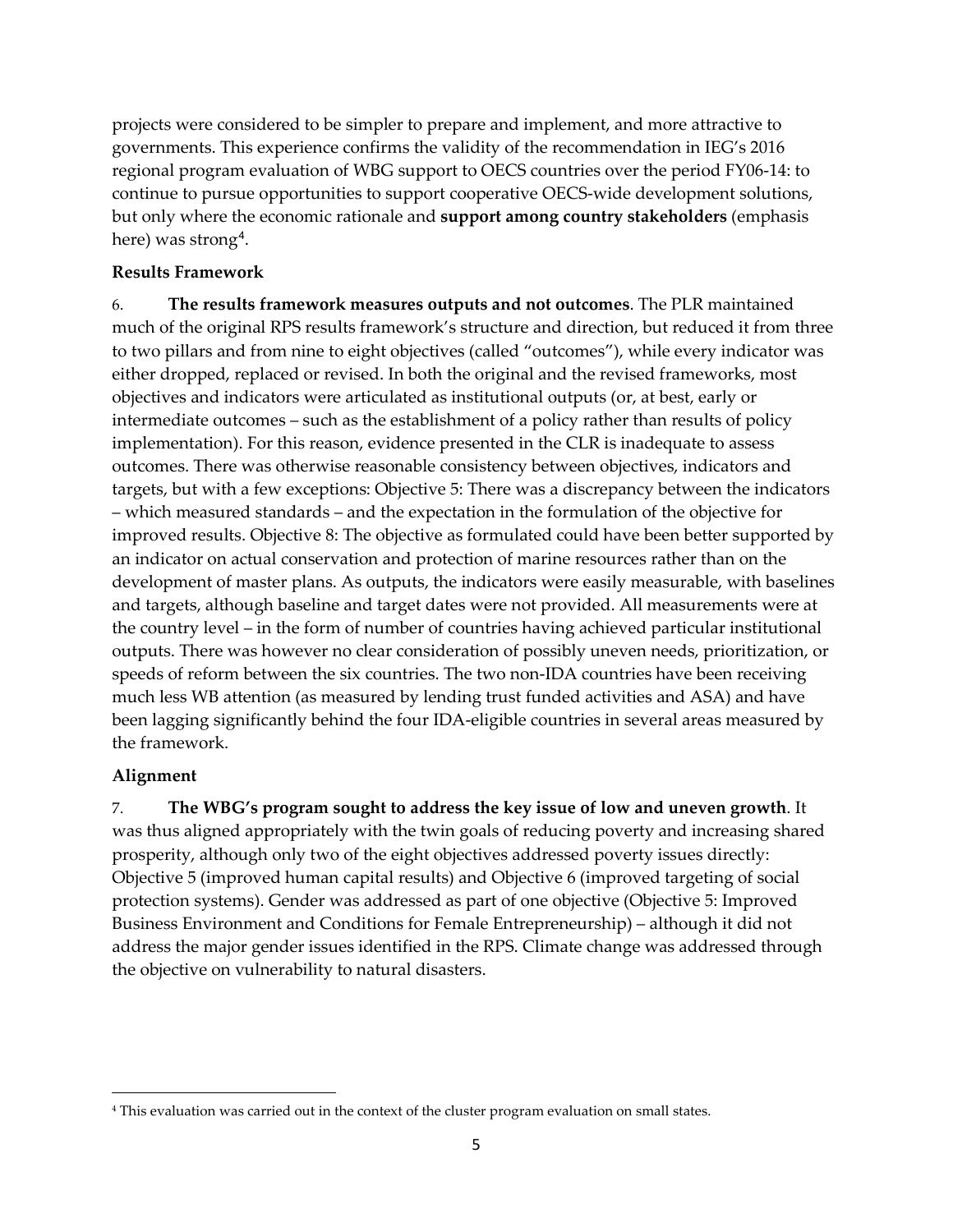projects were considered to be simpler to prepare and implement, and more attractive to governments. This experience confirms the validity of the recommendation in IEG's 2016 regional program evaluation of WBG support to OECS countries over the period FY06-14: to continue to pursue opportunities to support cooperative OECS-wide development solutions, but only where the economic rationale and **support among country stakeholders** (emphasis here) was strong[4].

**Results Framework**

6. **The results framework measures outputs and not outcomes**. The PLR maintained much of the original RPS results framework's structure and direction, but reduced it from three to two pillars and from nine to eight objectives (called "outcomes"), while every indicator was either dropped, replaced or revised. In both the original and the revised frameworks, most objectives and indicators were articulated as institutional outputs (or, at best, early or intermediate outcomes – such as the establishment of a policy rather than results of policy implementation). For this reason, evidence presented in the CLR is inadequate to assess outcomes. There was otherwise reasonable consistency between objectives, indicators and targets, but with a few exceptions: Objective 5: There was a discrepancy between the indicators – which measured standards – and the expectation in the formulation of the objective for improved results. Objective 8: The objective as formulated could have been better supported by an indicator on actual conservation and protection of marine resources rather than on the development of master plans. As outputs, the indicators were easily measurable, with baselines and targets, although baseline and target dates were not provided. All measurements were at the country level – in the form of number of countries having achieved particular institutional outputs. There was however no clear consideration of possibly uneven needs, prioritization, or speeds of reform between the six countries. The two non-IDA countries have been receiving much less WB attention (as measured by lending trust funded activities and ASA) and have been lagging significantly behind the four IDA-eligible countries in several areas measured by the framework.

**Alignment**

7. **The WBG's program sought to address the key issue of low and uneven growth**. It was thus aligned appropriately with the twin goals of reducing poverty and increasing shared prosperity, although only two of the eight objectives addressed poverty issues directly: Objective 5 (improved human capital results) and Objective 6 (improved targeting of social protection systems). Gender was addressed as part of one objective (Objective 5: Improved Business Environment and Conditions for Female Entrepreneurship) – although it did not address the major gender issues identified in the RPS. Climate change was addressed through the objective on vulnerability to natural disasters.

[4] This evaluation was carried out in the context of the cluster program evaluation on small states.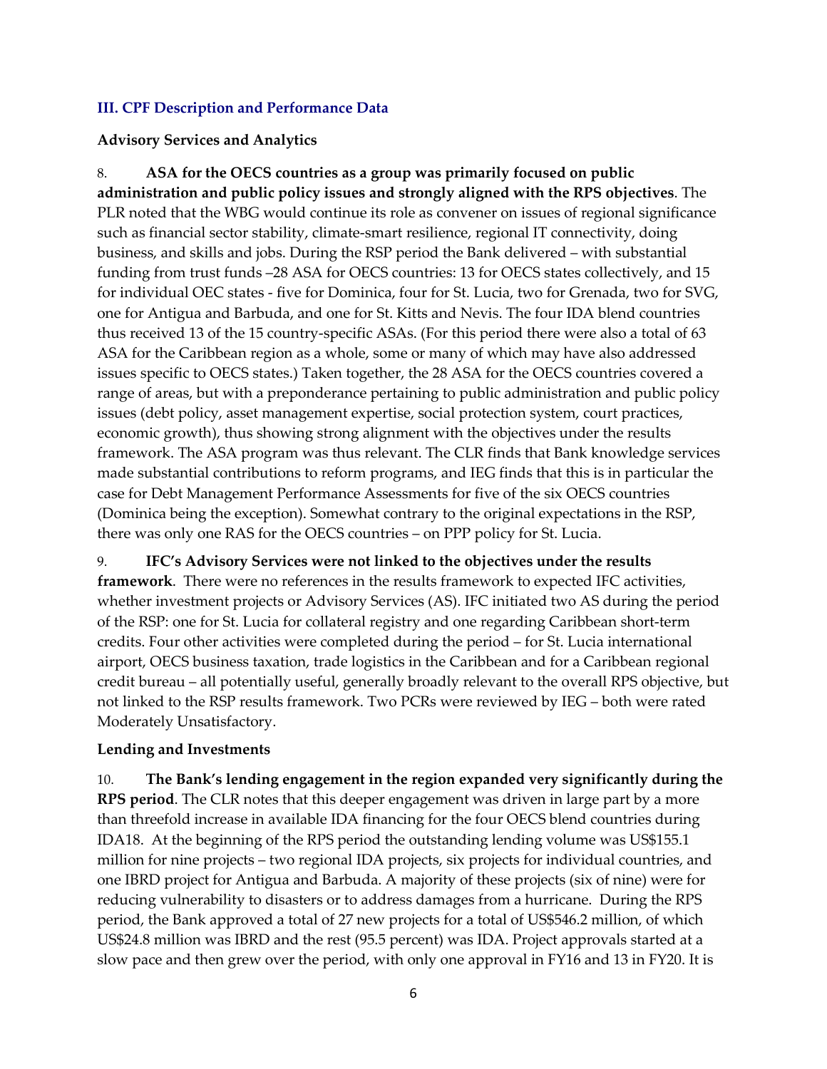## III. CPF Description and Performance Data

### Advisory Services and Analytics

8. **ASA for the OECS countries as a group was primarily focused on public administration and public policy issues and strongly aligned with the RPS objectives**. The PLR noted that the WBG would continue its role as convener on issues of regional significance such as financial sector stability, climate-smart resilience, regional IT connectivity, doing business, and skills and jobs. During the RSP period the Bank delivered – with substantial funding from trust funds –28 ASA for OECS countries: 13 for OECS states collectively, and 15 for individual OEC states - five for Dominica, four for St. Lucia, two for Grenada, two for SVG, one for Antigua and Barbuda, and one for St. Kitts and Nevis. The four IDA blend countries thus received 13 of the 15 country-specific ASAs. (For this period there were also a total of 63 ASA for the Caribbean region as a whole, some or many of which may have also addressed issues specific to OECS states.) Taken together, the 28 ASA for the OECS countries covered a range of areas, but with a preponderance pertaining to public administration and public policy issues (debt policy, asset management expertise, social protection system, court practices, economic growth), thus showing strong alignment with the objectives under the results framework. The ASA program was thus relevant. The CLR finds that Bank knowledge services made substantial contributions to reform programs, and IEG finds that this is in particular the case for Debt Management Performance Assessments for five of the six OECS countries (Dominica being the exception). Somewhat contrary to the original expectations in the RSP, there was only one RAS for the OECS countries – on PPP policy for St. Lucia.

9. **IFC's Advisory Services were not linked to the objectives under the results framework**. There were no references in the results framework to expected IFC activities, whether investment projects or Advisory Services (AS). IFC initiated two AS during the period of the RSP: one for St. Lucia for collateral registry and one regarding Caribbean short-term credits. Four other activities were completed during the period – for St. Lucia international airport, OECS business taxation, trade logistics in the Caribbean and for a Caribbean regional credit bureau – all potentially useful, generally broadly relevant to the overall RPS objective, but not linked to the RSP results framework. Two PCRs were reviewed by IEG – both were rated Moderately Unsatisfactory.

### Lending and Investments

10. **The Bank's lending engagement in the region expanded very significantly during the RPS period**. The CLR notes that this deeper engagement was driven in large part by a more than threefold increase in available IDA financing for the four OECS blend countries during IDA18. At the beginning of the RPS period the outstanding lending volume was US$155.1 million for nine projects – two regional IDA projects, six projects for individual countries, and one IBRD project for Antigua and Barbuda. A majority of these projects (six of nine) were for reducing vulnerability to disasters or to address damages from a hurricane. During the RPS period, the Bank approved a total of 27 new projects for a total of US$546.2 million, of which US$24.8 million was IBRD and the rest (95.5 percent) was IDA. Project approvals started at a slow pace and then grew over the period, with only one approval in FY16 and 13 in FY20. It is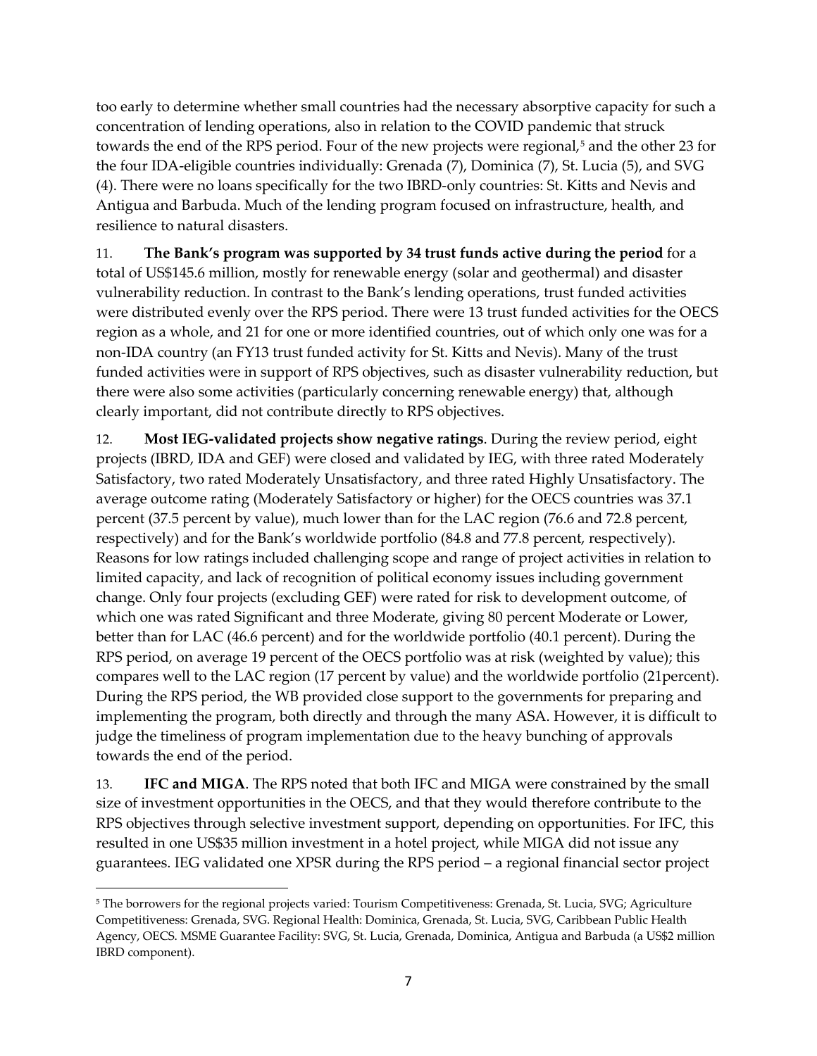too early to determine whether small countries had the necessary absorptive capacity for such a concentration of lending operations, also in relation to the COVID pandemic that struck towards the end of the RPS period. Four of the new projects were regional,[5] and the other 23 for the four IDA-eligible countries individually: Grenada (7), Dominica (7), St. Lucia (5), and SVG (4). There were no loans specifically for the two IBRD-only countries: St. Kitts and Nevis and Antigua and Barbuda. Much of the lending program focused on infrastructure, health, and resilience to natural disasters.

11. **The Bank's program was supported by 34 trust funds active during the period** for a total of US$145.6 million, mostly for renewable energy (solar and geothermal) and disaster vulnerability reduction. In contrast to the Bank's lending operations, trust funded activities were distributed evenly over the RPS period. There were 13 trust funded activities for the OECS region as a whole, and 21 for one or more identified countries, out of which only one was for a non-IDA country (an FY13 trust funded activity for St. Kitts and Nevis). Many of the trust funded activities were in support of RPS objectives, such as disaster vulnerability reduction, but there were also some activities (particularly concerning renewable energy) that, although clearly important, did not contribute directly to RPS objectives.

12. **Most IEG-validated projects show negative ratings**. During the review period, eight projects (IBRD, IDA and GEF) were closed and validated by IEG, with three rated Moderately Satisfactory, two rated Moderately Unsatisfactory, and three rated Highly Unsatisfactory. The average outcome rating (Moderately Satisfactory or higher) for the OECS countries was 37.1 percent (37.5 percent by value), much lower than for the LAC region (76.6 and 72.8 percent, respectively) and for the Bank's worldwide portfolio (84.8 and 77.8 percent, respectively). Reasons for low ratings included challenging scope and range of project activities in relation to limited capacity, and lack of recognition of political economy issues including government change. Only four projects (excluding GEF) were rated for risk to development outcome, of which one was rated Significant and three Moderate, giving 80 percent Moderate or Lower, better than for LAC (46.6 percent) and for the worldwide portfolio (40.1 percent). During the RPS period, on average 19 percent of the OECS portfolio was at risk (weighted by value); this compares well to the LAC region (17 percent by value) and the worldwide portfolio (21percent). During the RPS period, the WB provided close support to the governments for preparing and implementing the program, both directly and through the many ASA. However, it is difficult to judge the timeliness of program implementation due to the heavy bunching of approvals towards the end of the period.

13. **IFC and MIGA**. The RPS noted that both IFC and MIGA were constrained by the small size of investment opportunities in the OECS, and that they would therefore contribute to the RPS objectives through selective investment support, depending on opportunities. For IFC, this resulted in one US$35 million investment in a hotel project, while MIGA did not issue any guarantees. IEG validated one XPSR during the RPS period – a regional financial sector project

---

[5] The borrowers for the regional projects varied: Tourism Competitiveness: Grenada, St. Lucia, SVG; Agriculture Competitiveness: Grenada, SVG. Regional Health: Dominica, Grenada, St. Lucia, SVG, Caribbean Public Health Agency, OECS. MSME Guarantee Facility: SVG, St. Lucia, Grenada, Dominica, Antigua and Barbuda (a US$2 million IBRD component).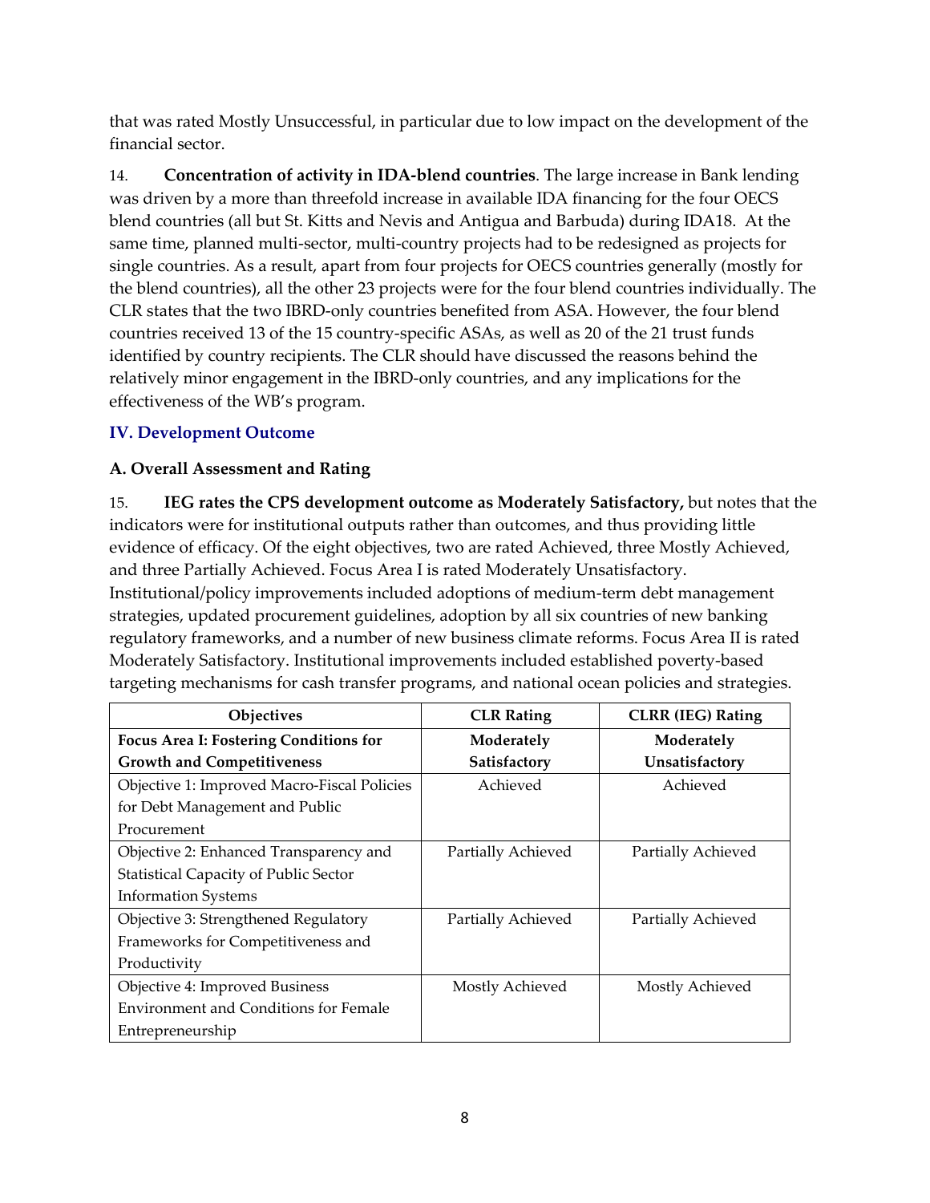that was rated Mostly Unsuccessful, in particular due to low impact on the development of the financial sector.

14. **Concentration of activity in IDA-blend countries**. The large increase in Bank lending was driven by a more than threefold increase in available IDA financing for the four OECS blend countries (all but St. Kitts and Nevis and Antigua and Barbuda) during IDA18. At the same time, planned multi-sector, multi-country projects had to be redesigned as projects for single countries. As a result, apart from four projects for OECS countries generally (mostly for the blend countries), all the other 23 projects were for the four blend countries individually. The CLR states that the two IBRD-only countries benefited from ASA. However, the four blend countries received 13 of the 15 country-specific ASAs, as well as 20 of the 21 trust funds identified by country recipients. The CLR should have discussed the reasons behind the relatively minor engagement in the IBRD-only countries, and any implications for the effectiveness of the WB's program.

## IV. Development Outcome

### A. Overall Assessment and Rating

15. **IEG rates the CPS development outcome as Moderately Satisfactory,** but notes that the indicators were for institutional outputs rather than outcomes, and thus providing little evidence of efficacy. Of the eight objectives, two are rated Achieved, three Mostly Achieved, and three Partially Achieved. Focus Area I is rated Moderately Unsatisfactory. Institutional/policy improvements included adoptions of medium-term debt management strategies, updated procurement guidelines, adoption by all six countries of new banking regulatory frameworks, and a number of new business climate reforms. Focus Area II is rated Moderately Satisfactory. Institutional improvements included established poverty-based targeting mechanisms for cash transfer programs, and national ocean policies and strategies.

| Objectives | CLR Rating | CLRR (IEG) Rating |
|---|---|---|
| **Focus Area I: Fostering Conditions for Growth and Competitiveness** | **Moderately Satisfactory** | **Moderately Unsatisfactory** |
| Objective 1: Improved Macro-Fiscal Policies for Debt Management and Public Procurement | Achieved | Achieved |
| Objective 2: Enhanced Transparency and Statistical Capacity of Public Sector Information Systems | Partially Achieved | Partially Achieved |
| Objective 3: Strengthened Regulatory Frameworks for Competitiveness and Productivity | Partially Achieved | Partially Achieved |
| Objective 4: Improved Business Environment and Conditions for Female Entrepreneurship | Mostly Achieved | Mostly Achieved |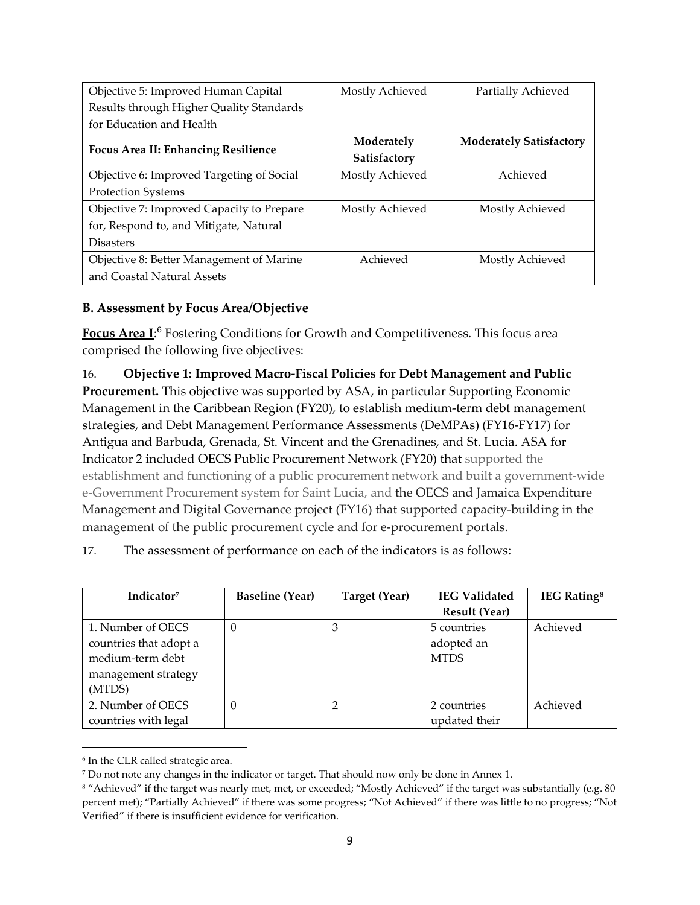| | | |
|---|---|---|
| Objective 5: Improved Human Capital Results through Higher Quality Standards for Education and Health | Mostly Achieved | Partially Achieved |
| **Focus Area II: Enhancing Resilience** | **Moderately Satisfactory** | **Moderately Satisfactory** |
| Objective 6: Improved Targeting of Social Protection Systems | Mostly Achieved | Achieved |
| Objective 7: Improved Capacity to Prepare for, Respond to, and Mitigate, Natural Disasters | Mostly Achieved | Mostly Achieved |
| Objective 8: Better Management of Marine and Coastal Natural Assets | Achieved | Mostly Achieved |

### B. Assessment by Focus Area/Objective

**Focus Area I**:[6] Fostering Conditions for Growth and Competitiveness. This focus area comprised the following five objectives:

16. **Objective 1: Improved Macro-Fiscal Policies for Debt Management and Public Procurement.** This objective was supported by ASA, in particular Supporting Economic Management in the Caribbean Region (FY20), to establish medium-term debt management strategies, and Debt Management Performance Assessments (DeMPAs) (FY16-FY17) for Antigua and Barbuda, Grenada, St. Vincent and the Grenadines, and St. Lucia. ASA for Indicator 2 included OECS Public Procurement Network (FY20) that supported the establishment and functioning of a public procurement network and built a government-wide e-Government Procurement system for Saint Lucia, and the OECS and Jamaica Expenditure Management and Digital Governance project (FY16) that supported capacity-building in the management of the public procurement cycle and for e-procurement portals.

17. The assessment of performance on each of the indicators is as follows:

| Indicator[7] | Baseline (Year) | Target (Year) | IEG Validated Result (Year) | IEG Rating[8] |
|---|---|---|---|---|
| 1. Number of OECS countries that adopt a medium-term debt management strategy (MTDS) | 0 | 3 | 5 countries adopted an MTDS | Achieved |
| 2. Number of OECS countries with legal | 0 | 2 | 2 countries updated their | Achieved |

[6] In the CLR called strategic area.

[7] Do not note any changes in the indicator or target. That should now only be done in Annex 1.

[8] "Achieved" if the target was nearly met, met, or exceeded; "Mostly Achieved" if the target was substantially (e.g. 80 percent met); "Partially Achieved" if there was some progress; "Not Achieved" if there was little to no progress; "Not Verified" if there is insufficient evidence for verification.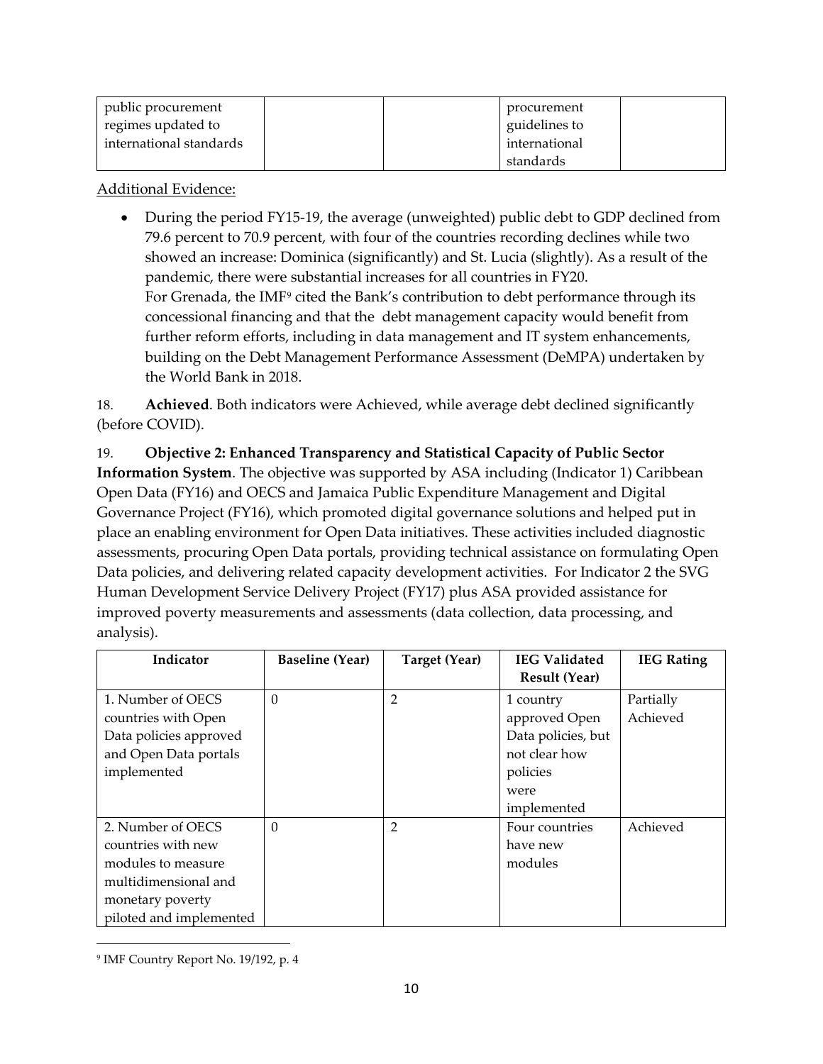| public procurement regimes updated to international standards | | | procurement guidelines to international standards | |
|---|---|---|---|---|

Additional Evidence:

- During the period FY15-19, the average (unweighted) public debt to GDP declined from 79.6 percent to 70.9 percent, with four of the countries recording declines while two showed an increase: Dominica (significantly) and St. Lucia (slightly). As a result of the pandemic, there were substantial increases for all countries in FY20.
  For Grenada, the IMF[9] cited the Bank's contribution to debt performance through its concessional financing and that the debt management capacity would benefit from further reform efforts, including in data management and IT system enhancements, building on the Debt Management Performance Assessment (DeMPA) undertaken by the World Bank in 2018.

18. **Achieved**. Both indicators were Achieved, while average debt declined significantly (before COVID).

19. **Objective 2: Enhanced Transparency and Statistical Capacity of Public Sector Information System**. The objective was supported by ASA including (Indicator 1) Caribbean Open Data (FY16) and OECS and Jamaica Public Expenditure Management and Digital Governance Project (FY16), which promoted digital governance solutions and helped put in place an enabling environment for Open Data initiatives. These activities included diagnostic assessments, procuring Open Data portals, providing technical assistance on formulating Open Data policies, and delivering related capacity development activities. For Indicator 2 the SVG Human Development Service Delivery Project (FY17) plus ASA provided assistance for improved poverty measurements and assessments (data collection, data processing, and analysis).

| Indicator | Baseline (Year) | Target (Year) | IEG Validated Result (Year) | IEG Rating |
|---|---|---|---|---|
| 1. Number of OECS countries with Open Data policies approved and Open Data portals implemented | 0 | 2 | 1 country approved Open Data policies, but not clear how policies were implemented | Partially Achieved |
| 2. Number of OECS countries with new modules to measure multidimensional and monetary poverty piloted and implemented | 0 | 2 | Four countries have new modules | Achieved |

[9] IMF Country Report No. 19/192, p. 4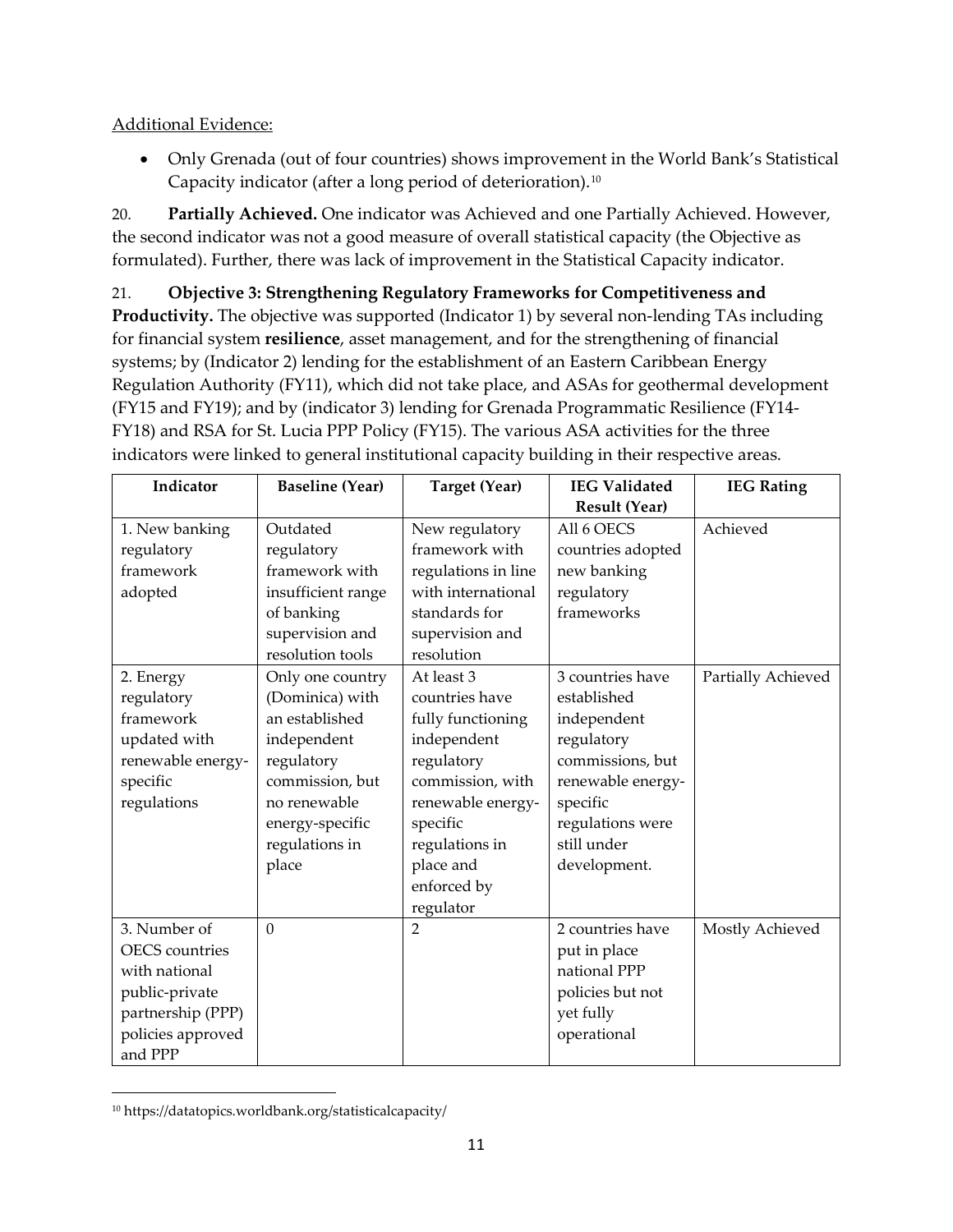Additional Evidence:

- Only Grenada (out of four countries) shows improvement in the World Bank's Statistical Capacity indicator (after a long period of deterioration).[10]

20. **Partially Achieved.** One indicator was Achieved and one Partially Achieved. However, the second indicator was not a good measure of overall statistical capacity (the Objective as formulated). Further, there was lack of improvement in the Statistical Capacity indicator.

21. **Objective 3: Strengthening Regulatory Frameworks for Competitiveness and Productivity.** The objective was supported (Indicator 1) by several non-lending TAs including for financial system **resilience**, asset management, and for the strengthening of financial systems; by (Indicator 2) lending for the establishment of an Eastern Caribbean Energy Regulation Authority (FY11), which did not take place, and ASAs for geothermal development (FY15 and FY19); and by (indicator 3) lending for Grenada Programmatic Resilience (FY14-FY18) and RSA for St. Lucia PPP Policy (FY15). The various ASA activities for the three indicators were linked to general institutional capacity building in their respective areas.

| Indicator | Baseline (Year) | Target (Year) | IEG Validated Result (Year) | IEG Rating |
|---|---|---|---|---|
| 1. New banking regulatory framework adopted | Outdated regulatory framework with insufficient range of banking supervision and resolution tools | New regulatory framework with regulations in line with international standards for supervision and resolution | All 6 OECS countries adopted new banking regulatory frameworks | Achieved |
| 2. Energy regulatory framework updated with renewable energy-specific regulations | Only one country (Dominica) with an established independent regulatory commission, but no renewable energy-specific regulations in place | At least 3 countries have fully functioning independent regulatory commission, with renewable energy-specific regulations in place and enforced by regulator | 3 countries have established independent regulatory commissions, but renewable energy-specific regulations were still under development. | Partially Achieved |
| 3. Number of OECS countries with national public-private partnership (PPP) policies approved and PPP | 0 | 2 | 2 countries have put in place national PPP policies but not yet fully operational | Mostly Achieved |

[10] https://datatopics.worldbank.org/statisticalcapacity/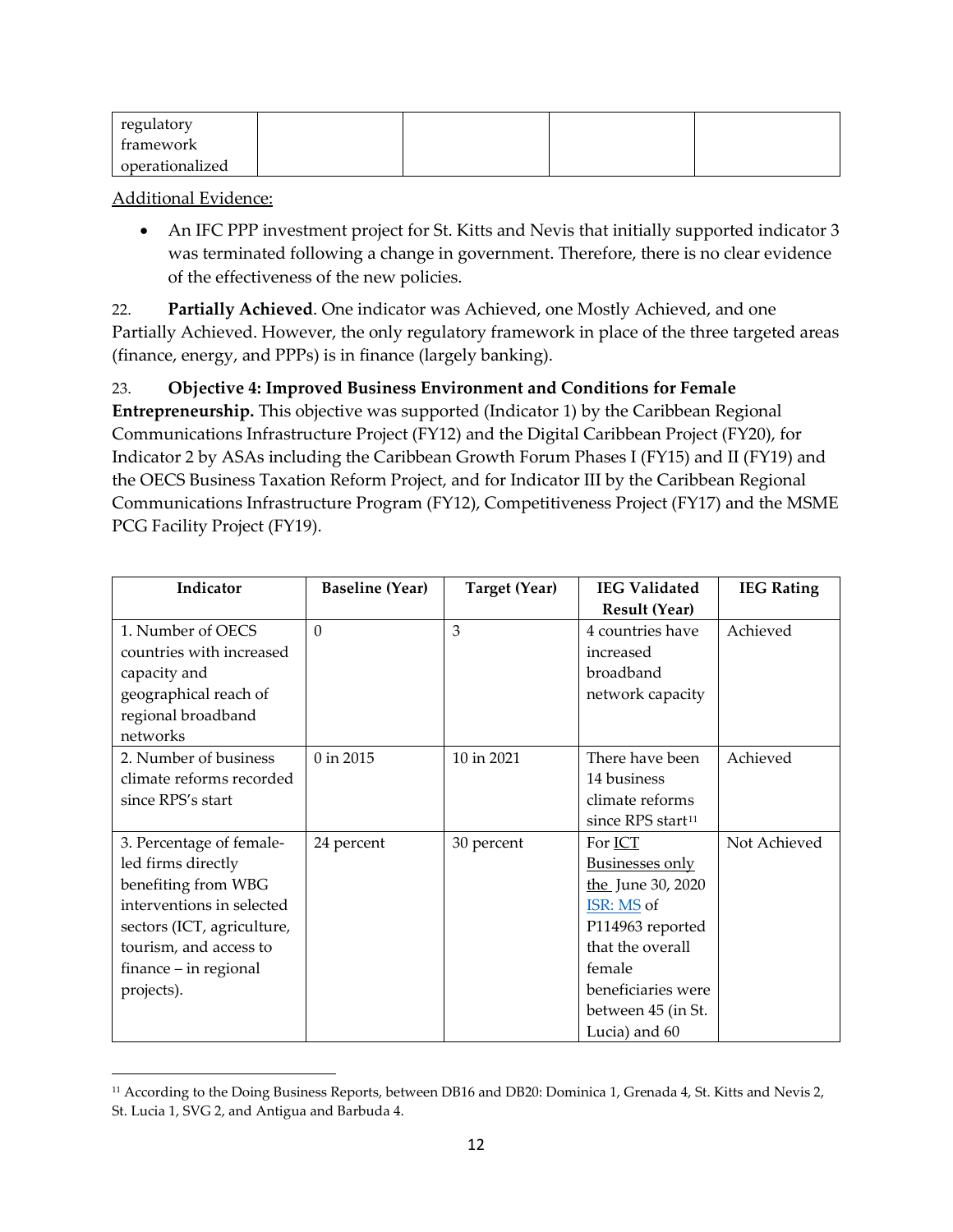| regulatory framework operationalized | | | | |
|---|---|---|---|---|

Additional Evidence:

- An IFC PPP investment project for St. Kitts and Nevis that initially supported indicator 3 was terminated following a change in government. Therefore, there is no clear evidence of the effectiveness of the new policies.

22. **Partially Achieved**. One indicator was Achieved, one Mostly Achieved, and one Partially Achieved. However, the only regulatory framework in place of the three targeted areas (finance, energy, and PPPs) is in finance (largely banking).

23. **Objective 4: Improved Business Environment and Conditions for Female Entrepreneurship.** This objective was supported (Indicator 1) by the Caribbean Regional Communications Infrastructure Project (FY12) and the Digital Caribbean Project (FY20), for Indicator 2 by ASAs including the Caribbean Growth Forum Phases I (FY15) and II (FY19) and the OECS Business Taxation Reform Project, and for Indicator III by the Caribbean Regional Communications Infrastructure Program (FY12), Competitiveness Project (FY17) and the MSME PCG Facility Project (FY19).

| Indicator | Baseline (Year) | Target (Year) | IEG Validated Result (Year) | IEG Rating |
|---|---|---|---|---|
| 1. Number of OECS countries with increased capacity and geographical reach of regional broadband networks | 0 | 3 | 4 countries have increased broadband network capacity | Achieved |
| 2. Number of business climate reforms recorded since RPS's start | 0 in 2015 | 10 in 2021 | There have been 14 business climate reforms since RPS start[11] | Achieved |
| 3. Percentage of female-led firms directly benefiting from WBG interventions in selected sectors (ICT, agriculture, tourism, and access to finance – in regional projects). | 24 percent | 30 percent | For ICT Businesses only the June 30, 2020 ISR: MS of P114963 reported that the overall female beneficiaries were between 45 (in St. Lucia) and 60 | Not Achieved |

[11] According to the Doing Business Reports, between DB16 and DB20: Dominica 1, Grenada 4, St. Kitts and Nevis 2, St. Lucia 1, SVG 2, and Antigua and Barbuda 4.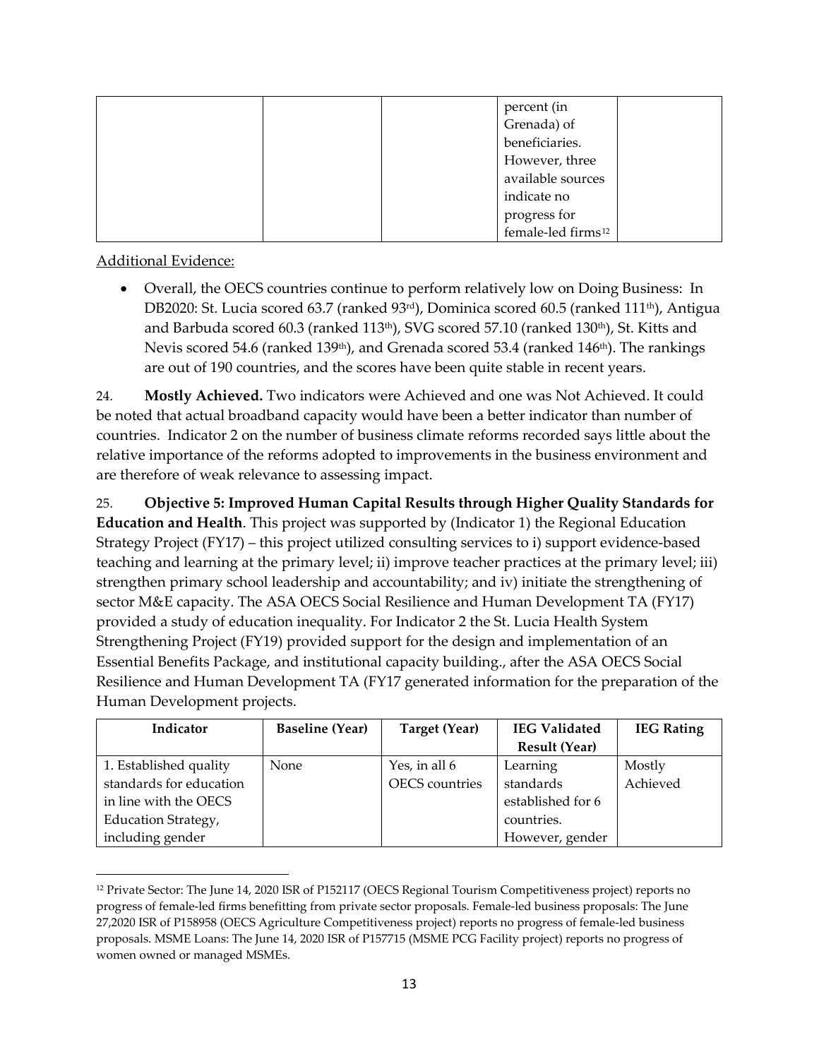| | | | percent (in Grenada) of beneficiaries. However, three available sources indicate no progress for female-led firms[12] | |
|---|---|---|---|---|

Additional Evidence:

- Overall, the OECS countries continue to perform relatively low on Doing Business: In DB2020: St. Lucia scored 63.7 (ranked 93rd), Dominica scored 60.5 (ranked 111th), Antigua and Barbuda scored 60.3 (ranked 113th), SVG scored 57.10 (ranked 130th), St. Kitts and Nevis scored 54.6 (ranked 139th), and Grenada scored 53.4 (ranked 146th). The rankings are out of 190 countries, and the scores have been quite stable in recent years.

24. **Mostly Achieved.** Two indicators were Achieved and one was Not Achieved. It could be noted that actual broadband capacity would have been a better indicator than number of countries. Indicator 2 on the number of business climate reforms recorded says little about the relative importance of the reforms adopted to improvements in the business environment and are therefore of weak relevance to assessing impact.

25. **Objective 5: Improved Human Capital Results through Higher Quality Standards for Education and Health**. This project was supported by (Indicator 1) the Regional Education Strategy Project (FY17) – this project utilized consulting services to i) support evidence-based teaching and learning at the primary level; ii) improve teacher practices at the primary level; iii) strengthen primary school leadership and accountability; and iv) initiate the strengthening of sector M&E capacity. The ASA OECS Social Resilience and Human Development TA (FY17) provided a study of education inequality. For Indicator 2 the St. Lucia Health System Strengthening Project (FY19) provided support for the design and implementation of an Essential Benefits Package, and institutional capacity building., after the ASA OECS Social Resilience and Human Development TA (FY17 generated information for the preparation of the Human Development projects.

| Indicator | Baseline (Year) | Target (Year) | IEG Validated Result (Year) | IEG Rating |
|---|---|---|---|---|
| 1. Established quality standards for education in line with the OECS Education Strategy, including gender | None | Yes, in all 6 OECS countries | Learning standards established for 6 countries. However, gender | Mostly Achieved |

[12] Private Sector: The June 14, 2020 ISR of P152117 (OECS Regional Tourism Competitiveness project) reports no progress of female-led firms benefitting from private sector proposals. Female-led business proposals: The June 27,2020 ISR of P158958 (OECS Agriculture Competitiveness project) reports no progress of female-led business proposals. MSME Loans: The June 14, 2020 ISR of P157715 (MSME PCG Facility project) reports no progress of women owned or managed MSMEs.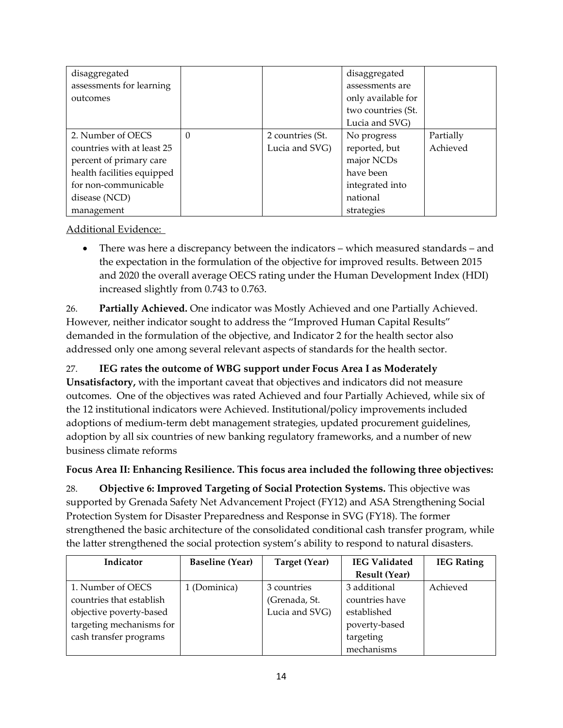| | | | | |
|---|---|---|---|---|
| disaggregated assessments for learning outcomes | | | disaggregated assessments are only available for two countries (St. Lucia and SVG) | |
| 2. Number of OECS countries with at least 25 percent of primary care health facilities equipped for non-communicable disease (NCD) management | 0 | 2 countries (St. Lucia and SVG) | No progress reported, but major NCDs have been integrated into national strategies | Partially Achieved |

Additional Evidence:

- There was here a discrepancy between the indicators – which measured standards – and the expectation in the formulation of the objective for improved results. Between 2015 and 2020 the overall average OECS rating under the Human Development Index (HDI) increased slightly from 0.743 to 0.763.

26. **Partially Achieved.** One indicator was Mostly Achieved and one Partially Achieved. However, neither indicator sought to address the "Improved Human Capital Results" demanded in the formulation of the objective, and Indicator 2 for the health sector also addressed only one among several relevant aspects of standards for the health sector.

27. **IEG rates the outcome of WBG support under Focus Area I as Moderately Unsatisfactory,** with the important caveat that objectives and indicators did not measure outcomes. One of the objectives was rated Achieved and four Partially Achieved, while six of the 12 institutional indicators were Achieved. Institutional/policy improvements included adoptions of medium-term debt management strategies, updated procurement guidelines, adoption by all six countries of new banking regulatory frameworks, and a number of new business climate reforms

**Focus Area II: Enhancing Resilience. This focus area included the following three objectives:**

28. **Objective 6: Improved Targeting of Social Protection Systems.** This objective was supported by Grenada Safety Net Advancement Project (FY12) and ASA Strengthening Social Protection System for Disaster Preparedness and Response in SVG (FY18). The former strengthened the basic architecture of the consolidated conditional cash transfer program, while the latter strengthened the social protection system's ability to respond to natural disasters.

| Indicator | Baseline (Year) | Target (Year) | IEG Validated Result (Year) | IEG Rating |
|---|---|---|---|---|
| 1. Number of OECS countries that establish objective poverty-based targeting mechanisms for cash transfer programs | 1 (Dominica) | 3 countries (Grenada, St. Lucia and SVG) | 3 additional countries have established poverty-based targeting mechanisms | Achieved |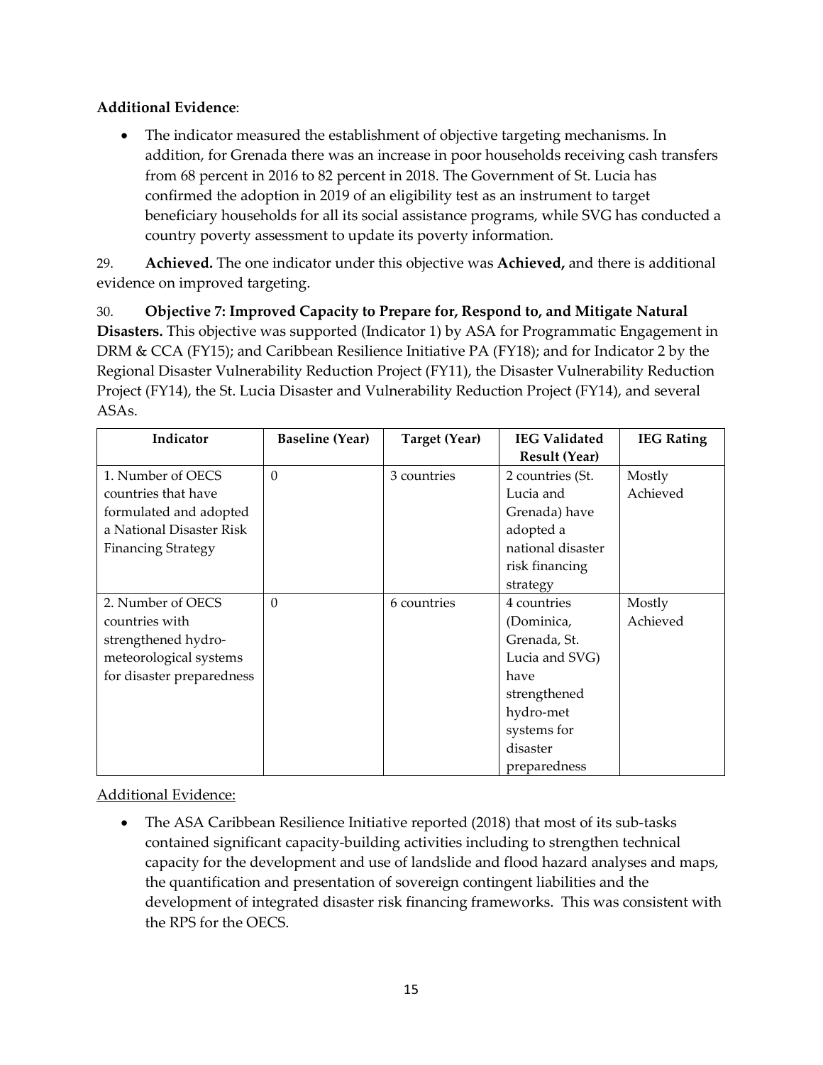**Additional Evidence**:

- The indicator measured the establishment of objective targeting mechanisms. In addition, for Grenada there was an increase in poor households receiving cash transfers from 68 percent in 2016 to 82 percent in 2018. The Government of St. Lucia has confirmed the adoption in 2019 of an eligibility test as an instrument to target beneficiary households for all its social assistance programs, while SVG has conducted a country poverty assessment to update its poverty information.

29. **Achieved.** The one indicator under this objective was **Achieved,** and there is additional evidence on improved targeting.

30. **Objective 7: Improved Capacity to Prepare for, Respond to, and Mitigate Natural Disasters.** This objective was supported (Indicator 1) by ASA for Programmatic Engagement in DRM & CCA (FY15); and Caribbean Resilience Initiative PA (FY18); and for Indicator 2 by the Regional Disaster Vulnerability Reduction Project (FY11), the Disaster Vulnerability Reduction Project (FY14), the St. Lucia Disaster and Vulnerability Reduction Project (FY14), and several ASAs.

| Indicator | Baseline (Year) | Target (Year) | IEG Validated Result (Year) | IEG Rating |
|---|---|---|---|---|
| 1. Number of OECS countries that have formulated and adopted a National Disaster Risk Financing Strategy | 0 | 3 countries | 2 countries (St. Lucia and Grenada) have adopted a national disaster risk financing strategy | Mostly Achieved |
| 2. Number of OECS countries with strengthened hydro-meteorological systems for disaster preparedness | 0 | 6 countries | 4 countries (Dominica, Grenada, St. Lucia and SVG) have strengthened hydro-met systems for disaster preparedness | Mostly Achieved |

Additional Evidence:

- The ASA Caribbean Resilience Initiative reported (2018) that most of its sub-tasks contained significant capacity-building activities including to strengthen technical capacity for the development and use of landslide and flood hazard analyses and maps, the quantification and presentation of sovereign contingent liabilities and the development of integrated disaster risk financing frameworks. This was consistent with the RPS for the OECS.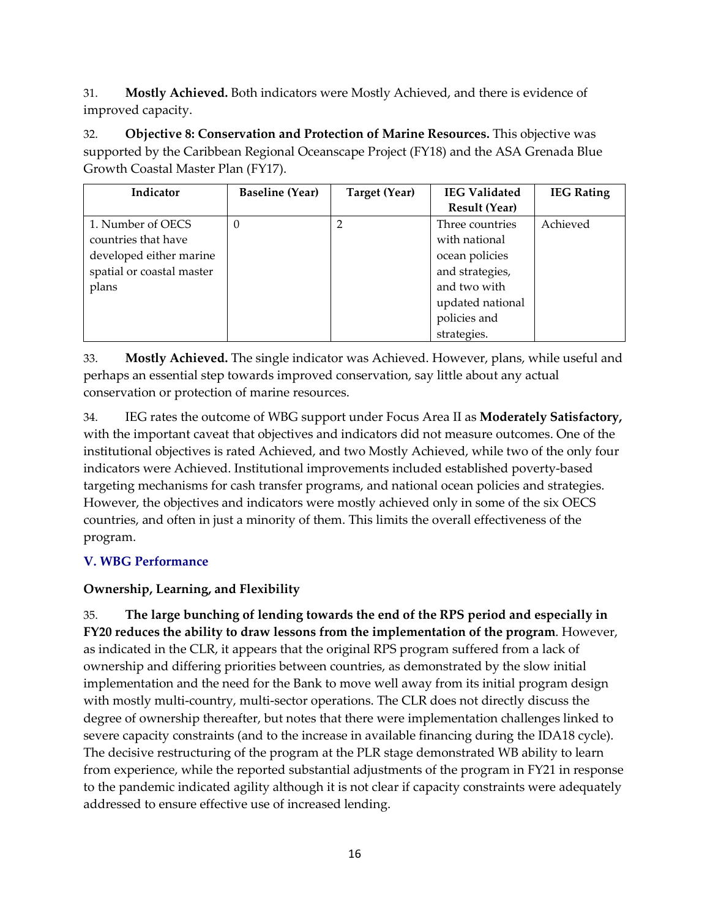31. **Mostly Achieved.** Both indicators were Mostly Achieved, and there is evidence of improved capacity.

32. **Objective 8: Conservation and Protection of Marine Resources.** This objective was supported by the Caribbean Regional Oceanscape Project (FY18) and the ASA Grenada Blue Growth Coastal Master Plan (FY17).

| Indicator | Baseline (Year) | Target (Year) | IEG Validated Result (Year) | IEG Rating |
|---|---|---|---|---|
| 1. Number of OECS countries that have developed either marine spatial or coastal master plans | 0 | 2 | Three countries with national ocean policies and strategies, and two with updated national policies and strategies. | Achieved |

33. **Mostly Achieved.** The single indicator was Achieved. However, plans, while useful and perhaps an essential step towards improved conservation, say little about any actual conservation or protection of marine resources.

34. IEG rates the outcome of WBG support under Focus Area II as **Moderately Satisfactory,** with the important caveat that objectives and indicators did not measure outcomes. One of the institutional objectives is rated Achieved, and two Mostly Achieved, while two of the only four indicators were Achieved. Institutional improvements included established poverty-based targeting mechanisms for cash transfer programs, and national ocean policies and strategies. However, the objectives and indicators were mostly achieved only in some of the six OECS countries, and often in just a minority of them. This limits the overall effectiveness of the program.

## V. WBG Performance

### Ownership, Learning, and Flexibility

35. **The large bunching of lending towards the end of the RPS period and especially in FY20 reduces the ability to draw lessons from the implementation of the program**. However, as indicated in the CLR, it appears that the original RPS program suffered from a lack of ownership and differing priorities between countries, as demonstrated by the slow initial implementation and the need for the Bank to move well away from its initial program design with mostly multi-country, multi-sector operations. The CLR does not directly discuss the degree of ownership thereafter, but notes that there were implementation challenges linked to severe capacity constraints (and to the increase in available financing during the IDA18 cycle). The decisive restructuring of the program at the PLR stage demonstrated WB ability to learn from experience, while the reported substantial adjustments of the program in FY21 in response to the pandemic indicated agility although it is not clear if capacity constraints were adequately addressed to ensure effective use of increased lending.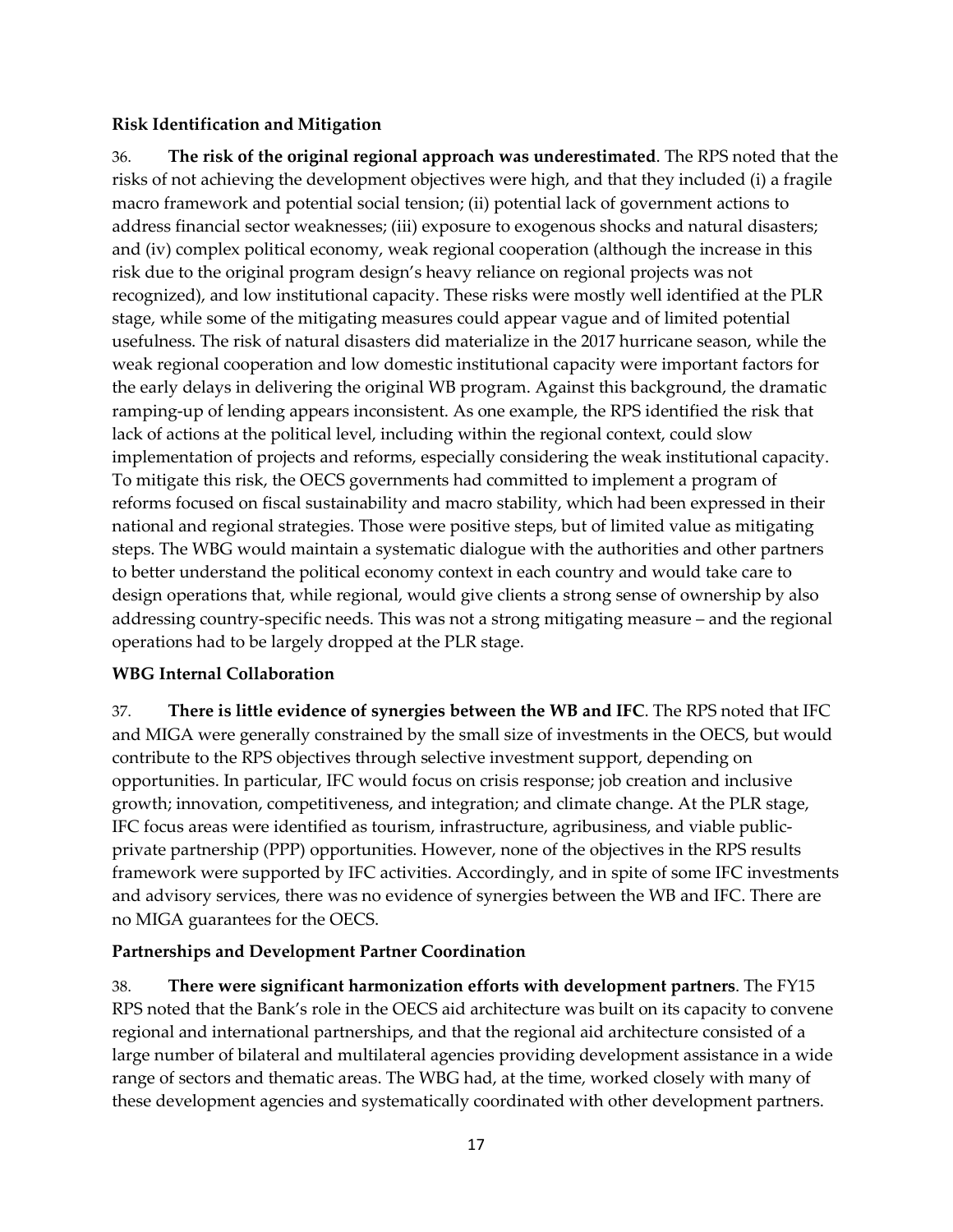**Risk Identification and Mitigation**

36. **The risk of the original regional approach was underestimated**. The RPS noted that the risks of not achieving the development objectives were high, and that they included (i) a fragile macro framework and potential social tension; (ii) potential lack of government actions to address financial sector weaknesses; (iii) exposure to exogenous shocks and natural disasters; and (iv) complex political economy, weak regional cooperation (although the increase in this risk due to the original program design's heavy reliance on regional projects was not recognized), and low institutional capacity. These risks were mostly well identified at the PLR stage, while some of the mitigating measures could appear vague and of limited potential usefulness. The risk of natural disasters did materialize in the 2017 hurricane season, while the weak regional cooperation and low domestic institutional capacity were important factors for the early delays in delivering the original WB program. Against this background, the dramatic ramping-up of lending appears inconsistent. As one example, the RPS identified the risk that lack of actions at the political level, including within the regional context, could slow implementation of projects and reforms, especially considering the weak institutional capacity. To mitigate this risk, the OECS governments had committed to implement a program of reforms focused on fiscal sustainability and macro stability, which had been expressed in their national and regional strategies. Those were positive steps, but of limited value as mitigating steps. The WBG would maintain a systematic dialogue with the authorities and other partners to better understand the political economy context in each country and would take care to design operations that, while regional, would give clients a strong sense of ownership by also addressing country-specific needs. This was not a strong mitigating measure – and the regional operations had to be largely dropped at the PLR stage.

**WBG Internal Collaboration**

37. **There is little evidence of synergies between the WB and IFC**. The RPS noted that IFC and MIGA were generally constrained by the small size of investments in the OECS, but would contribute to the RPS objectives through selective investment support, depending on opportunities. In particular, IFC would focus on crisis response; job creation and inclusive growth; innovation, competitiveness, and integration; and climate change. At the PLR stage, IFC focus areas were identified as tourism, infrastructure, agribusiness, and viable public-private partnership (PPP) opportunities. However, none of the objectives in the RPS results framework were supported by IFC activities. Accordingly, and in spite of some IFC investments and advisory services, there was no evidence of synergies between the WB and IFC. There are no MIGA guarantees for the OECS.

**Partnerships and Development Partner Coordination**

38. **There were significant harmonization efforts with development partners**. The FY15 RPS noted that the Bank's role in the OECS aid architecture was built on its capacity to convene regional and international partnerships, and that the regional aid architecture consisted of a large number of bilateral and multilateral agencies providing development assistance in a wide range of sectors and thematic areas. The WBG had, at the time, worked closely with many of these development agencies and systematically coordinated with other development partners.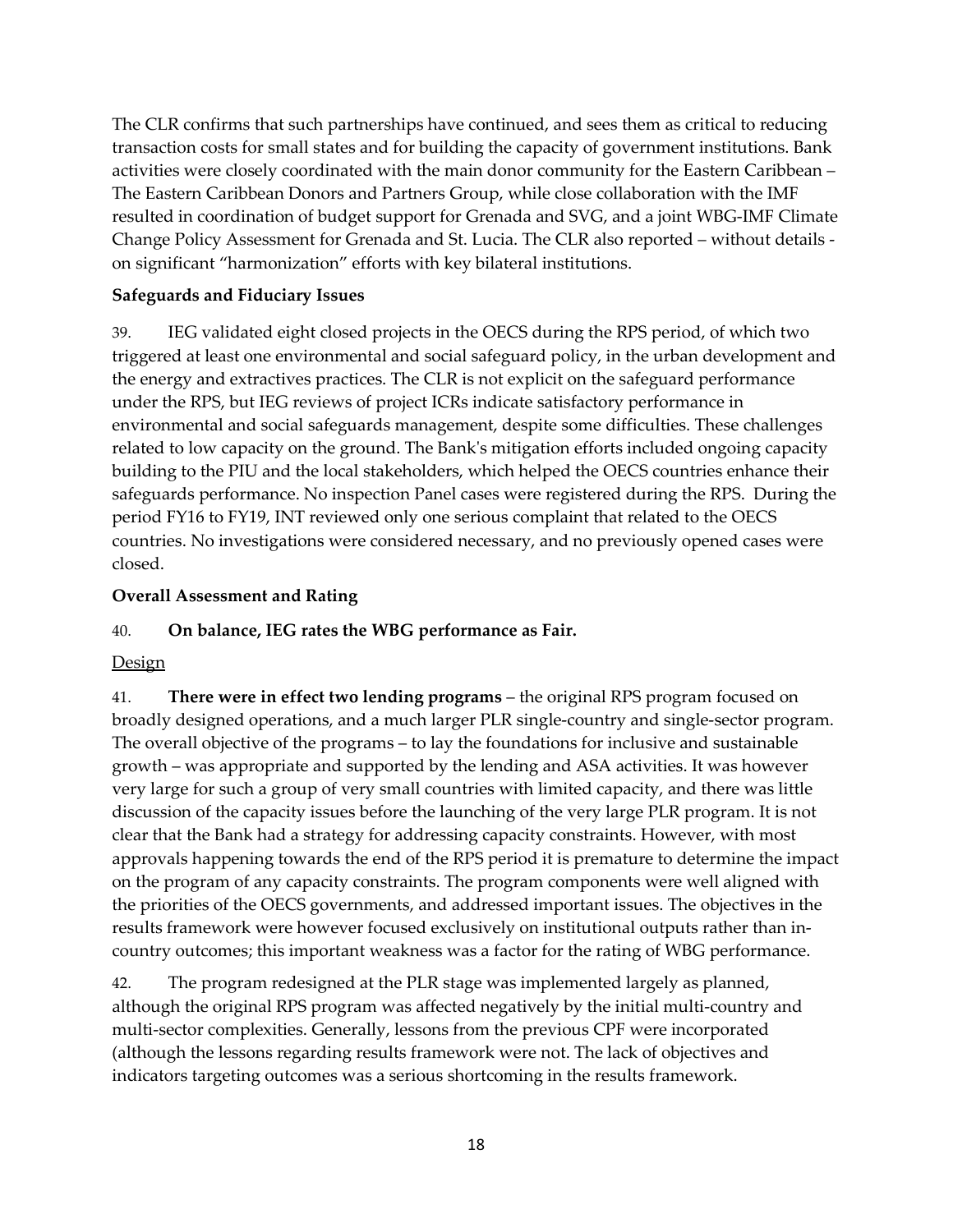The CLR confirms that such partnerships have continued, and sees them as critical to reducing transaction costs for small states and for building the capacity of government institutions. Bank activities were closely coordinated with the main donor community for the Eastern Caribbean – The Eastern Caribbean Donors and Partners Group, while close collaboration with the IMF resulted in coordination of budget support for Grenada and SVG, and a joint WBG-IMF Climate Change Policy Assessment for Grenada and St. Lucia. The CLR also reported – without details - on significant "harmonization" efforts with key bilateral institutions.

### Safeguards and Fiduciary Issues

39. IEG validated eight closed projects in the OECS during the RPS period, of which two triggered at least one environmental and social safeguard policy, in the urban development and the energy and extractives practices. The CLR is not explicit on the safeguard performance under the RPS, but IEG reviews of project ICRs indicate satisfactory performance in environmental and social safeguards management, despite some difficulties. These challenges related to low capacity on the ground. The Bank's mitigation efforts included ongoing capacity building to the PIU and the local stakeholders, which helped the OECS countries enhance their safeguards performance. No inspection Panel cases were registered during the RPS. During the period FY16 to FY19, INT reviewed only one serious complaint that related to the OECS countries. No investigations were considered necessary, and no previously opened cases were closed.

### Overall Assessment and Rating

40. **On balance, IEG rates the WBG performance as Fair.**

<u>Design</u>

41. **There were in effect two lending programs** – the original RPS program focused on broadly designed operations, and a much larger PLR single-country and single-sector program. The overall objective of the programs – to lay the foundations for inclusive and sustainable growth – was appropriate and supported by the lending and ASA activities. It was however very large for such a group of very small countries with limited capacity, and there was little discussion of the capacity issues before the launching of the very large PLR program. It is not clear that the Bank had a strategy for addressing capacity constraints. However, with most approvals happening towards the end of the RPS period it is premature to determine the impact on the program of any capacity constraints. The program components were well aligned with the priorities of the OECS governments, and addressed important issues. The objectives in the results framework were however focused exclusively on institutional outputs rather than in-country outcomes; this important weakness was a factor for the rating of WBG performance.

42. The program redesigned at the PLR stage was implemented largely as planned, although the original RPS program was affected negatively by the initial multi-country and multi-sector complexities. Generally, lessons from the previous CPF were incorporated (although the lessons regarding results framework were not. The lack of objectives and indicators targeting outcomes was a serious shortcoming in the results framework.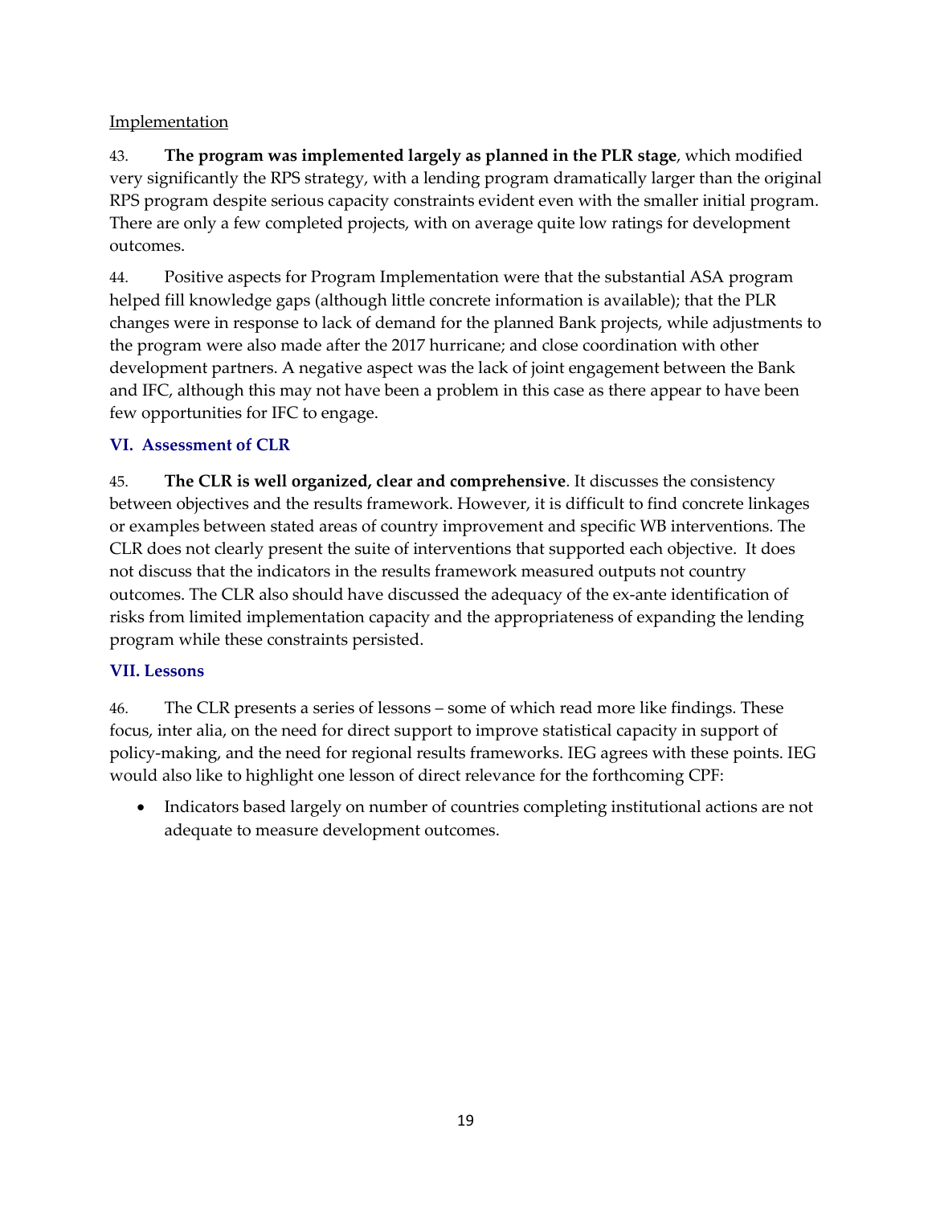Implementation

43. **The program was implemented largely as planned in the PLR stage**, which modified very significantly the RPS strategy, with a lending program dramatically larger than the original RPS program despite serious capacity constraints evident even with the smaller initial program. There are only a few completed projects, with on average quite low ratings for development outcomes.

44. Positive aspects for Program Implementation were that the substantial ASA program helped fill knowledge gaps (although little concrete information is available); that the PLR changes were in response to lack of demand for the planned Bank projects, while adjustments to the program were also made after the 2017 hurricane; and close coordination with other development partners. A negative aspect was the lack of joint engagement between the Bank and IFC, although this may not have been a problem in this case as there appear to have been few opportunities for IFC to engage.

## VI. Assessment of CLR

45. **The CLR is well organized, clear and comprehensive**. It discusses the consistency between objectives and the results framework. However, it is difficult to find concrete linkages or examples between stated areas of country improvement and specific WB interventions. The CLR does not clearly present the suite of interventions that supported each objective. It does not discuss that the indicators in the results framework measured outputs not country outcomes. The CLR also should have discussed the adequacy of the ex-ante identification of risks from limited implementation capacity and the appropriateness of expanding the lending program while these constraints persisted.

## VII. Lessons

46. The CLR presents a series of lessons – some of which read more like findings. These focus, inter alia, on the need for direct support to improve statistical capacity in support of policy-making, and the need for regional results frameworks. IEG agrees with these points. IEG would also like to highlight one lesson of direct relevance for the forthcoming CPF:

- Indicators based largely on number of countries completing institutional actions are not adequate to measure development outcomes.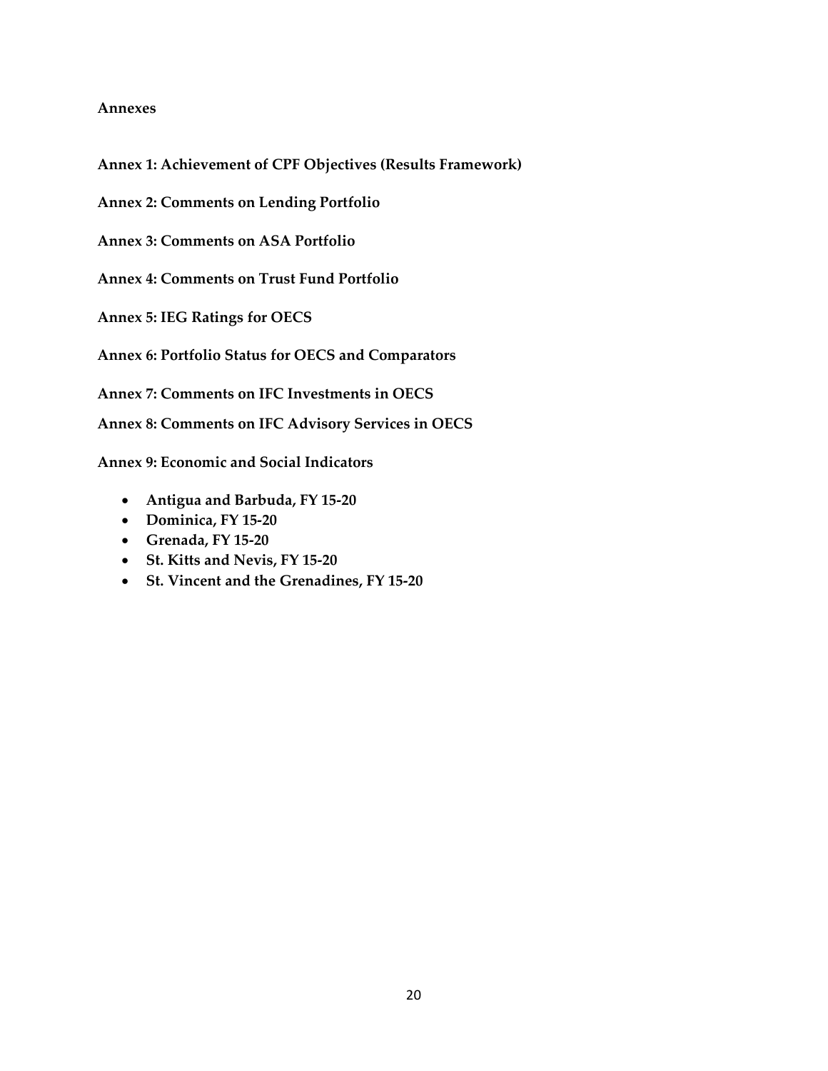## Annexes

**Annex 1: Achievement of CPF Objectives (Results Framework)**

**Annex 2: Comments on Lending Portfolio**

**Annex 3: Comments on ASA Portfolio**

**Annex 4: Comments on Trust Fund Portfolio**

**Annex 5: IEG Ratings for OECS**

**Annex 6: Portfolio Status for OECS and Comparators**

**Annex 7: Comments on IFC Investments in OECS**

**Annex 8: Comments on IFC Advisory Services in OECS**

**Annex 9: Economic and Social Indicators**

- **Antigua and Barbuda, FY 15-20**
- **Dominica, FY 15-20**
- **Grenada, FY 15-20**
- **St. Kitts and Nevis, FY 15-20**
- **St. Vincent and the Grenadines, FY 15-20**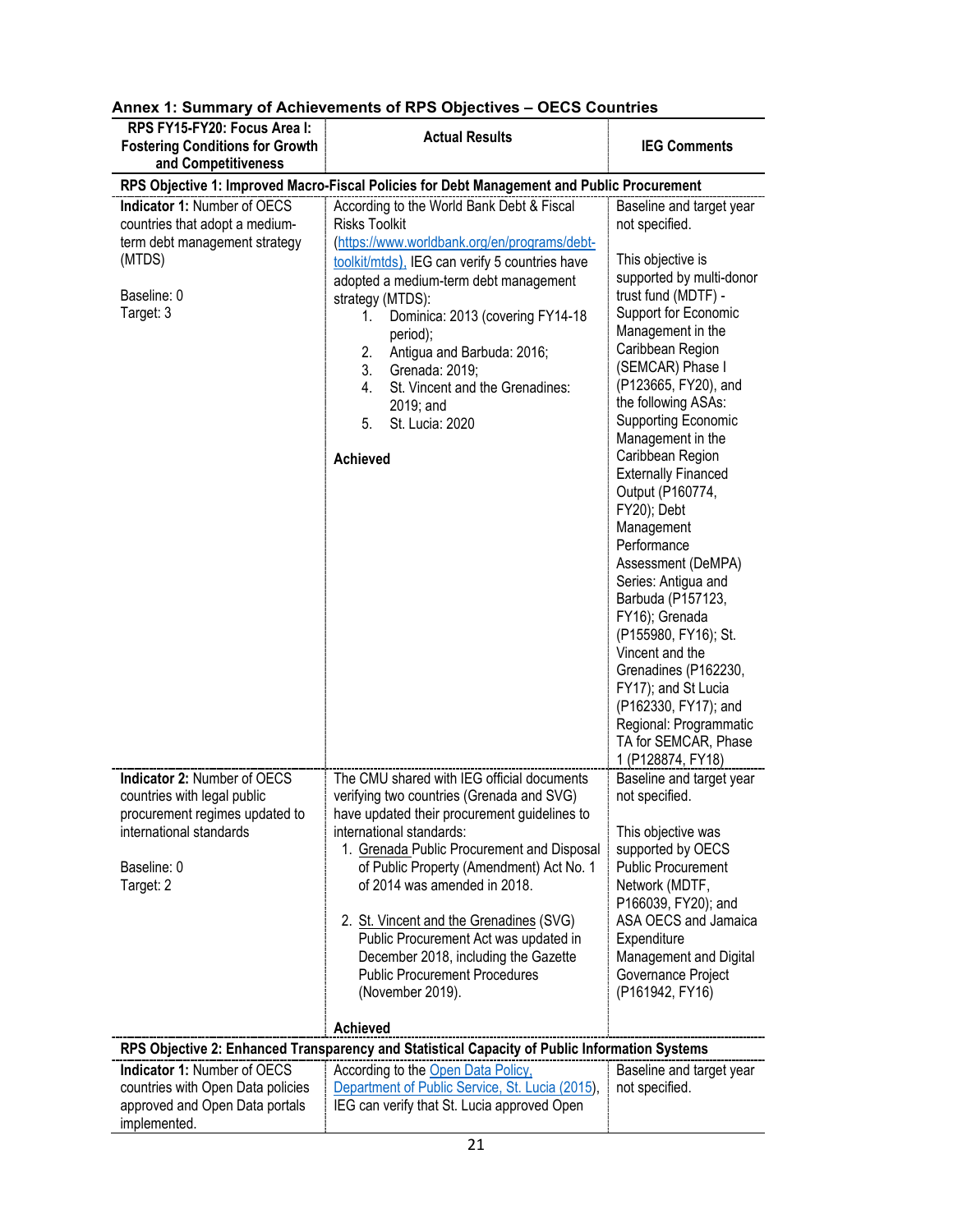### Annex 1: Summary of Achievements of RPS Objectives – OECS Countries

| RPS FY15-FY20: Focus Area I: Fostering Conditions for Growth and Competitiveness | Actual Results | IEG Comments |
|---|---|---|
| **RPS Objective 1: Improved Macro-Fiscal Policies for Debt Management and Public Procurement** | | |
| **Indicator 1:** Number of OECS countries that adopt a medium-term debt management strategy (MTDS)<br><br>Baseline: 0<br>Target: 3 | According to the World Bank Debt & Fiscal Risks Toolkit (https://www.worldbank.org/en/programs/debt-toolkit/mtds), IEG can verify 5 countries have adopted a medium-term debt management strategy (MTDS):<br>1. Dominica: 2013 (covering FY14-18 period);<br>2. Antigua and Barbuda: 2016;<br>3. Grenada: 2019;<br>4. St. Vincent and the Grenadines: 2019; and<br>5. St. Lucia: 2020<br><br>**Achieved** | Baseline and target year not specified.<br><br>This objective is supported by multi-donor trust fund (MDTF) - Support for Economic Management in the Caribbean Region (SEMCAR) Phase I (P123665, FY20), and the following ASAs: Supporting Economic Management in the Caribbean Region Externally Financed Output (P160774, FY20); Debt Management Performance Assessment (DeMPA) Series: Antigua and Barbuda (P157123, FY16); Grenada (P155980, FY16); St. Vincent and the Grenadines (P162230, FY17); and St Lucia (P162330, FY17); and Regional: Programmatic TA for SEMCAR, Phase 1 (P128874, FY18) |
| **Indicator 2:** Number of OECS countries with legal public procurement regimes updated to international standards<br><br>Baseline: 0<br>Target: 2 | The CMU shared with IEG official documents verifying two countries (Grenada and SVG) have updated their procurement guidelines to international standards:<br>1. Grenada Public Procurement and Disposal of Public Property (Amendment) Act No. 1 of 2014 was amended in 2018.<br>2. St. Vincent and the Grenadines (SVG) Public Procurement Act was updated in December 2018, including the Gazette Public Procurement Procedures (November 2019).<br><br>**Achieved** | Baseline and target year not specified.<br><br>This objective was supported by OECS Public Procurement Network (MDTF, P166039, FY20); and ASA OECS and Jamaica Expenditure Management and Digital Governance Project (P161942, FY16) |
| **RPS Objective 2: Enhanced Transparency and Statistical Capacity of Public Information Systems** | | |
| **Indicator 1:** Number of OECS countries with Open Data policies approved and Open Data portals implemented. | According to the Open Data Policy, Department of Public Service, St. Lucia (2015), IEG can verify that St. Lucia approved Open | Baseline and target year not specified. |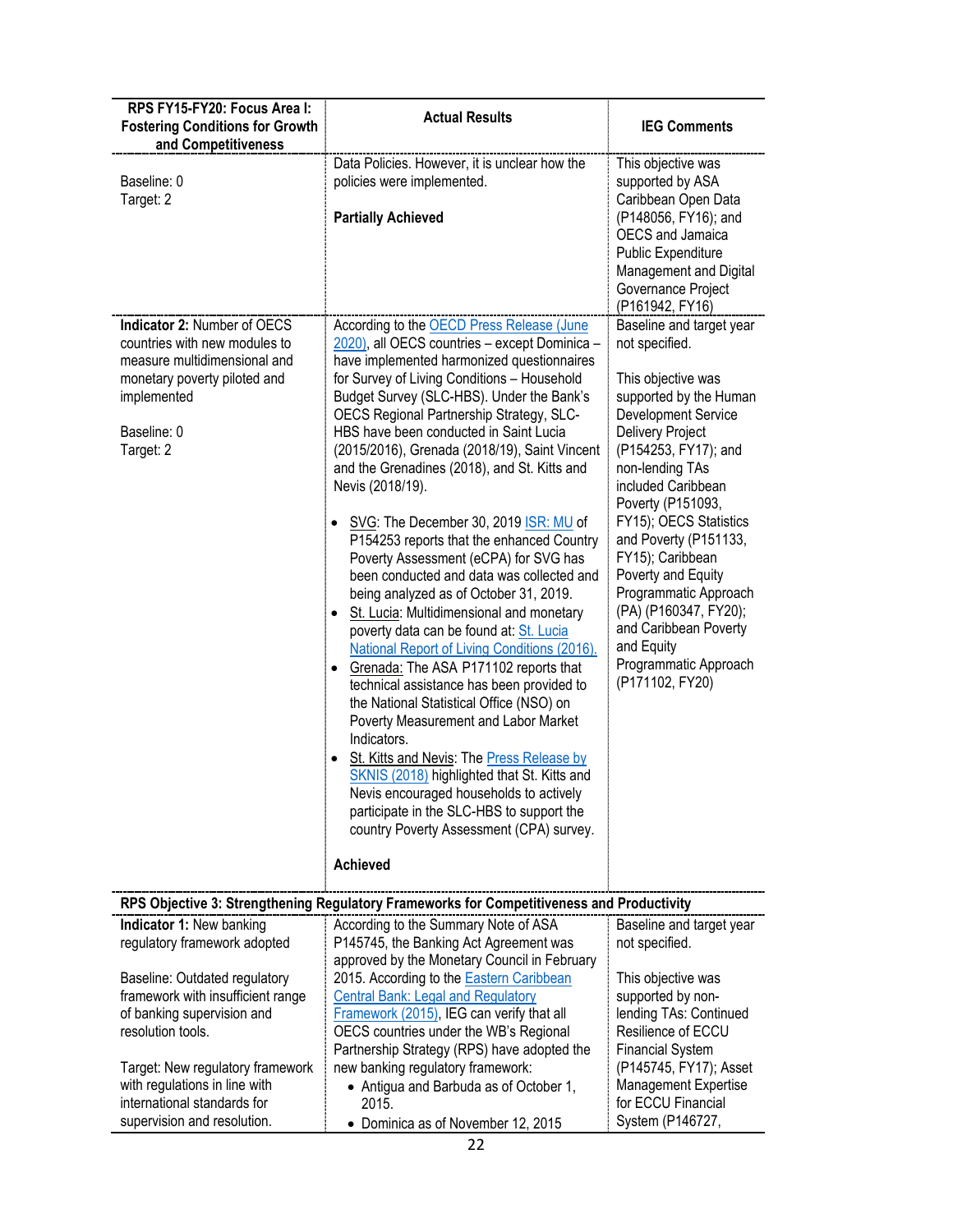| RPS FY15-FY20: Focus Area I: Fostering Conditions for Growth and Competitiveness | Actual Results | IEG Comments |
|---|---|---|
| Baseline: 0<br>Target: 2 | Data Policies. However, it is unclear how the policies were implemented.<br><br>**Partially Achieved** | This objective was supported by ASA Caribbean Open Data (P148056, FY16); and OECS and Jamaica Public Expenditure Management and Digital Governance Project (P161942, FY16) |
| **Indicator 2:** Number of OECS countries with new modules to measure multidimensional and monetary poverty piloted and implemented<br><br>Baseline: 0<br>Target: 2 | According to the OECD Press Release (June 2020), all OECS countries – except Dominica – have implemented harmonized questionnaires for Survey of Living Conditions – Household Budget Survey (SLC-HBS). Under the Bank's OECS Regional Partnership Strategy, SLC-HBS have been conducted in Saint Lucia (2015/2016), Grenada (2018/19), Saint Vincent and the Grenadines (2018), and St. Kitts and Nevis (2018/19).<br><br>• SVG: The December 30, 2019 ISR: MU of P154253 reports that the enhanced Country Poverty Assessment (eCPA) for SVG has been conducted and data was collected and being analyzed as of October 31, 2019.<br>• St. Lucia: Multidimensional and monetary poverty data can be found at: St. Lucia National Report of Living Conditions (2016).<br>• Grenada: The ASA P171102 reports that technical assistance has been provided to the National Statistical Office (NSO) on Poverty Measurement and Labor Market Indicators.<br>• St. Kitts and Nevis: The Press Release by SKNIS (2018) highlighted that St. Kitts and Nevis encouraged households to actively participate in the SLC-HBS to support the country Poverty Assessment (CPA) survey.<br><br>**Achieved** | Baseline and target year not specified.<br><br>This objective was supported by the Human Development Service Delivery Project (P154253, FY17); and non-lending TAs included Caribbean Poverty (P151093, FY15); OECS Statistics and Poverty (P151133, FY15); Caribbean Poverty and Equity Programmatic Approach (PA) (P160347, FY20); and Caribbean Poverty and Equity Programmatic Approach (P171102, FY20) |
| **RPS Objective 3: Strengthening Regulatory Frameworks for Competitiveness and Productivity** | | |
| **Indicator 1:** New banking regulatory framework adopted<br><br>Baseline: Outdated regulatory framework with insufficient range of banking supervision and resolution tools.<br><br>Target: New regulatory framework with regulations in line with international standards for supervision and resolution. | According to the Summary Note of ASA P145745, the Banking Act Agreement was approved by the Monetary Council in February 2015. According to the Eastern Caribbean Central Bank: Legal and Regulatory Framework (2015), IEG can verify that all OECS countries under the WB's Regional Partnership Strategy (RPS) have adopted the new banking regulatory framework:<br>• Antigua and Barbuda as of October 1, 2015.<br>• Dominica as of November 12, 2015 | Baseline and target year not specified.<br><br>This objective was supported by non-lending TAs: Continued Resilience of ECCU Financial System (P145745, FY17); Asset Management Expertise for ECCU Financial System (P146727, |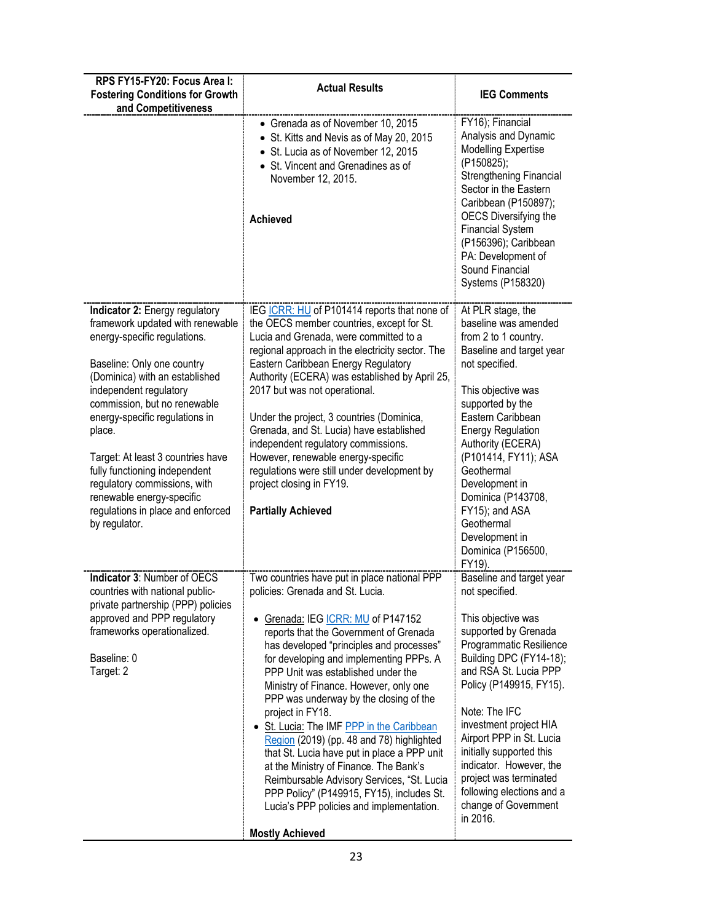| RPS FY15-FY20: Focus Area I: Fostering Conditions for Growth and Competitiveness | Actual Results | IEG Comments |
|---|---|---|
| | • Grenada as of November 10, 2015<br>• St. Kitts and Nevis as of May 20, 2015<br>• St. Lucia as of November 12, 2015<br>• St. Vincent and Grenadines as of November 12, 2015.<br><br>**Achieved** | FY16); Financial Analysis and Dynamic Modelling Expertise (P150825); Strengthening Financial Sector in the Eastern Caribbean (P150897); OECS Diversifying the Financial System (P156396); Caribbean PA: Development of Sound Financial Systems (P158320) |
| **Indicator 2:** Energy regulatory framework updated with renewable energy-specific regulations.<br><br>Baseline: Only one country (Dominica) with an established independent regulatory commission, but no renewable energy-specific regulations in place.<br><br>Target: At least 3 countries have fully functioning independent regulatory commissions, with renewable energy-specific regulations in place and enforced by regulator. | IEG ICRR: HU of P101414 reports that none of the OECS member countries, except for St. Lucia and Grenada, were committed to a regional approach in the electricity sector. The Eastern Caribbean Energy Regulatory Authority (ECERA) was established by April 25, 2017 but was not operational.<br><br>Under the project, 3 countries (Dominica, Grenada, and St. Lucia) have established independent regulatory commissions. However, renewable energy-specific regulations were still under development by project closing in FY19.<br><br>**Partially Achieved** | At PLR stage, the baseline was amended from 2 to 1 country. Baseline and target year not specified.<br><br>This objective was supported by the Eastern Caribbean Energy Regulation Authority (ECERA) (P101414, FY11); ASA Geothermal Development in Dominica (P143708, FY15); and ASA Geothermal Development in Dominica (P156500, FY19). |
| **Indicator 3**: Number of OECS countries with national public-private partnership (PPP) policies approved and PPP regulatory frameworks operationalized.<br><br>Baseline: 0<br>Target: 2 | Two countries have put in place national PPP policies: Grenada and St. Lucia.<br><br>• Grenada: IEG ICRR: MU of P147152 reports that the Government of Grenada has developed "principles and processes" for developing and implementing PPPs. A PPP Unit was established under the Ministry of Finance. However, only one PPP was underway by the closing of the project in FY18.<br>• St. Lucia: The IMF PPP in the Caribbean Region (2019) (pp. 48 and 78) highlighted that St. Lucia have put in place a PPP unit at the Ministry of Finance. The Bank's Reimbursable Advisory Services, "St. Lucia PPP Policy" (P149915, FY15), includes St. Lucia's PPP policies and implementation.<br><br>**Mostly Achieved** | Baseline and target year not specified.<br><br>This objective was supported by Grenada Programmatic Resilience Building DPC (FY14-18); and RSA St. Lucia PPP Policy (P149915, FY15).<br><br>Note: The IFC investment project HIA Airport PPP in St. Lucia initially supported this indicator. However, the project was terminated following elections and a change of Government in 2016. |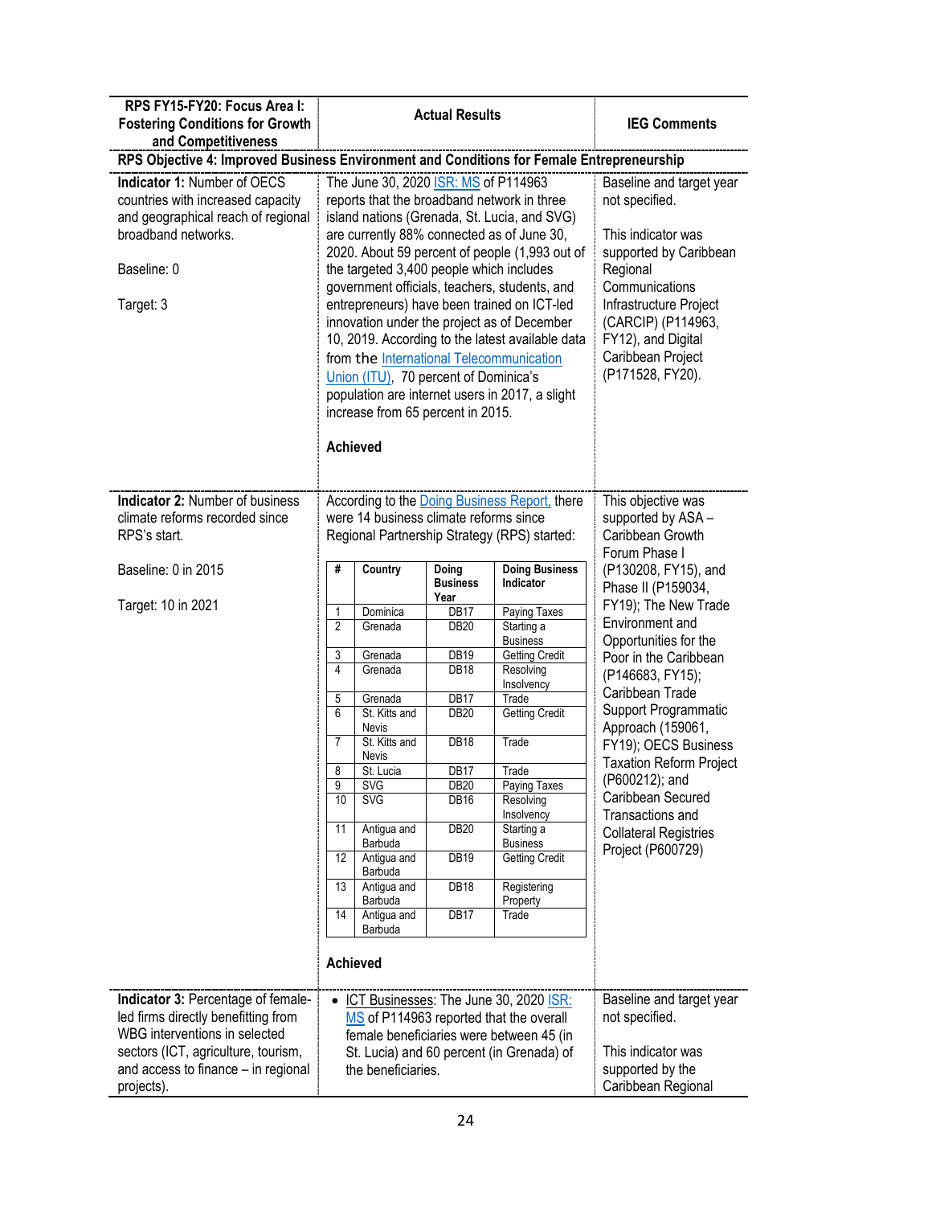| RPS FY15-FY20: Focus Area I: Fostering Conditions for Growth and Competitiveness | Actual Results | IEG Comments |
|---|---|---|
| **RPS Objective 4: Improved Business Environment and Conditions for Female Entrepreneurship** | | |
| **Indicator 1:** Number of OECS countries with increased capacity and geographical reach of regional broadband networks.<br><br>Baseline: 0<br><br>Target: 3 | The June 30, 2020 ISR: MS of P114963 reports that the broadband network in three island nations (Grenada, St. Lucia, and SVG) are currently 88% connected as of June 30, 2020. About 59 percent of people (1,993 out of the targeted 3,400 people which includes government officials, teachers, students, and entrepreneurs) have been trained on ICT-led innovation under the project as of December 10, 2019. According to the latest available data from the International Telecommunication Union (ITU), 70 percent of Dominica's population are internet users in 2017, a slight increase from 65 percent in 2015.<br><br>**Achieved** | Baseline and target year not specified.<br><br>This indicator was supported by Caribbean Regional Communications Infrastructure Project (CARCIP) (P114963, FY12), and Digital Caribbean Project (P171528, FY20). |
| **Indicator 2:** Number of business climate reforms recorded since RPS's start.<br><br>Baseline: 0 in 2015<br><br>Target: 10 in 2021 | According to the Doing Business Report, there were 14 business climate reforms since Regional Partnership Strategy (RPS) started:<br><br>(see table below)<br><br>**Achieved** | This objective was supported by ASA – Caribbean Growth Forum Phase I (P130208, FY15), and Phase II (P159034, FY19); The New Trade Environment and Opportunities for the Poor in the Caribbean (P146683, FY15); Caribbean Trade Support Programmatic Approach (159061, FY19); OECS Business Taxation Reform Project (P600212); and Caribbean Secured Transactions and Collateral Registries Project (P600729) |
| **Indicator 3:** Percentage of female-led firms directly benefitting from WBG interventions in selected sectors (ICT, agriculture, tourism, and access to finance – in regional projects). | • ICT Businesses: The June 30, 2020 ISR: MS of P114963 reported that the overall female beneficiaries were between 45 (in St. Lucia) and 60 percent (in Grenada) of the beneficiaries. | Baseline and target year not specified.<br><br>This indicator was supported by the Caribbean Regional |

| # | Country | Doing Business Year | Doing Business Indicator |
|---|---|---|---|
| 1 | Dominica | DB17 | Paying Taxes |
| 2 | Grenada | DB20 | Starting a Business |
| 3 | Grenada | DB19 | Getting Credit |
| 4 | Grenada | DB18 | Resolving Insolvency |
| 5 | Grenada | DB17 | Trade |
| 6 | St. Kitts and Nevis | DB20 | Getting Credit |
| 7 | St. Kitts and Nevis | DB18 | Trade |
| 8 | St. Lucia | DB17 | Trade |
| 9 | SVG | DB20 | Paying Taxes |
| 10 | SVG | DB16 | Resolving Insolvency |
| 11 | Antigua and Barbuda | DB20 | Starting a Business |
| 12 | Antigua and Barbuda | DB19 | Getting Credit |
| 13 | Antigua and Barbuda | DB18 | Registering Property |
| 14 | Antigua and Barbuda | DB17 | Trade |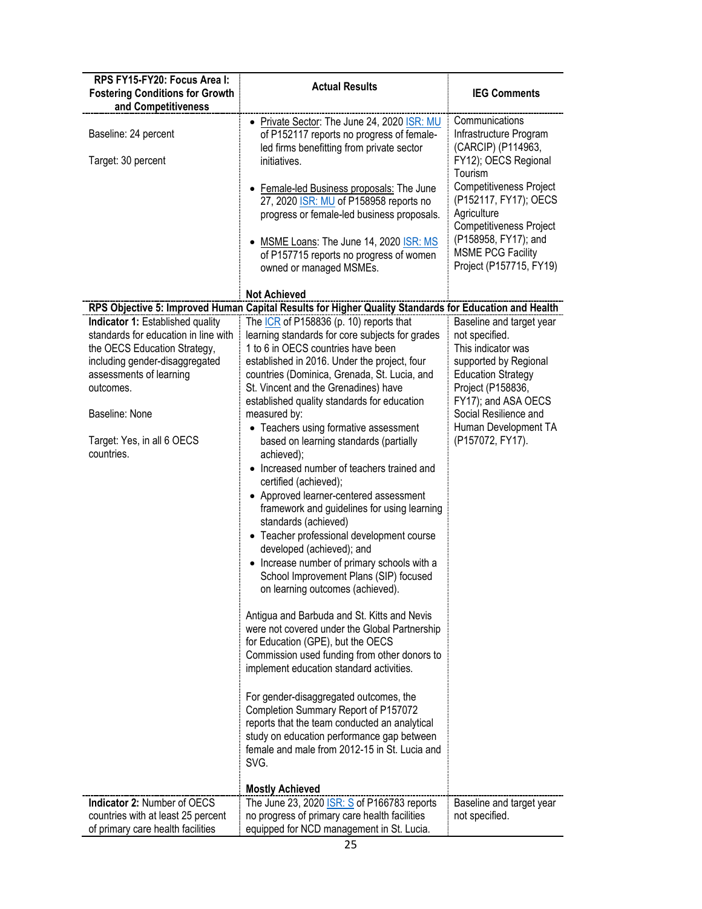| RPS FY15-FY20: Focus Area I: Fostering Conditions for Growth and Competitiveness | Actual Results | IEG Comments |
|---|---|---|
| Baseline: 24 percent<br><br>Target: 30 percent | • Private Sector: The June 24, 2020 ISR: MU of P152117 reports no progress of female-led firms benefitting from private sector initiatives.<br><br>• Female-led Business proposals: The June 27, 2020 ISR: MU of P158958 reports no progress or female-led business proposals.<br><br>• MSME Loans: The June 14, 2020 ISR: MS of P157715 reports no progress of women owned or managed MSMEs.<br><br>**Not Achieved** | Communications Infrastructure Program (CARCIP) (P114963, FY12); OECS Regional Tourism Competitiveness Project (P152117, FY17); OECS Agriculture Competitiveness Project (P158958, FY17); and MSME PCG Facility Project (P157715, FY19) |
| **RPS Objective 5: Improved Human Capital Results for Higher Quality Standards for Education and Health** | | |
| **Indicator 1:** Established quality standards for education in line with the OECS Education Strategy, including gender-disaggregated assessments of learning outcomes.<br><br>Baseline: None<br><br>Target: Yes, in all 6 OECS countries. | The ICR of P158836 (p. 10) reports that learning standards for core subjects for grades 1 to 6 in OECS countries have been established in 2016. Under the project, four countries (Dominica, Grenada, St. Lucia, and St. Vincent and the Grenadines) have established quality standards for education measured by:<br>• Teachers using formative assessment based on learning standards (partially achieved);<br>• Increased number of teachers trained and certified (achieved);<br>• Approved learner-centered assessment framework and guidelines for using learning standards (achieved)<br>• Teacher professional development course developed (achieved); and<br>• Increase number of primary schools with a School Improvement Plans (SIP) focused on learning outcomes (achieved).<br><br>Antigua and Barbuda and St. Kitts and Nevis were not covered under the Global Partnership for Education (GPE), but the OECS Commission used funding from other donors to implement education standard activities.<br><br>For gender-disaggregated outcomes, the Completion Summary Report of P157072 reports that the team conducted an analytical study on education performance gap between female and male from 2012-15 in St. Lucia and SVG.<br><br>**Mostly Achieved** | Baseline and target year not specified.<br>This indicator was supported by Regional Education Strategy Project (P158836, FY17); and ASA OECS Social Resilience and Human Development TA (P157072, FY17). |
| **Indicator 2:** Number of OECS countries with at least 25 percent of primary care health facilities | The June 23, 2020 ISR: S of P166783 reports no progress of primary care health facilities equipped for NCD management in St. Lucia. | Baseline and target year not specified. |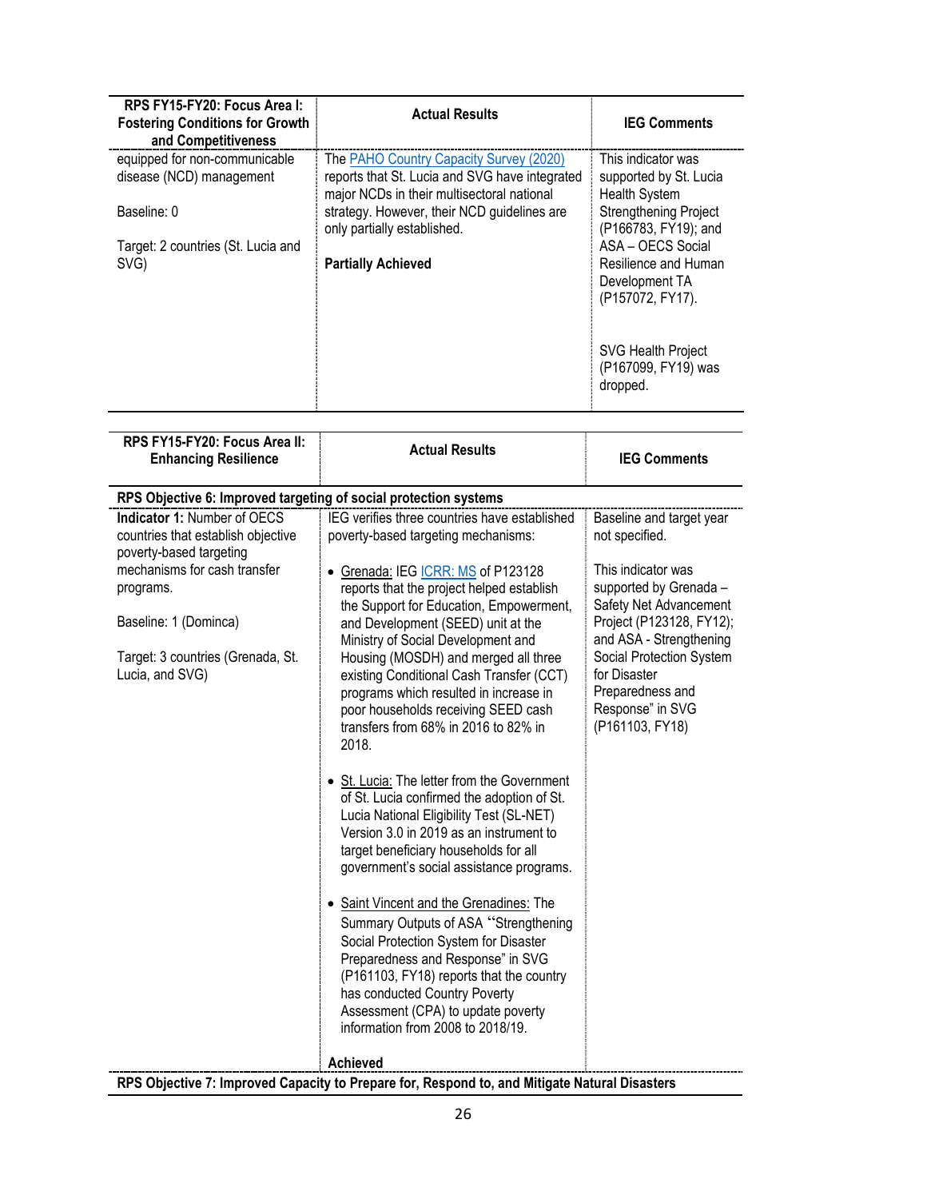| RPS FY15-FY20: Focus Area I: Fostering Conditions for Growth and Competitiveness | Actual Results | IEG Comments |
|---|---|---|
| equipped for non-communicable disease (NCD) management<br><br>Baseline: 0<br><br>Target: 2 countries (St. Lucia and SVG) | The PAHO Country Capacity Survey (2020) reports that St. Lucia and SVG have integrated major NCDs in their multisectoral national strategy. However, their NCD guidelines are only partially established.<br><br>**Partially Achieved** | This indicator was supported by St. Lucia Health System Strengthening Project (P166783, FY19); and ASA – OECS Social Resilience and Human Development TA (P157072, FY17).<br><br>SVG Health Project (P167099, FY19) was dropped. |

| RPS FY15-FY20: Focus Area II: Enhancing Resilience | Actual Results | IEG Comments |
|---|---|---|
| **RPS Objective 6: Improved targeting of social protection systems** | | |
| **Indicator 1:** Number of OECS countries that establish objective poverty-based targeting mechanisms for cash transfer programs.<br><br>Baseline: 1 (Dominca)<br><br>Target: 3 countries (Grenada, St. Lucia, and SVG) | IEG verifies three countries have established poverty-based targeting mechanisms:<br><br>• Grenada: IEG ICRR: MS of P123128 reports that the project helped establish the Support for Education, Empowerment, and Development (SEED) unit at the Ministry of Social Development and Housing (MOSDH) and merged all three existing Conditional Cash Transfer (CCT) programs which resulted in increase in poor households receiving SEED cash transfers from 68% in 2016 to 82% in 2018.<br><br>• St. Lucia: The letter from the Government of St. Lucia confirmed the adoption of St. Lucia National Eligibility Test (SL-NET) Version 3.0 in 2019 as an instrument to target beneficiary households for all government's social assistance programs.<br><br>• Saint Vincent and the Grenadines: The Summary Outputs of ASA "Strengthening Social Protection System for Disaster Preparedness and Response" in SVG (P161103, FY18) reports that the country has conducted Country Poverty Assessment (CPA) to update poverty information from 2008 to 2018/19.<br><br>**Achieved** | Baseline and target year not specified.<br><br>This indicator was supported by Grenada – Safety Net Advancement Project (P123128, FY12); and ASA - Strengthening Social Protection System for Disaster Preparedness and Response" in SVG (P161103, FY18) |
| **RPS Objective 7: Improved Capacity to Prepare for, Respond to, and Mitigate Natural Disasters** | | |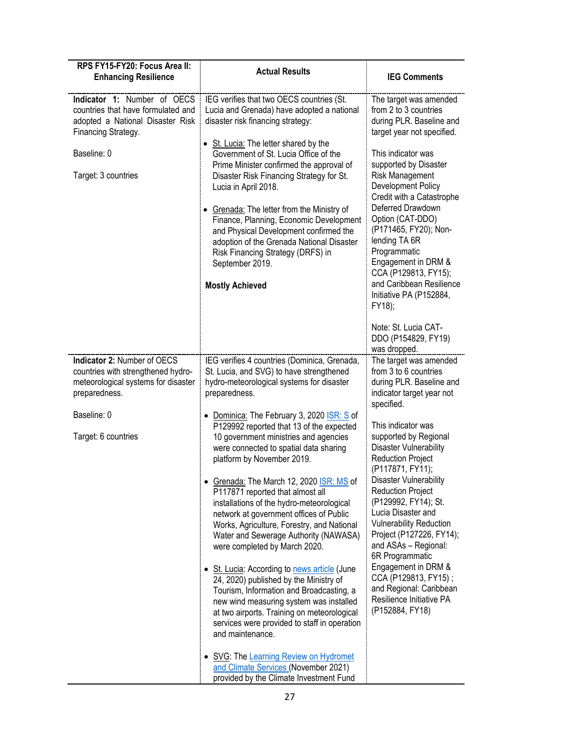| RPS FY15-FY20: Focus Area II: Enhancing Resilience | Actual Results | IEG Comments |
|---|---|---|
| **Indicator 1:** Number of OECS countries that have formulated and adopted a National Disaster Risk Financing Strategy.<br><br>Baseline: 0<br><br>Target: 3 countries | IEG verifies that two OECS countries (St. Lucia and Grenada) have adopted a national disaster risk financing strategy:<br><br>• St. Lucia: The letter shared by the Government of St. Lucia Office of the Prime Minister confirmed the approval of Disaster Risk Financing Strategy for St. Lucia in April 2018.<br><br>• Grenada: The letter from the Ministry of Finance, Planning, Economic Development and Physical Development confirmed the adoption of the Grenada National Disaster Risk Financing Strategy (DRFS) in September 2019.<br><br>**Mostly Achieved** | The target was amended from 2 to 3 countries during PLR. Baseline and target year not specified.<br><br>This indicator was supported by Disaster Risk Management Development Policy Credit with a Catastrophe Deferred Drawdown Option (CAT-DDO) (P171465, FY20); Non-lending TA 6R Programmatic Engagement in DRM & CCA (P129813, FY15); and Caribbean Resilience Initiative PA (P152884, FY18);<br><br>Note: St. Lucia CAT-DDO (P154829, FY19) was dropped. |
| **Indicator 2:** Number of OECS countries with strengthened hydro-meteorological systems for disaster preparedness.<br><br>Baseline: 0<br><br>Target: 6 countries | IEG verifies 4 countries (Dominica, Grenada, St. Lucia, and SVG) to have strengthened hydro-meteorological systems for disaster preparedness.<br><br>• Dominica: The February 3, 2020 ISR: S of P129992 reported that 13 of the expected 10 government ministries and agencies were connected to spatial data sharing platform by November 2019.<br><br>• Grenada: The March 12, 2020 ISR: MS of P117871 reported that almost all installations of the hydro-meteorological network at government offices of Public Works, Agriculture, Forestry, and National Water and Sewerage Authority (NAWASA) were completed by March 2020.<br><br>• St. Lucia: According to news article (June 24, 2020) published by the Ministry of Tourism, Information and Broadcasting, a new wind measuring system was installed at two airports. Training on meteorological services were provided to staff in operation and maintenance.<br><br>• SVG: The Learning Review on Hydromet and Climate Services (November 2021) provided by the Climate Investment Fund | The target was amended from 3 to 6 countries during PLR. Baseline and indicator target year not specified.<br><br>This indicator was supported by Regional Disaster Vulnerability Reduction Project (P117871, FY11); Disaster Vulnerability Reduction Project (P129992, FY14); St. Lucia Disaster and Vulnerability Reduction Project (P127226, FY14); and ASAs – Regional: 6R Programmatic Engagement in DRM & CCA (P129813, FY15) ; and Regional: Caribbean Resilience Initiative PA (P152884, FY18) |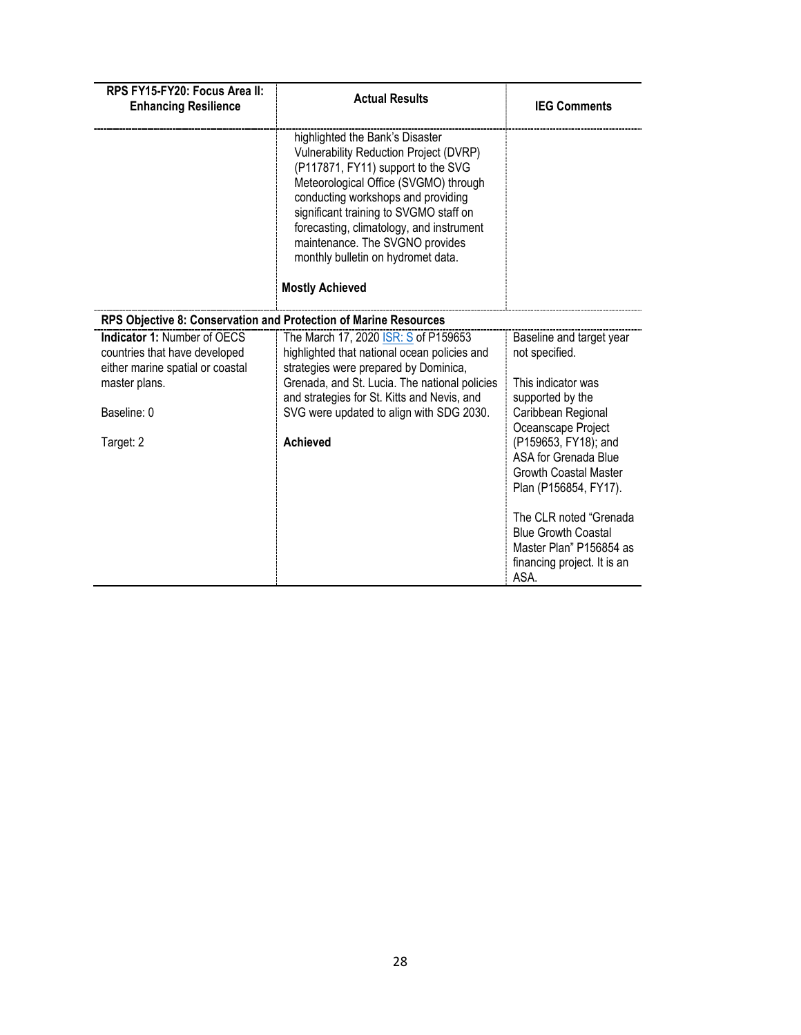| RPS FY15-FY20: Focus Area II: Enhancing Resilience | Actual Results | IEG Comments |
|---|---|---|
| | highlighted the Bank's Disaster Vulnerability Reduction Project (DVRP) (P117871, FY11) support to the SVG Meteorological Office (SVGMO) through conducting workshops and providing significant training to SVGMO staff on forecasting, climatology, and instrument maintenance. The SVGNO provides monthly bulletin on hydromet data.<br><br>**Mostly Achieved** | |
| **RPS Objective 8: Conservation and Protection of Marine Resources** | | |
| **Indicator 1:** Number of OECS countries that have developed either marine spatial or coastal master plans.<br><br>Baseline: 0<br><br>Target: 2 | The March 17, 2020 ISR: S of P159653 highlighted that national ocean policies and strategies were prepared by Dominica, Grenada, and St. Lucia. The national policies and strategies for St. Kitts and Nevis, and SVG were updated to align with SDG 2030.<br><br>**Achieved** | Baseline and target year not specified.<br><br>This indicator was supported by the Caribbean Regional Oceanscape Project (P159653, FY18); and ASA for Grenada Blue Growth Coastal Master Plan (P156854, FY17).<br><br>The CLR noted "Grenada Blue Growth Coastal Master Plan" P156854 as financing project. It is an ASA. |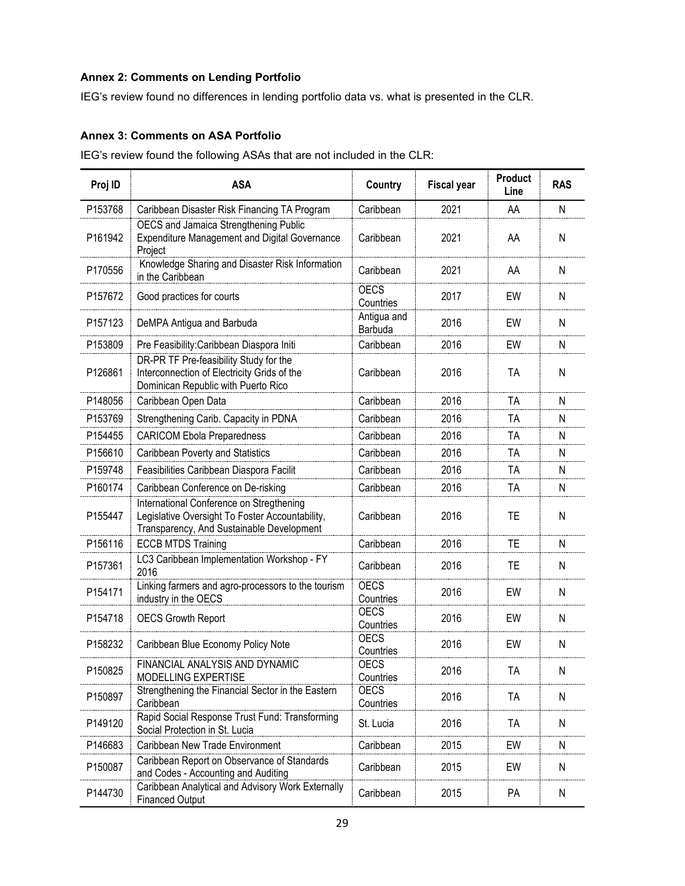**Annex 2: Comments on Lending Portfolio**

IEG's review found no differences in lending portfolio data vs. what is presented in the CLR.

**Annex 3: Comments on ASA Portfolio**

IEG's review found the following ASAs that are not included in the CLR:

| Proj ID | ASA | Country | Fiscal year | Product Line | RAS |
|---|---|---|---|---|---|
| P153768 | Caribbean Disaster Risk Financing TA Program | Caribbean | 2021 | AA | N |
| P161942 | OECS and Jamaica Strengthening Public Expenditure Management and Digital Governance Project | Caribbean | 2021 | AA | N |
| P170556 | Knowledge Sharing and Disaster Risk Information in the Caribbean | Caribbean | 2021 | AA | N |
| P157672 | Good practices for courts | OECS Countries | 2017 | EW | N |
| P157123 | DeMPA Antigua and Barbuda | Antigua and Barbuda | 2016 | EW | N |
| P153809 | Pre Feasibility:Caribbean Diaspora Initi | Caribbean | 2016 | EW | N |
| P126861 | DR-PR TF Pre-feasibility Study for the Interconnection of Electricity Grids of the Dominican Republic with Puerto Rico | Caribbean | 2016 | TA | N |
| P148056 | Caribbean Open Data | Caribbean | 2016 | TA | N |
| P153769 | Strengthening Carib. Capacity in PDNA | Caribbean | 2016 | TA | N |
| P154455 | CARICOM Ebola Preparedness | Caribbean | 2016 | TA | N |
| P156610 | Caribbean Poverty and Statistics | Caribbean | 2016 | TA | N |
| P159748 | Feasibilities Caribbean Diaspora Facilit | Caribbean | 2016 | TA | N |
| P160174 | Caribbean Conference on De-risking | Caribbean | 2016 | TA | N |
| P155447 | International Conference on Stregthening Legislative Oversight To Foster Accountability, Transparency, And Sustainable Development | Caribbean | 2016 | TE | N |
| P156116 | ECCB MTDS Training | Caribbean | 2016 | TE | N |
| P157361 | LC3 Caribbean Implementation Workshop - FY 2016 | Caribbean | 2016 | TE | N |
| P154171 | Linking farmers and agro-processors to the tourism industry in the OECS | OECS Countries | 2016 | EW | N |
| P154718 | OECS Growth Report | OECS Countries | 2016 | EW | N |
| P158232 | Caribbean Blue Economy Policy Note | OECS Countries | 2016 | EW | N |
| P150825 | FINANCIAL ANALYSIS AND DYNAMIC MODELLING EXPERTISE | OECS Countries | 2016 | TA | N |
| P150897 | Strengthening the Financial Sector in the Eastern Caribbean | OECS Countries | 2016 | TA | N |
| P149120 | Rapid Social Response Trust Fund: Transforming Social Protection in St. Lucia | St. Lucia | 2016 | TA | N |
| P146683 | Caribbean New Trade Environment | Caribbean | 2015 | EW | N |
| P150087 | Caribbean Report on Observance of Standards and Codes - Accounting and Auditing | Caribbean | 2015 | EW | N |
| P144730 | Caribbean Analytical and Advisory Work Externally Financed Output | Caribbean | 2015 | PA | N |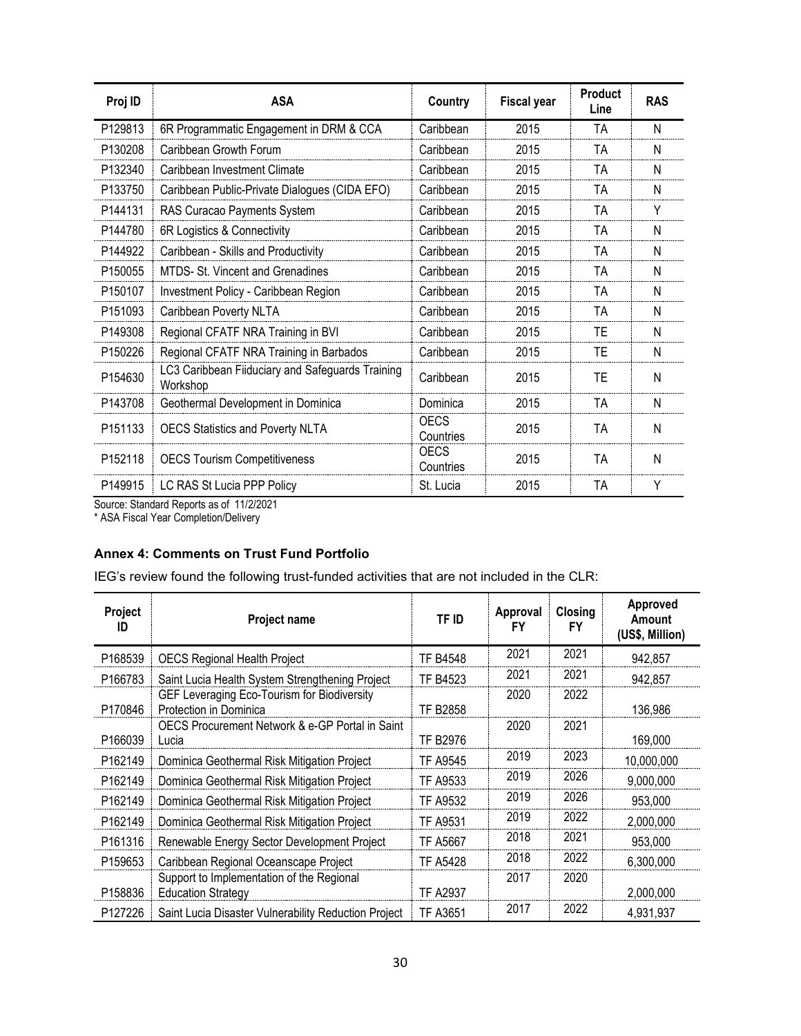| Proj ID | ASA | Country | Fiscal year | Product Line | RAS |
|---|---|---|---|---|---|
| P129813 | 6R Programmatic Engagement in DRM & CCA | Caribbean | 2015 | TA | N |
| P130208 | Caribbean Growth Forum | Caribbean | 2015 | TA | N |
| P132340 | Caribbean Investment Climate | Caribbean | 2015 | TA | N |
| P133750 | Caribbean Public-Private Dialogues (CIDA EFO) | Caribbean | 2015 | TA | N |
| P144131 | RAS Curacao Payments System | Caribbean | 2015 | TA | Y |
| P144780 | 6R Logistics & Connectivity | Caribbean | 2015 | TA | N |
| P144922 | Caribbean - Skills and Productivity | Caribbean | 2015 | TA | N |
| P150055 | MTDS- St. Vincent and Grenadines | Caribbean | 2015 | TA | N |
| P150107 | Investment Policy - Caribbean Region | Caribbean | 2015 | TA | N |
| P151093 | Caribbean Poverty NLTA | Caribbean | 2015 | TA | N |
| P149308 | Regional CFATF NRA Training in BVI | Caribbean | 2015 | TE | N |
| P150226 | Regional CFATF NRA Training in Barbados | Caribbean | 2015 | TE | N |
| P154630 | LC3 Caribbean Fiiduciary and Safeguards Training Workshop | Caribbean | 2015 | TE | N |
| P143708 | Geothermal Development in Dominica | Dominica | 2015 | TA | N |
| P151133 | OECS Statistics and Poverty NLTA | OECS Countries | 2015 | TA | N |
| P152118 | OECS Tourism Competitiveness | OECS Countries | 2015 | TA | N |
| P149915 | LC RAS St Lucia PPP Policy | St. Lucia | 2015 | TA | Y |

Source: Standard Reports as of 11/2/2021
* ASA Fiscal Year Completion/Delivery

### Annex 4: Comments on Trust Fund Portfolio

IEG's review found the following trust-funded activities that are not included in the CLR:

| Project ID | Project name | TF ID | Approval FY | Closing FY | Approved Amount (US$, Million) |
|---|---|---|---|---|---|
| P168539 | OECS Regional Health Project | TF B4548 | 2021 | 2021 | 942,857 |
| P166783 | Saint Lucia Health System Strengthening Project | TF B4523 | 2021 | 2021 | 942,857 |
| P170846 | GEF Leveraging Eco-Tourism for Biodiversity Protection in Dominica | TF B2858 | 2020 | 2022 | 136,986 |
| P166039 | OECS Procurement Network & e-GP Portal in Saint Lucia | TF B2976 | 2020 | 2021 | 169,000 |
| P162149 | Dominica Geothermal Risk Mitigation Project | TF A9545 | 2019 | 2023 | 10,000,000 |
| P162149 | Dominica Geothermal Risk Mitigation Project | TF A9533 | 2019 | 2026 | 9,000,000 |
| P162149 | Dominica Geothermal Risk Mitigation Project | TF A9532 | 2019 | 2026 | 953,000 |
| P162149 | Dominica Geothermal Risk Mitigation Project | TF A9531 | 2019 | 2022 | 2,000,000 |
| P161316 | Renewable Energy Sector Development Project | TF A5667 | 2018 | 2021 | 953,000 |
| P159653 | Caribbean Regional Oceanscape Project | TF A5428 | 2018 | 2022 | 6,300,000 |
| P158836 | Support to Implementation of the Regional Education Strategy | TF A2937 | 2017 | 2020 | 2,000,000 |
| P127226 | Saint Lucia Disaster Vulnerability Reduction Project | TF A3651 | 2017 | 2022 | 4,931,937 |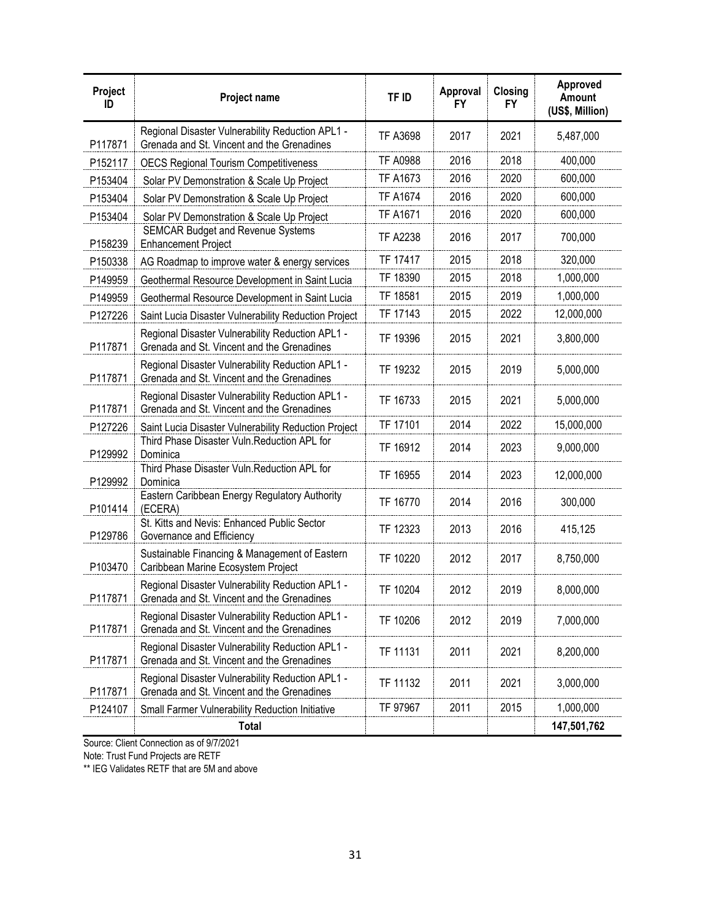| Project ID | Project name | TF ID | Approval FY | Closing FY | Approved Amount (US$, Million) |
|---|---|---|---|---|---|
| P117871 | Regional Disaster Vulnerability Reduction APL1 - Grenada and St. Vincent and the Grenadines | TF A3698 | 2017 | 2021 | 5,487,000 |
| P152117 | OECS Regional Tourism Competitiveness | TF A0988 | 2016 | 2018 | 400,000 |
| P153404 | Solar PV Demonstration & Scale Up Project | TF A1673 | 2016 | 2020 | 600,000 |
| P153404 | Solar PV Demonstration & Scale Up Project | TF A1674 | 2016 | 2020 | 600,000 |
| P153404 | Solar PV Demonstration & Scale Up Project | TF A1671 | 2016 | 2020 | 600,000 |
| P158239 | SEMCAR Budget and Revenue Systems Enhancement Project | TF A2238 | 2016 | 2017 | 700,000 |
| P150338 | AG Roadmap to improve water & energy services | TF 17417 | 2015 | 2018 | 320,000 |
| P149959 | Geothermal Resource Development in Saint Lucia | TF 18390 | 2015 | 2018 | 1,000,000 |
| P149959 | Geothermal Resource Development in Saint Lucia | TF 18581 | 2015 | 2019 | 1,000,000 |
| P127226 | Saint Lucia Disaster Vulnerability Reduction Project | TF 17143 | 2015 | 2022 | 12,000,000 |
| P117871 | Regional Disaster Vulnerability Reduction APL1 - Grenada and St. Vincent and the Grenadines | TF 19396 | 2015 | 2021 | 3,800,000 |
| P117871 | Regional Disaster Vulnerability Reduction APL1 - Grenada and St. Vincent and the Grenadines | TF 19232 | 2015 | 2019 | 5,000,000 |
| P117871 | Regional Disaster Vulnerability Reduction APL1 - Grenada and St. Vincent and the Grenadines | TF 16733 | 2015 | 2021 | 5,000,000 |
| P127226 | Saint Lucia Disaster Vulnerability Reduction Project | TF 17101 | 2014 | 2022 | 15,000,000 |
| P129992 | Third Phase Disaster Vuln.Reduction APL for Dominica | TF 16912 | 2014 | 2023 | 9,000,000 |
| P129992 | Third Phase Disaster Vuln.Reduction APL for Dominica | TF 16955 | 2014 | 2023 | 12,000,000 |
| P101414 | Eastern Caribbean Energy Regulatory Authority (ECERA) | TF 16770 | 2014 | 2016 | 300,000 |
| P129786 | St. Kitts and Nevis: Enhanced Public Sector Governance and Efficiency | TF 12323 | 2013 | 2016 | 415,125 |
| P103470 | Sustainable Financing & Management of Eastern Caribbean Marine Ecosystem Project | TF 10220 | 2012 | 2017 | 8,750,000 |
| P117871 | Regional Disaster Vulnerability Reduction APL1 - Grenada and St. Vincent and the Grenadines | TF 10204 | 2012 | 2019 | 8,000,000 |
| P117871 | Regional Disaster Vulnerability Reduction APL1 - Grenada and St. Vincent and the Grenadines | TF 10206 | 2012 | 2019 | 7,000,000 |
| P117871 | Regional Disaster Vulnerability Reduction APL1 - Grenada and St. Vincent and the Grenadines | TF 11131 | 2011 | 2021 | 8,200,000 |
| P117871 | Regional Disaster Vulnerability Reduction APL1 - Grenada and St. Vincent and the Grenadines | TF 11132 | 2011 | 2021 | 3,000,000 |
| P124107 | Small Farmer Vulnerability Reduction Initiative | TF 97967 | 2011 | 2015 | 1,000,000 |
| | **Total** | | | | **147,501,762** |

Source: Client Connection as of 9/7/2021

Note: Trust Fund Projects are RETF

** IEG Validates RETF that are 5M and above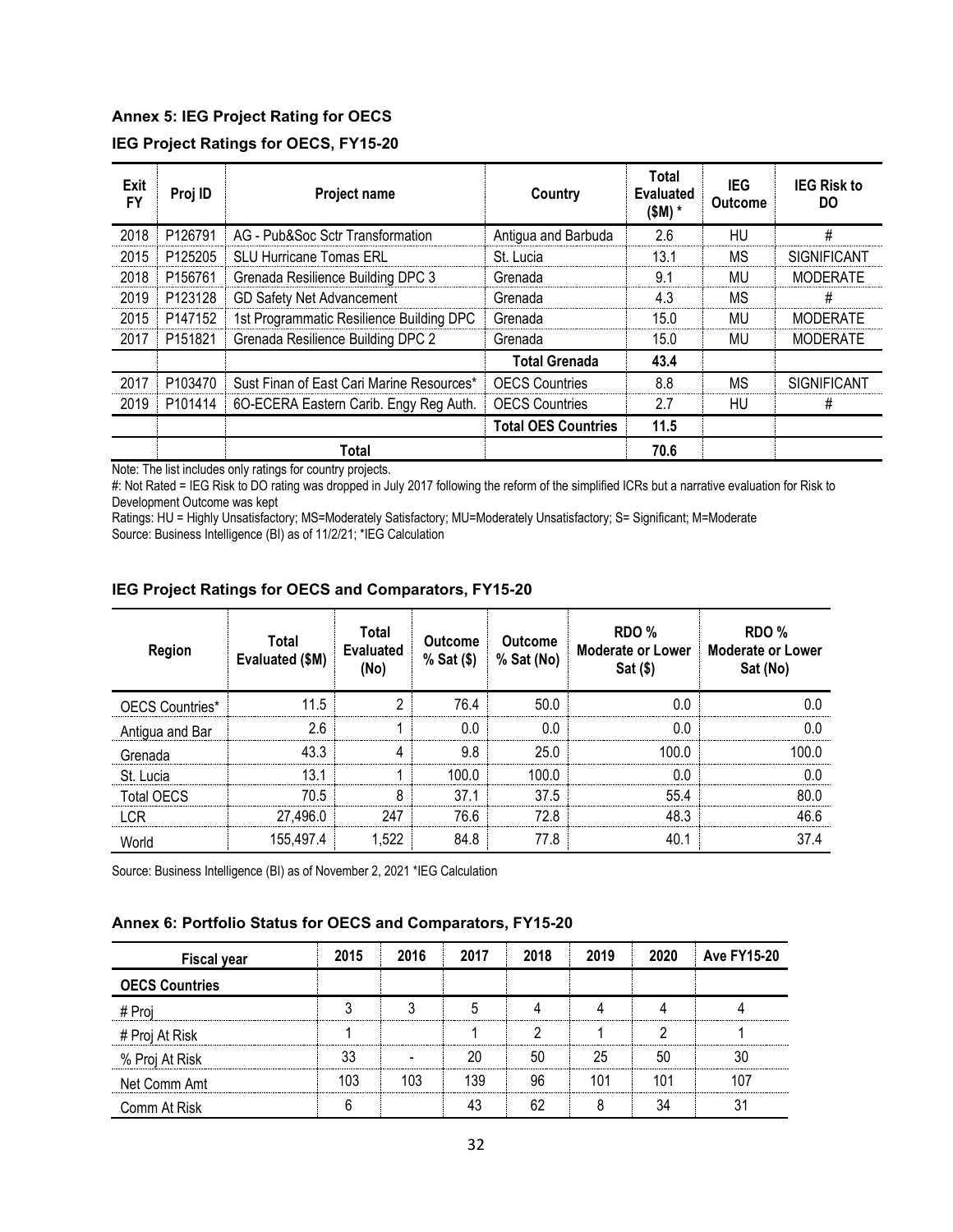### Annex 5: IEG Project Rating for OECS

### IEG Project Ratings for OECS, FY15-20

| Exit FY | Proj ID | Project name | Country | Total Evaluated ($M) * | IEG Outcome | IEG Risk to DO |
|---|---|---|---|---|---|---|
| 2018 | P126791 | AG - Pub&Soc Sctr Transformation | Antigua and Barbuda | 2.6 | HU | # |
| 2015 | P125205 | SLU Hurricane Tomas ERL | St. Lucia | 13.1 | MS | SIGNIFICANT |
| 2018 | P156761 | Grenada Resilience Building DPC 3 | Grenada | 9.1 | MU | MODERATE |
| 2019 | P123128 | GD Safety Net Advancement | Grenada | 4.3 | MS | # |
| 2015 | P147152 | 1st Programmatic Resilience Building DPC | Grenada | 15.0 | MU | MODERATE |
| 2017 | P151821 | Grenada Resilience Building DPC 2 | Grenada | 15.0 | MU | MODERATE |
| | | | **Total Grenada** | **43.4** | | |
| 2017 | P103470 | Sust Finan of East Cari Marine Resources* | OECS Countries | 8.8 | MS | SIGNIFICANT |
| 2019 | P101414 | 6O-ECERA Eastern Carib. Engy Reg Auth. | OECS Countries | 2.7 | HU | # |
| | | | **Total OES Countries** | **11.5** | | |
| | | **Total** | | **70.6** | | |

Note: The list includes only ratings for country projects.

#: Not Rated = IEG Risk to DO rating was dropped in July 2017 following the reform of the simplified ICRs but a narrative evaluation for Risk to Development Outcome was kept

Ratings: HU = Highly Unsatisfactory; MS=Moderately Satisfactory; MU=Moderately Unsatisfactory; S= Significant; M=Moderate

Source: Business Intelligence (BI) as of 11/2/21; *IEG Calculation

### IEG Project Ratings for OECS and Comparators, FY15-20

| Region | Total Evaluated ($M) | Total Evaluated (No) | Outcome % Sat ($) | Outcome % Sat (No) | RDO % Moderate or Lower Sat ($) | RDO % Moderate or Lower Sat (No) |
|---|---|---|---|---|---|---|
| OECS Countries* | 11.5 | 2 | 76.4 | 50.0 | 0.0 | 0.0 |
| Antigua and Bar | 2.6 | 1 | 0.0 | 0.0 | 0.0 | 0.0 |
| Grenada | 43.3 | 4 | 9.8 | 25.0 | 100.0 | 100.0 |
| St. Lucia | 13.1 | 1 | 100.0 | 100.0 | 0.0 | 0.0 |
| Total OECS | 70.5 | 8 | 37.1 | 37.5 | 55.4 | 80.0 |
| LCR | 27,496.0 | 247 | 76.6 | 72.8 | 48.3 | 46.6 |
| World | 155,497.4 | 1,522 | 84.8 | 77.8 | 40.1 | 37.4 |

Source: Business Intelligence (BI) as of November 2, 2021 *IEG Calculation

### Annex 6: Portfolio Status for OECS and Comparators, FY15-20

| Fiscal year | 2015 | 2016 | 2017 | 2018 | 2019 | 2020 | Ave FY15-20 |
|---|---|---|---|---|---|---|---|
| **OECS Countries** | | | | | | | |
| # Proj | 3 | 3 | 5 | 4 | 4 | 4 | 4 |
| # Proj At Risk | 1 | | 1 | 2 | 1 | 2 | 1 |
| % Proj At Risk | 33 | - | 20 | 50 | 25 | 50 | 30 |
| Net Comm Amt | 103 | 103 | 139 | 96 | 101 | 101 | 107 |
| Comm At Risk | 6 | | 43 | 62 | 8 | 34 | 31 |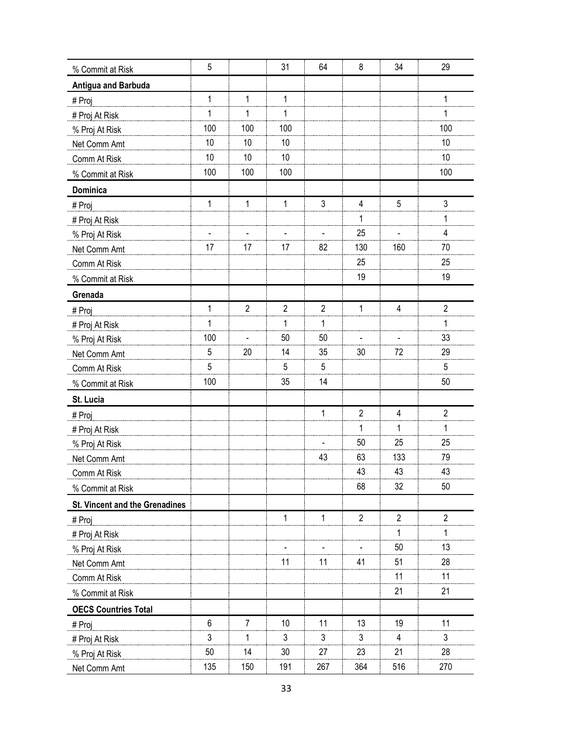| | | | | | | | |
|---|---|---|---|---|---|---|---|
| % Commit at Risk | 5 | | 31 | 64 | 8 | 34 | 29 |
| **Antigua and Barbuda** | | | | | | | |
| # Proj | 1 | 1 | 1 | | | | 1 |
| # Proj At Risk | 1 | 1 | 1 | | | | 1 |
| % Proj At Risk | 100 | 100 | 100 | | | | 100 |
| Net Comm Amt | 10 | 10 | 10 | | | | 10 |
| Comm At Risk | 10 | 10 | 10 | | | | 10 |
| % Commit at Risk | 100 | 100 | 100 | | | | 100 |
| **Dominica** | | | | | | | |
| # Proj | 1 | 1 | 1 | 3 | 4 | 5 | 3 |
| # Proj At Risk | | | | | 1 | | 1 |
| % Proj At Risk | - | - | - | - | 25 | - | 4 |
| Net Comm Amt | 17 | 17 | 17 | 82 | 130 | 160 | 70 |
| Comm At Risk | | | | | 25 | | 25 |
| % Commit at Risk | | | | | 19 | | 19 |
| **Grenada** | | | | | | | |
| # Proj | 1 | 2 | 2 | 2 | 1 | 4 | 2 |
| # Proj At Risk | 1 | | 1 | 1 | | | 1 |
| % Proj At Risk | 100 | - | 50 | 50 | - | - | 33 |
| Net Comm Amt | 5 | 20 | 14 | 35 | 30 | 72 | 29 |
| Comm At Risk | 5 | | 5 | 5 | | | 5 |
| % Commit at Risk | 100 | | 35 | 14 | | | 50 |
| **St. Lucia** | | | | | | | |
| # Proj | | | | 1 | 2 | 4 | 2 |
| # Proj At Risk | | | | | 1 | 1 | 1 |
| % Proj At Risk | | | | - | 50 | 25 | 25 |
| Net Comm Amt | | | | 43 | 63 | 133 | 79 |
| Comm At Risk | | | | | 43 | 43 | 43 |
| % Commit at Risk | | | | | 68 | 32 | 50 |
| **St. Vincent and the Grenadines** | | | | | | | |
| # Proj | | | 1 | 1 | 2 | 2 | 2 |
| # Proj At Risk | | | | | | 1 | 1 |
| % Proj At Risk | | | - | - | - | 50 | 13 |
| Net Comm Amt | | | 11 | 11 | 41 | 51 | 28 |
| Comm At Risk | | | | | | 11 | 11 |
| % Commit at Risk | | | | | | 21 | 21 |
| **OECS Countries Total** | | | | | | | |
| # Proj | 6 | 7 | 10 | 11 | 13 | 19 | 11 |
| # Proj At Risk | 3 | 1 | 3 | 3 | 3 | 4 | 3 |
| % Proj At Risk | 50 | 14 | 30 | 27 | 23 | 21 | 28 |
| Net Comm Amt | 135 | 150 | 191 | 267 | 364 | 516 | 270 |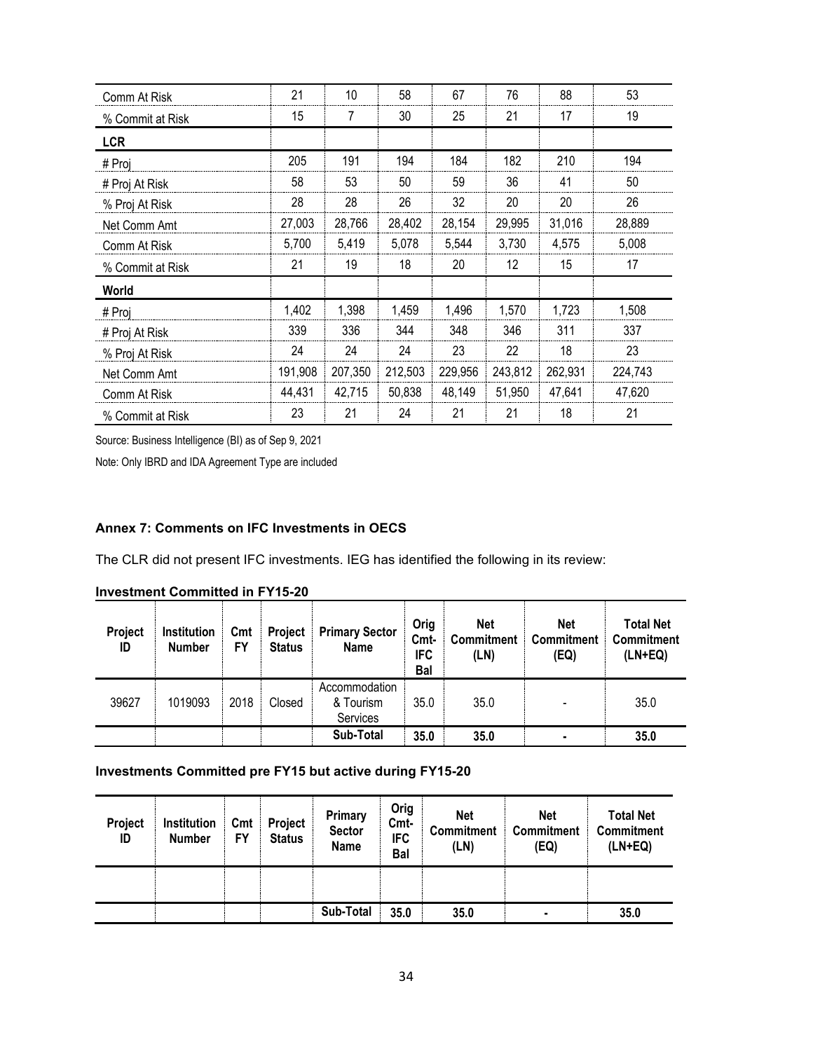| | | | | | | | |
|---|---|---|---|---|---|---|---|
| Comm At Risk | 21 | 10 | 58 | 67 | 76 | 88 | 53 |
| % Commit at Risk | 15 | 7 | 30 | 25 | 21 | 17 | 19 |
| **LCR** | | | | | | | |
| # Proj | 205 | 191 | 194 | 184 | 182 | 210 | 194 |
| # Proj At Risk | 58 | 53 | 50 | 59 | 36 | 41 | 50 |
| % Proj At Risk | 28 | 28 | 26 | 32 | 20 | 20 | 26 |
| Net Comm Amt | 27,003 | 28,766 | 28,402 | 28,154 | 29,995 | 31,016 | 28,889 |
| Comm At Risk | 5,700 | 5,419 | 5,078 | 5,544 | 3,730 | 4,575 | 5,008 |
| % Commit at Risk | 21 | 19 | 18 | 20 | 12 | 15 | 17 |
| **World** | | | | | | | |
| # Proj | 1,402 | 1,398 | 1,459 | 1,496 | 1,570 | 1,723 | 1,508 |
| # Proj At Risk | 339 | 336 | 344 | 348 | 346 | 311 | 337 |
| % Proj At Risk | 24 | 24 | 24 | 23 | 22 | 18 | 23 |
| Net Comm Amt | 191,908 | 207,350 | 212,503 | 229,956 | 243,812 | 262,931 | 224,743 |
| Comm At Risk | 44,431 | 42,715 | 50,838 | 48,149 | 51,950 | 47,641 | 47,620 |
| % Commit at Risk | 23 | 21 | 24 | 21 | 21 | 18 | 21 |

Source: Business Intelligence (BI) as of Sep 9, 2021

Note: Only IBRD and IDA Agreement Type are included

### Annex 7: Comments on IFC Investments in OECS

The CLR did not present IFC investments. IEG has identified the following in its review:

**Investment Committed in FY15-20**

| Project ID | Institution Number | Cmt FY | Project Status | Primary Sector Name | Orig Cmt-IFC Bal | Net Commitment (LN) | Net Commitment (EQ) | Total Net Commitment (LN+EQ) |
|---|---|---|---|---|---|---|---|---|
| 39627 | 1019093 | 2018 | Closed | Accommodation & Tourism Services | 35.0 | 35.0 | - | 35.0 |
| | | | | **Sub-Total** | **35.0** | **35.0** | **-** | **35.0** |

**Investments Committed pre FY15 but active during FY15-20**

| Project ID | Institution Number | Cmt FY | Project Status | Primary Sector Name | Orig Cmt-IFC Bal | Net Commitment (LN) | Net Commitment (EQ) | Total Net Commitment (LN+EQ) |
|---|---|---|---|---|---|---|---|---|
| | | | | | | | | |
| | | | | **Sub-Total** | **35.0** | **35.0** | **-** | **35.0** |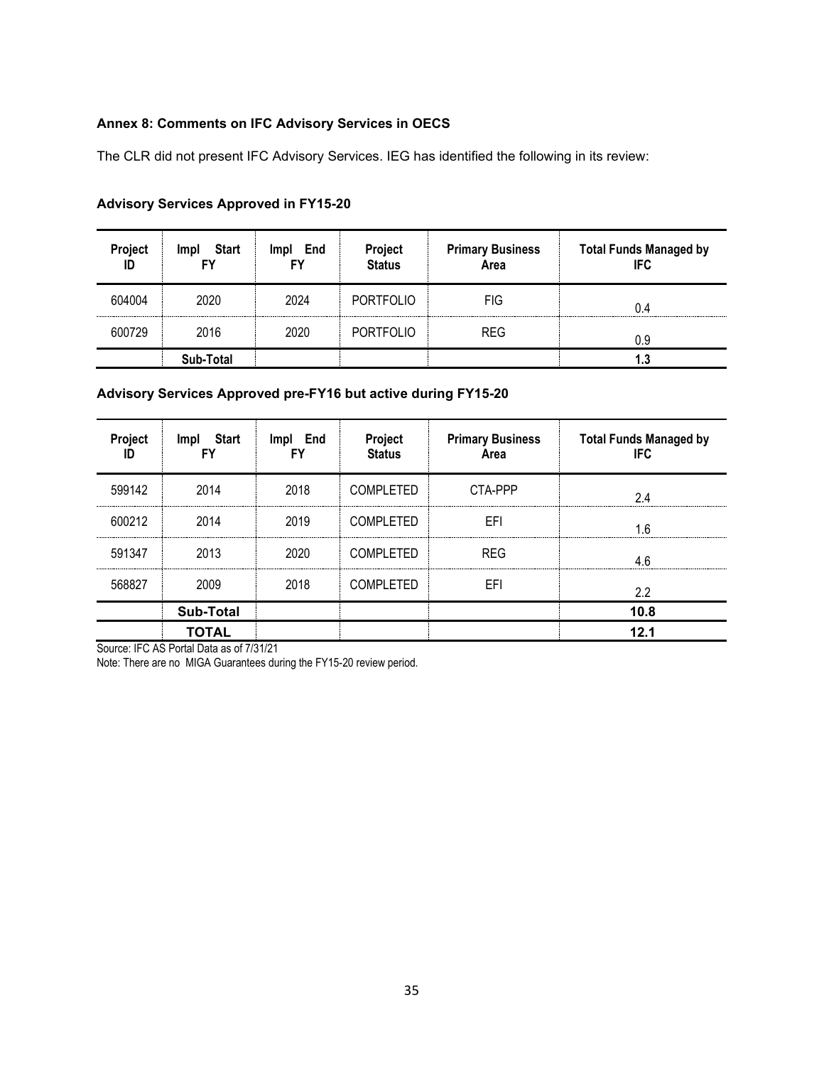**Annex 8: Comments on IFC Advisory Services in OECS**

The CLR did not present IFC Advisory Services. IEG has identified the following in its review:

**Advisory Services Approved in FY15-20**

| Project ID | Impl Start FY | Impl End FY | Project Status | Primary Business Area | Total Funds Managed by IFC |
|---|---|---|---|---|---|
| 604004 | 2020 | 2024 | PORTFOLIO | FIG | 0.4 |
| 600729 | 2016 | 2020 | PORTFOLIO | REG | 0.9 |
| | **Sub-Total** | | | | **1.3** |

**Advisory Services Approved pre-FY16 but active during FY15-20**

| Project ID | Impl Start FY | Impl End FY | Project Status | Primary Business Area | Total Funds Managed by IFC |
|---|---|---|---|---|---|
| 599142 | 2014 | 2018 | COMPLETED | CTA-PPP | 2.4 |
| 600212 | 2014 | 2019 | COMPLETED | EFI | 1.6 |
| 591347 | 2013 | 2020 | COMPLETED | REG | 4.6 |
| 568827 | 2009 | 2018 | COMPLETED | EFI | 2.2 |
| | **Sub-Total** | | | | **10.8** |
| | **TOTAL** | | | | **12.1** |

Source: IFC AS Portal Data as of 7/31/21

Note: There are no MIGA Guarantees during the FY15-20 review period.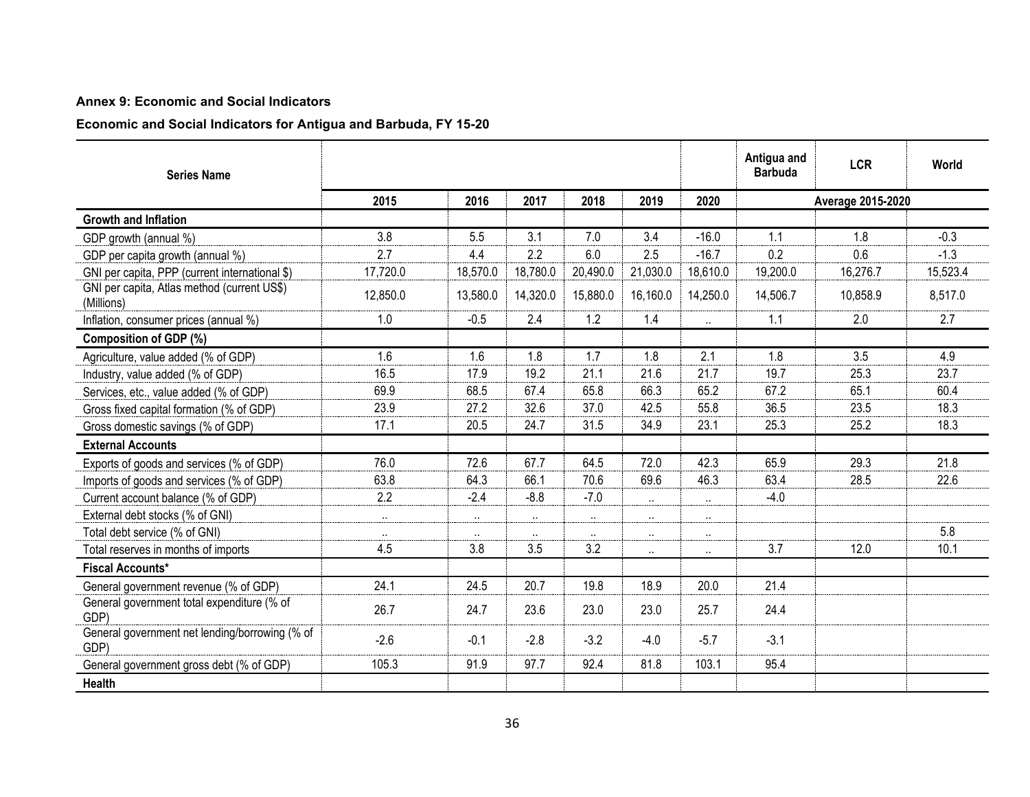**Annex 9: Economic and Social Indicators**

**Economic and Social Indicators for Antigua and Barbuda, FY 15-20**

| Series Name | | | | | | | Antigua and Barbuda | LCR | World |
|---|---|---|---|---|---|---|---|---|---|
| | 2015 | 2016 | 2017 | 2018 | 2019 | 2020 | Average 2015-2020 | | |
| **Growth and Inflation** | | | | | | | | | |
| GDP growth (annual %) | 3.8 | 5.5 | 3.1 | 7.0 | 3.4 | -16.0 | 1.1 | 1.8 | -0.3 |
| GDP per capita growth (annual %) | 2.7 | 4.4 | 2.2 | 6.0 | 2.5 | -16.7 | 0.2 | 0.6 | -1.3 |
| GNI per capita, PPP (current international $) | 17,720.0 | 18,570.0 | 18,780.0 | 20,490.0 | 21,030.0 | 18,610.0 | 19,200.0 | 16,276.7 | 15,523.4 |
| GNI per capita, Atlas method (current US$) (Millions) | 12,850.0 | 13,580.0 | 14,320.0 | 15,880.0 | 16,160.0 | 14,250.0 | 14,506.7 | 10,858.9 | 8,517.0 |
| Inflation, consumer prices (annual %) | 1.0 | -0.5 | 2.4 | 1.2 | 1.4 | .. | 1.1 | 2.0 | 2.7 |
| **Composition of GDP (%)** | | | | | | | | | |
| Agriculture, value added (% of GDP) | 1.6 | 1.6 | 1.8 | 1.7 | 1.8 | 2.1 | 1.8 | 3.5 | 4.9 |
| Industry, value added (% of GDP) | 16.5 | 17.9 | 19.2 | 21.1 | 21.6 | 21.7 | 19.7 | 25.3 | 23.7 |
| Services, etc., value added (% of GDP) | 69.9 | 68.5 | 67.4 | 65.8 | 66.3 | 65.2 | 67.2 | 65.1 | 60.4 |
| Gross fixed capital formation (% of GDP) | 23.9 | 27.2 | 32.6 | 37.0 | 42.5 | 55.8 | 36.5 | 23.5 | 18.3 |
| Gross domestic savings (% of GDP) | 17.1 | 20.5 | 24.7 | 31.5 | 34.9 | 23.1 | 25.3 | 25.2 | 18.3 |
| **External Accounts** | | | | | | | | | |
| Exports of goods and services (% of GDP) | 76.0 | 72.6 | 67.7 | 64.5 | 72.0 | 42.3 | 65.9 | 29.3 | 21.8 |
| Imports of goods and services (% of GDP) | 63.8 | 64.3 | 66.1 | 70.6 | 69.6 | 46.3 | 63.4 | 28.5 | 22.6 |
| Current account balance (% of GDP) | 2.2 | -2.4 | -8.8 | -7.0 | .. | .. | -4.0 | | |
| External debt stocks (% of GNI) | .. | .. | .. | .. | .. | .. | | | |
| Total debt service (% of GNI) | .. | .. | .. | .. | .. | .. | | | 5.8 |
| Total reserves in months of imports | 4.5 | 3.8 | 3.5 | 3.2 | .. | .. | 3.7 | 12.0 | 10.1 |
| **Fiscal Accounts*** | | | | | | | | | |
| General government revenue (% of GDP) | 24.1 | 24.5 | 20.7 | 19.8 | 18.9 | 20.0 | 21.4 | | |
| General government total expenditure (% of GDP) | 26.7 | 24.7 | 23.6 | 23.0 | 23.0 | 25.7 | 24.4 | | |
| General government net lending/borrowing (% of GDP) | -2.6 | -0.1 | -2.8 | -3.2 | -4.0 | -5.7 | -3.1 | | |
| General government gross debt (% of GDP) | 105.3 | 91.9 | 97.7 | 92.4 | 81.8 | 103.1 | 95.4 | | |
| **Health** | | | | | | | | | |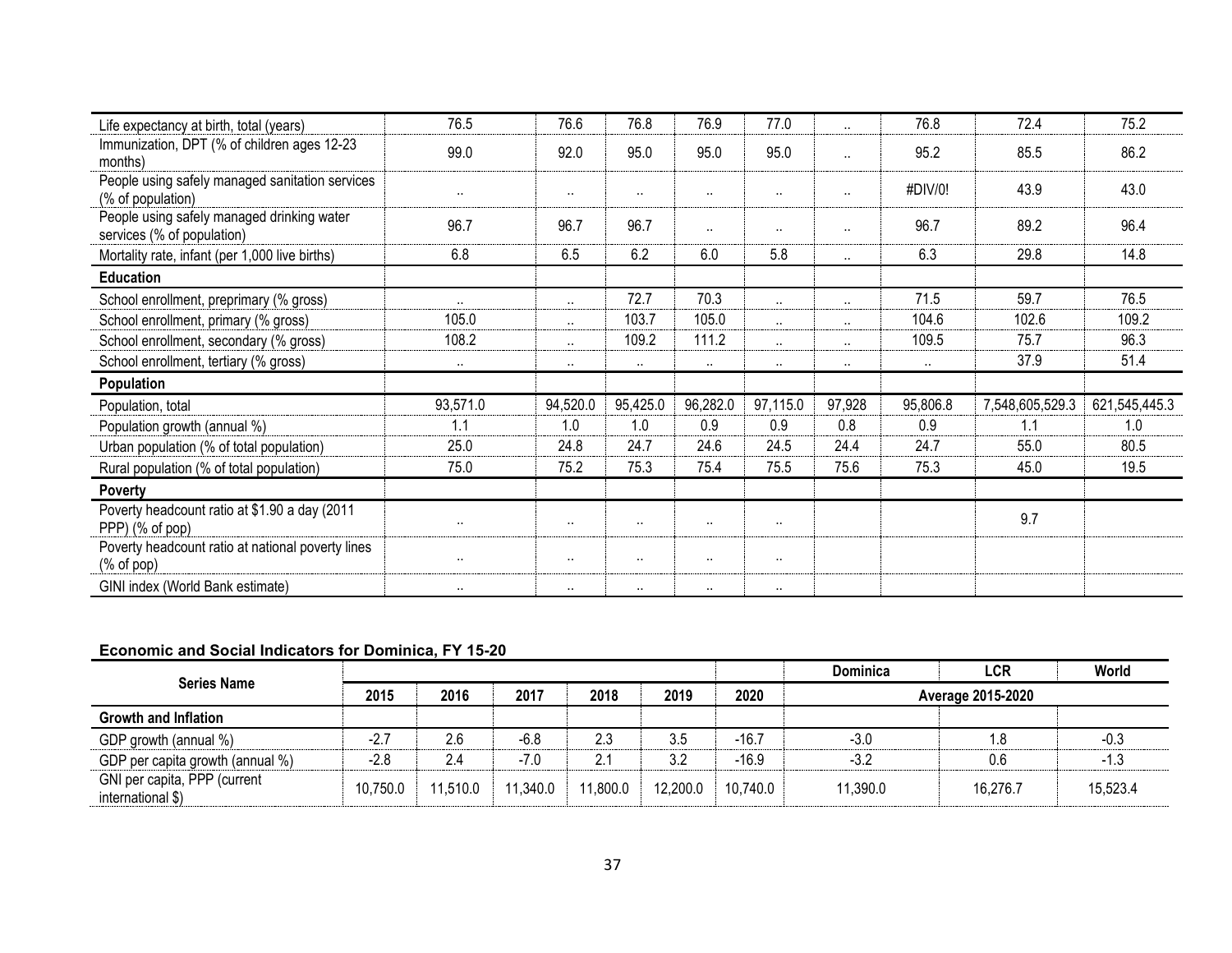| | | | | | | | | | |
|---|---|---|---|---|---|---|---|---|---|
| Life expectancy at birth, total (years) | 76.5 | 76.6 | 76.8 | 76.9 | 77.0 | .. | 76.8 | 72.4 | 75.2 |
| Immunization, DPT (% of children ages 12-23 months) | 99.0 | 92.0 | 95.0 | 95.0 | 95.0 | .. | 95.2 | 85.5 | 86.2 |
| People using safely managed sanitation services (% of population) | .. | .. | .. | .. | .. | .. | #DIV/0! | 43.9 | 43.0 |
| People using safely managed drinking water services (% of population) | 96.7 | 96.7 | 96.7 | .. | .. | .. | 96.7 | 89.2 | 96.4 |
| Mortality rate, infant (per 1,000 live births) | 6.8 | 6.5 | 6.2 | 6.0 | 5.8 | .. | 6.3 | 29.8 | 14.8 |
| **Education** | | | | | | | | | |
| School enrollment, preprimary (% gross) | .. | .. | 72.7 | 70.3 | .. | .. | 71.5 | 59.7 | 76.5 |
| School enrollment, primary (% gross) | 105.0 | .. | 103.7 | 105.0 | .. | .. | 104.6 | 102.6 | 109.2 |
| School enrollment, secondary (% gross) | 108.2 | .. | 109.2 | 111.2 | .. | .. | 109.5 | 75.7 | 96.3 |
| School enrollment, tertiary (% gross) | .. | .. | .. | .. | .. | .. | .. | 37.9 | 51.4 |
| **Population** | | | | | | | | | |
| Population, total | 93,571.0 | 94,520.0 | 95,425.0 | 96,282.0 | 97,115.0 | 97,928 | 95,806.8 | 7,548,605,529.3 | 621,545,445.3 |
| Population growth (annual %) | 1.1 | 1.0 | 1.0 | 0.9 | 0.9 | 0.8 | 0.9 | 1.1 | 1.0 |
| Urban population (% of total population) | 25.0 | 24.8 | 24.7 | 24.6 | 24.5 | 24.4 | 24.7 | 55.0 | 80.5 |
| Rural population (% of total population) | 75.0 | 75.2 | 75.3 | 75.4 | 75.5 | 75.6 | 75.3 | 45.0 | 19.5 |
| **Poverty** | | | | | | | | | |
| Poverty headcount ratio at $1.90 a day (2011 PPP) (% of pop) | .. | .. | .. | .. | .. | | | 9.7 | |
| Poverty headcount ratio at national poverty lines (% of pop) | .. | .. | .. | .. | .. | | | | |
| GINI index (World Bank estimate) | .. | .. | .. | .. | .. | | | | |

**Economic and Social Indicators for Dominica, FY 15-20**

| Series Name | | | | | | | Dominica | LCR | World |
|---|---|---|---|---|---|---|---|---|---|
| | 2015 | 2016 | 2017 | 2018 | 2019 | 2020 | Average 2015-2020 | | |
| **Growth and Inflation** | | | | | | | | | |
| GDP growth (annual %) | -2.7 | 2.6 | -6.8 | 2.3 | 3.5 | -16.7 | -3.0 | 1.8 | -0.3 |
| GDP per capita growth (annual %) | -2.8 | 2.4 | -7.0 | 2.1 | 3.2 | -16.9 | -3.2 | 0.6 | -1.3 |
| GNI per capita, PPP (current international $) | 10,750.0 | 11,510.0 | 11,340.0 | 11,800.0 | 12,200.0 | 10,740.0 | 11,390.0 | 16,276.7 | 15,523.4 |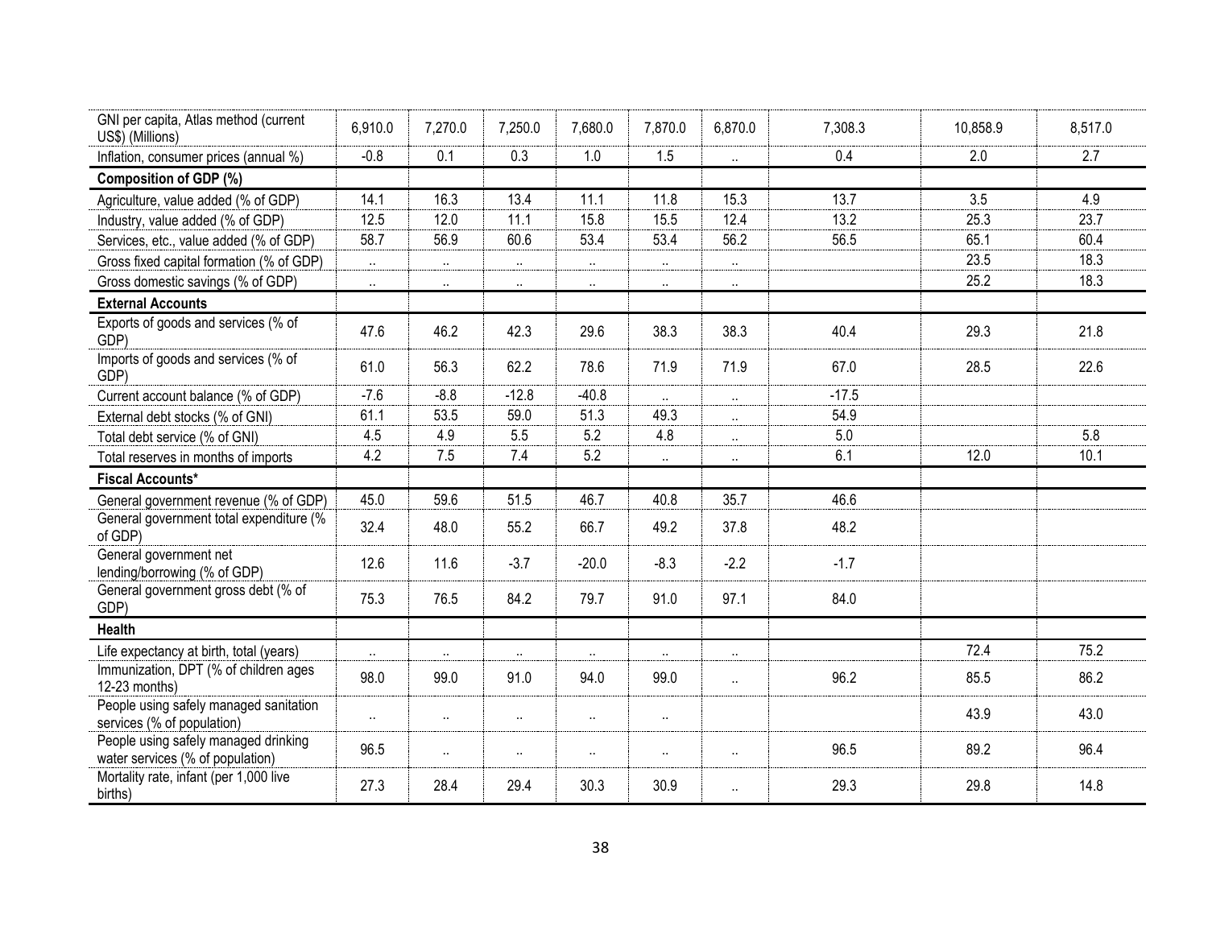| | | | | | | | | | |
|---|---|---|---|---|---|---|---|---|---|
| GNI per capita, Atlas method (current US$) (Millions) | 6,910.0 | 7,270.0 | 7,250.0 | 7,680.0 | 7,870.0 | 6,870.0 | 7,308.3 | 10,858.9 | 8,517.0 |
| Inflation, consumer prices (annual %) | -0.8 | 0.1 | 0.3 | 1.0 | 1.5 | .. | 0.4 | 2.0 | 2.7 |
| **Composition of GDP (%)** | | | | | | | | | |
| Agriculture, value added (% of GDP) | 14.1 | 16.3 | 13.4 | 11.1 | 11.8 | 15.3 | 13.7 | 3.5 | 4.9 |
| Industry, value added (% of GDP) | 12.5 | 12.0 | 11.1 | 15.8 | 15.5 | 12.4 | 13.2 | 25.3 | 23.7 |
| Services, etc., value added (% of GDP) | 58.7 | 56.9 | 60.6 | 53.4 | 53.4 | 56.2 | 56.5 | 65.1 | 60.4 |
| Gross fixed capital formation (% of GDP) | .. | .. | .. | .. | .. | .. | | 23.5 | 18.3 |
| Gross domestic savings (% of GDP) | .. | .. | .. | .. | .. | .. | | 25.2 | 18.3 |
| **External Accounts** | | | | | | | | | |
| Exports of goods and services (% of GDP) | 47.6 | 46.2 | 42.3 | 29.6 | 38.3 | 38.3 | 40.4 | 29.3 | 21.8 |
| Imports of goods and services (% of GDP) | 61.0 | 56.3 | 62.2 | 78.6 | 71.9 | 71.9 | 67.0 | 28.5 | 22.6 |
| Current account balance (% of GDP) | -7.6 | -8.8 | -12.8 | -40.8 | .. | .. | -17.5 | | |
| External debt stocks (% of GNI) | 61.1 | 53.5 | 59.0 | 51.3 | 49.3 | .. | 54.9 | | |
| Total debt service (% of GNI) | 4.5 | 4.9 | 5.5 | 5.2 | 4.8 | .. | 5.0 | | 5.8 |
| Total reserves in months of imports | 4.2 | 7.5 | 7.4 | 5.2 | .. | .. | 6.1 | 12.0 | 10.1 |
| **Fiscal Accounts*** | | | | | | | | | |
| General government revenue (% of GDP) | 45.0 | 59.6 | 51.5 | 46.7 | 40.8 | 35.7 | 46.6 | | |
| General government total expenditure (% of GDP) | 32.4 | 48.0 | 55.2 | 66.7 | 49.2 | 37.8 | 48.2 | | |
| General government net lending/borrowing (% of GDP) | 12.6 | 11.6 | -3.7 | -20.0 | -8.3 | -2.2 | -1.7 | | |
| General government gross debt (% of GDP) | 75.3 | 76.5 | 84.2 | 79.7 | 91.0 | 97.1 | 84.0 | | |
| **Health** | | | | | | | | | |
| Life expectancy at birth, total (years) | .. | .. | .. | .. | .. | .. | | 72.4 | 75.2 |
| Immunization, DPT (% of children ages 12-23 months) | 98.0 | 99.0 | 91.0 | 94.0 | 99.0 | .. | 96.2 | 85.5 | 86.2 |
| People using safely managed sanitation services (% of population) | .. | .. | .. | .. | .. | | | 43.9 | 43.0 |
| People using safely managed drinking water services (% of population) | 96.5 | .. | .. | .. | .. | .. | 96.5 | 89.2 | 96.4 |
| Mortality rate, infant (per 1,000 live births) | 27.3 | 28.4 | 29.4 | 30.3 | 30.9 | .. | 29.3 | 29.8 | 14.8 |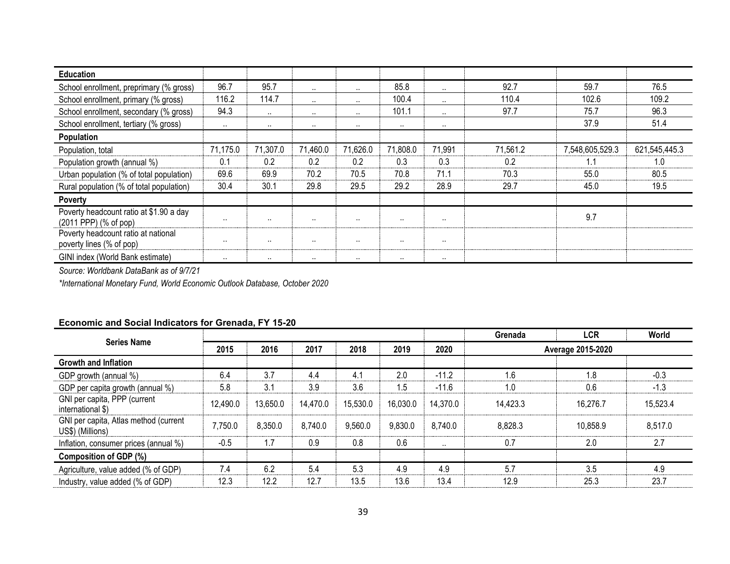| Education | | | | | | | | | |
|---|---|---|---|---|---|---|---|---|---|
| School enrollment, preprimary (% gross) | 96.7 | 95.7 | .. | .. | 85.8 | .. | 92.7 | 59.7 | 76.5 |
| School enrollment, primary (% gross) | 116.2 | 114.7 | .. | .. | 100.4 | .. | 110.4 | 102.6 | 109.2 |
| School enrollment, secondary (% gross) | 94.3 | .. | .. | .. | 101.1 | .. | 97.7 | 75.7 | 96.3 |
| School enrollment, tertiary (% gross) | .. | .. | .. | .. | .. | .. | | 37.9 | 51.4 |
| **Population** | | | | | | | | | |
| Population, total | 71,175.0 | 71,307.0 | 71,460.0 | 71,626.0 | 71,808.0 | 71,991 | 71,561.2 | 7,548,605,529.3 | 621,545,445.3 |
| Population growth (annual %) | 0.1 | 0.2 | 0.2 | 0.2 | 0.3 | 0.3 | 0.2 | 1.1 | 1.0 |
| Urban population (% of total population) | 69.6 | 69.9 | 70.2 | 70.5 | 70.8 | 71.1 | 70.3 | 55.0 | 80.5 |
| Rural population (% of total population) | 30.4 | 30.1 | 29.8 | 29.5 | 29.2 | 28.9 | 29.7 | 45.0 | 19.5 |
| **Poverty** | | | | | | | | | |
| Poverty headcount ratio at $1.90 a day (2011 PPP) (% of pop) | .. | .. | .. | .. | .. | .. | | 9.7 | |
| Poverty headcount ratio at national poverty lines (% of pop) | .. | .. | .. | .. | .. | .. | | | |
| GINI index (World Bank estimate) | .. | .. | .. | .. | .. | .. | | | |

*Source: Worldbank DataBank as of 9/7/21*

**International Monetary Fund, World Economic Outlook Database, October 2020*

### Economic and Social Indicators for Grenada, FY 15-20

| Series Name | | | | | | | Grenada | LCR | World |
|---|---|---|---|---|---|---|---|---|---|
| | 2015 | 2016 | 2017 | 2018 | 2019 | 2020 | Average 2015-2020 | | |
| **Growth and Inflation** | | | | | | | | | |
| GDP growth (annual %) | 6.4 | 3.7 | 4.4 | 4.1 | 2.0 | -11.2 | 1.6 | 1.8 | -0.3 |
| GDP per capita growth (annual %) | 5.8 | 3.1 | 3.9 | 3.6 | 1.5 | -11.6 | 1.0 | 0.6 | -1.3 |
| GNI per capita, PPP (current international $) | 12,490.0 | 13,650.0 | 14,470.0 | 15,530.0 | 16,030.0 | 14,370.0 | 14,423.3 | 16,276.7 | 15,523.4 |
| GNI per capita, Atlas method (current US$) (Millions) | 7,750.0 | 8,350.0 | 8,740.0 | 9,560.0 | 9,830.0 | 8,740.0 | 8,828.3 | 10,858.9 | 8,517.0 |
| Inflation, consumer prices (annual %) | -0.5 | 1.7 | 0.9 | 0.8 | 0.6 | .. | 0.7 | 2.0 | 2.7 |
| **Composition of GDP (%)** | | | | | | | | | |
| Agriculture, value added (% of GDP) | 7.4 | 6.2 | 5.4 | 5.3 | 4.9 | 4.9 | 5.7 | 3.5 | 4.9 |
| Industry, value added (% of GDP) | 12.3 | 12.2 | 12.7 | 13.5 | 13.6 | 13.4 | 12.9 | 25.3 | 23.7 |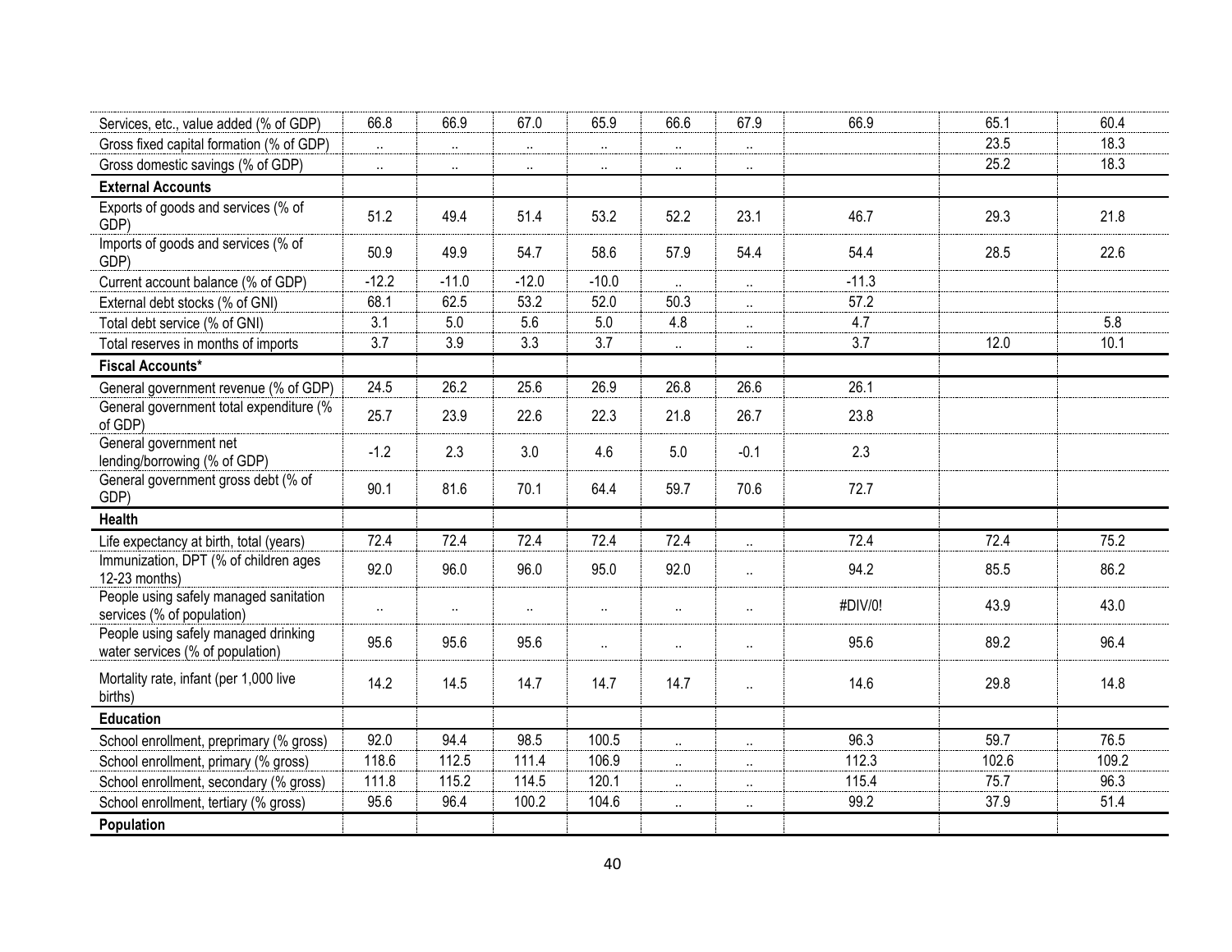| | | | | | | | | | |
|---|---|---|---|---|---|---|---|---|---|
| Services, etc., value added (% of GDP) | 66.8 | 66.9 | 67.0 | 65.9 | 66.6 | 67.9 | 66.9 | 65.1 | 60.4 |
| Gross fixed capital formation (% of GDP) | .. | .. | .. | .. | .. | .. | | 23.5 | 18.3 |
| Gross domestic savings (% of GDP) | .. | .. | .. | .. | .. | .. | | 25.2 | 18.3 |
| **External Accounts** | | | | | | | | | |
| Exports of goods and services (% of GDP) | 51.2 | 49.4 | 51.4 | 53.2 | 52.2 | 23.1 | 46.7 | 29.3 | 21.8 |
| Imports of goods and services (% of GDP) | 50.9 | 49.9 | 54.7 | 58.6 | 57.9 | 54.4 | 54.4 | 28.5 | 22.6 |
| Current account balance (% of GDP) | -12.2 | -11.0 | -12.0 | -10.0 | .. | .. | -11.3 | | |
| External debt stocks (% of GNI) | 68.1 | 62.5 | 53.2 | 52.0 | 50.3 | .. | 57.2 | | |
| Total debt service (% of GNI) | 3.1 | 5.0 | 5.6 | 5.0 | 4.8 | .. | 4.7 | | 5.8 |
| Total reserves in months of imports | 3.7 | 3.9 | 3.3 | 3.7 | .. | .. | 3.7 | 12.0 | 10.1 |
| **Fiscal Accounts*** | | | | | | | | | |
| General government revenue (% of GDP) | 24.5 | 26.2 | 25.6 | 26.9 | 26.8 | 26.6 | 26.1 | | |
| General government total expenditure (% of GDP) | 25.7 | 23.9 | 22.6 | 22.3 | 21.8 | 26.7 | 23.8 | | |
| General government net lending/borrowing (% of GDP) | -1.2 | 2.3 | 3.0 | 4.6 | 5.0 | -0.1 | 2.3 | | |
| General government gross debt (% of GDP) | 90.1 | 81.6 | 70.1 | 64.4 | 59.7 | 70.6 | 72.7 | | |
| **Health** | | | | | | | | | |
| Life expectancy at birth, total (years) | 72.4 | 72.4 | 72.4 | 72.4 | 72.4 | .. | 72.4 | 72.4 | 75.2 |
| Immunization, DPT (% of children ages 12-23 months) | 92.0 | 96.0 | 96.0 | 95.0 | 92.0 | .. | 94.2 | 85.5 | 86.2 |
| People using safely managed sanitation services (% of population) | .. | .. | .. | .. | .. | .. | #DIV/0! | 43.9 | 43.0 |
| People using safely managed drinking water services (% of population) | 95.6 | 95.6 | 95.6 | .. | .. | .. | 95.6 | 89.2 | 96.4 |
| Mortality rate, infant (per 1,000 live births) | 14.2 | 14.5 | 14.7 | 14.7 | 14.7 | .. | 14.6 | 29.8 | 14.8 |
| **Education** | | | | | | | | | |
| School enrollment, preprimary (% gross) | 92.0 | 94.4 | 98.5 | 100.5 | .. | .. | 96.3 | 59.7 | 76.5 |
| School enrollment, primary (% gross) | 118.6 | 112.5 | 111.4 | 106.9 | .. | .. | 112.3 | 102.6 | 109.2 |
| School enrollment, secondary (% gross) | 111.8 | 115.2 | 114.5 | 120.1 | .. | .. | 115.4 | 75.7 | 96.3 |
| School enrollment, tertiary (% gross) | 95.6 | 96.4 | 100.2 | 104.6 | .. | .. | 99.2 | 37.9 | 51.4 |
| **Population** | | | | | | | | | |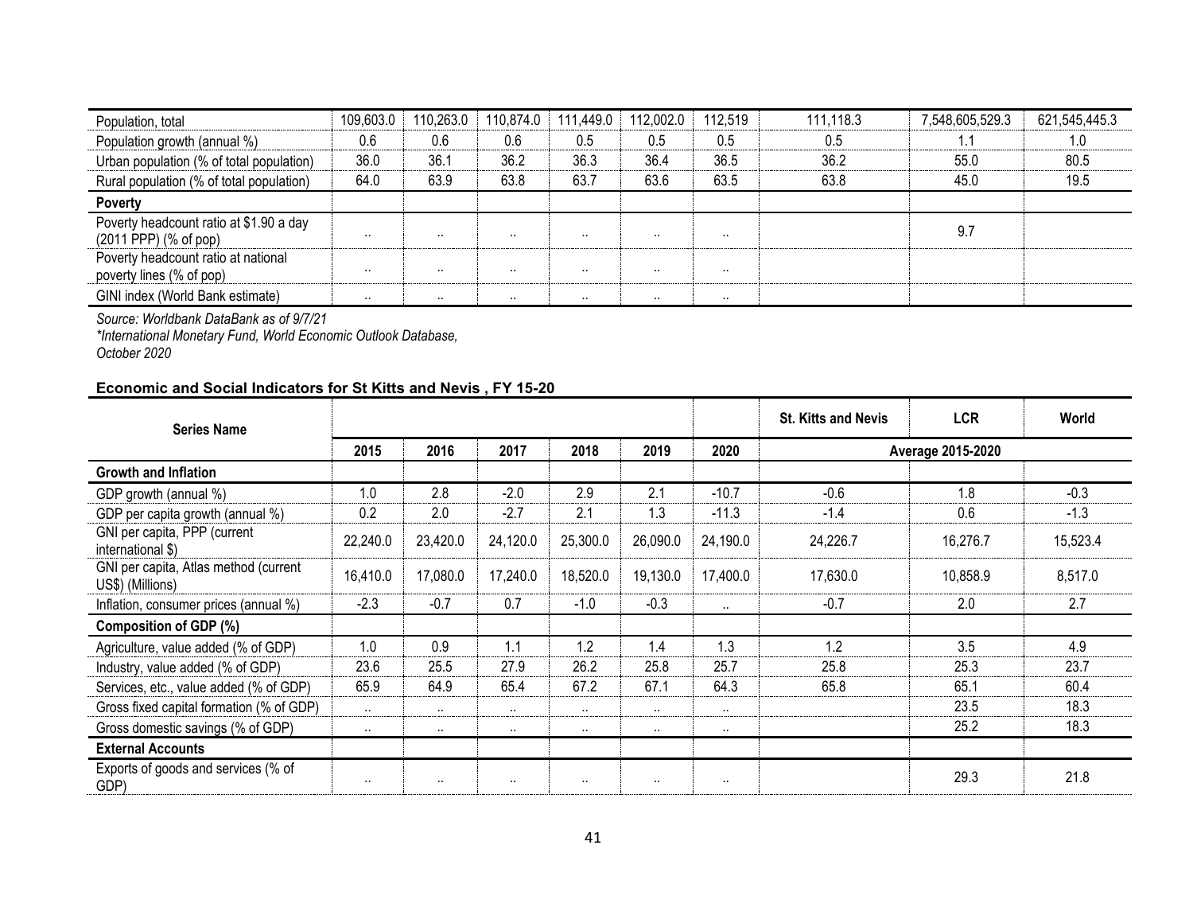| Population, total | 109,603.0 | 110,263.0 | 110,874.0 | 111,449.0 | 112,002.0 | 112,519 | 111,118.3 | 7,548,605,529.3 | 621,545,445.3 |
|---|---|---|---|---|---|---|---|---|---|
| Population growth (annual %) | 0.6 | 0.6 | 0.6 | 0.5 | 0.5 | 0.5 | 0.5 | 1.1 | 1.0 |
| Urban population (% of total population) | 36.0 | 36.1 | 36.2 | 36.3 | 36.4 | 36.5 | 36.2 | 55.0 | 80.5 |
| Rural population (% of total population) | 64.0 | 63.9 | 63.8 | 63.7 | 63.6 | 63.5 | 63.8 | 45.0 | 19.5 |
| **Poverty** | | | | | | | | | |
| Poverty headcount ratio at $1.90 a day (2011 PPP) (% of pop) | .. | .. | .. | .. | .. | .. | | 9.7 | |
| Poverty headcount ratio at national poverty lines (% of pop) | .. | .. | .. | .. | .. | .. | | | |
| GINI index (World Bank estimate) | .. | .. | .. | .. | .. | .. | | | |

*Source: Worldbank DataBank as of 9/7/21*
*\*International Monetary Fund, World Economic Outlook Database, October 2020*

**Economic and Social Indicators for St Kitts and Nevis , FY 15-20**

| Series Name | | | | | | | St. Kitts and Nevis | LCR | World |
|---|---|---|---|---|---|---|---|---|---|
| | 2015 | 2016 | 2017 | 2018 | 2019 | 2020 | Average 2015-2020 | | |
| **Growth and Inflation** | | | | | | | | | |
| GDP growth (annual %) | 1.0 | 2.8 | -2.0 | 2.9 | 2.1 | -10.7 | -0.6 | 1.8 | -0.3 |
| GDP per capita growth (annual %) | 0.2 | 2.0 | -2.7 | 2.1 | 1.3 | -11.3 | -1.4 | 0.6 | -1.3 |
| GNI per capita, PPP (current international $) | 22,240.0 | 23,420.0 | 24,120.0 | 25,300.0 | 26,090.0 | 24,190.0 | 24,226.7 | 16,276.7 | 15,523.4 |
| GNI per capita, Atlas method (current US$) (Millions) | 16,410.0 | 17,080.0 | 17,240.0 | 18,520.0 | 19,130.0 | 17,400.0 | 17,630.0 | 10,858.9 | 8,517.0 |
| Inflation, consumer prices (annual %) | -2.3 | -0.7 | 0.7 | -1.0 | -0.3 | .. | -0.7 | 2.0 | 2.7 |
| **Composition of GDP (%)** | | | | | | | | | |
| Agriculture, value added (% of GDP) | 1.0 | 0.9 | 1.1 | 1.2 | 1.4 | 1.3 | 1.2 | 3.5 | 4.9 |
| Industry, value added (% of GDP) | 23.6 | 25.5 | 27.9 | 26.2 | 25.8 | 25.7 | 25.8 | 25.3 | 23.7 |
| Services, etc., value added (% of GDP) | 65.9 | 64.9 | 65.4 | 67.2 | 67.1 | 64.3 | 65.8 | 65.1 | 60.4 |
| Gross fixed capital formation (% of GDP) | .. | .. | .. | .. | .. | .. | | 23.5 | 18.3 |
| Gross domestic savings (% of GDP) | .. | .. | .. | .. | .. | .. | | 25.2 | 18.3 |
| **External Accounts** | | | | | | | | | |
| Exports of goods and services (% of GDP) | .. | .. | .. | .. | .. | .. | | 29.3 | 21.8 |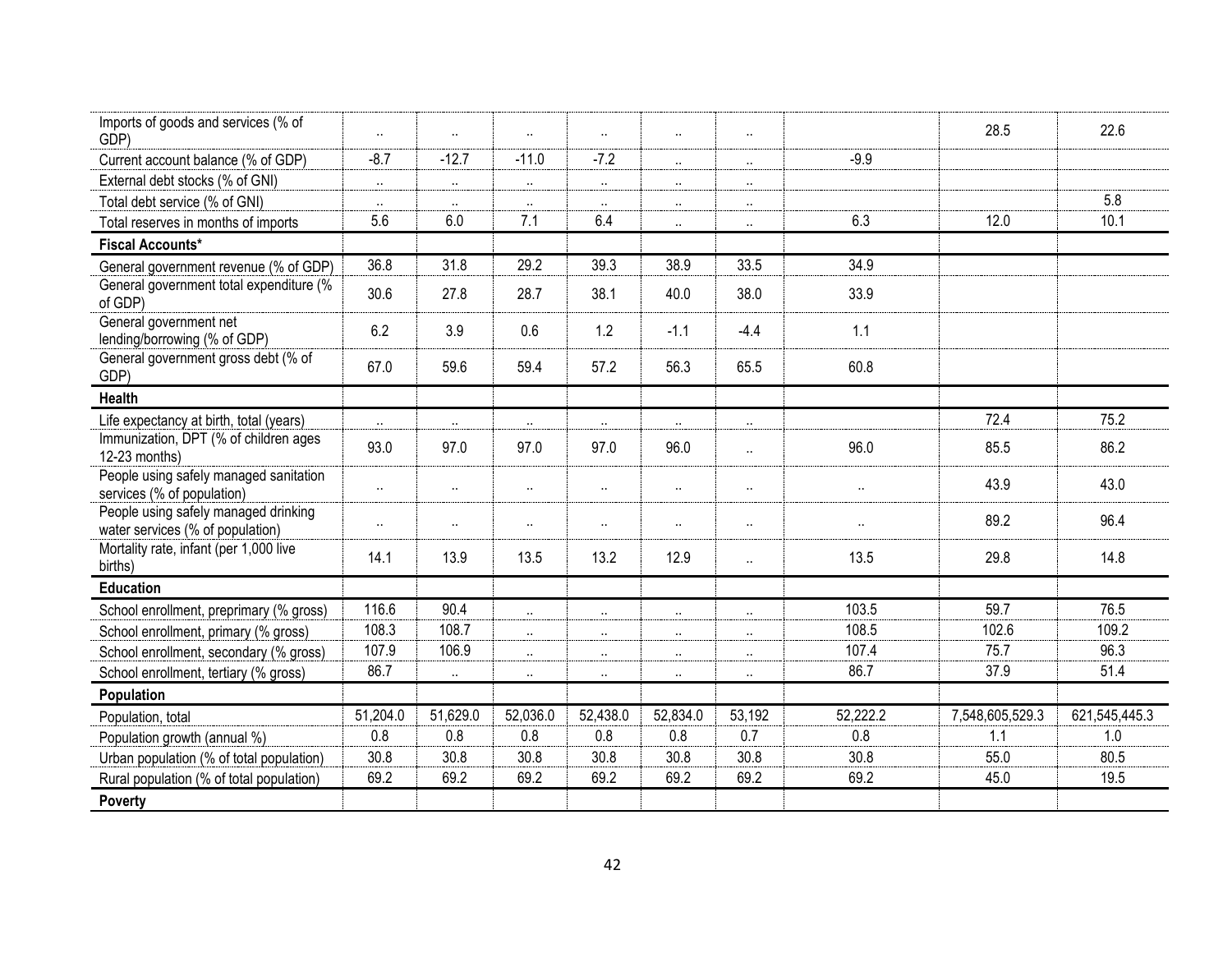| | | | | | | | | | |
|---|---|---|---|---|---|---|---|---|---|
| Imports of goods and services (% of GDP) | .. | .. | .. | .. | .. | .. | | 28.5 | 22.6 |
| Current account balance (% of GDP) | -8.7 | -12.7 | -11.0 | -7.2 | .. | .. | -9.9 | | |
| External debt stocks (% of GNI) | .. | .. | .. | .. | .. | .. | | | |
| Total debt service (% of GNI) | .. | .. | .. | .. | .. | .. | | | 5.8 |
| Total reserves in months of imports | 5.6 | 6.0 | 7.1 | 6.4 | .. | .. | 6.3 | 12.0 | 10.1 |
| **Fiscal Accounts*** | | | | | | | | | |
| General government revenue (% of GDP) | 36.8 | 31.8 | 29.2 | 39.3 | 38.9 | 33.5 | 34.9 | | |
| General government total expenditure (% of GDP) | 30.6 | 27.8 | 28.7 | 38.1 | 40.0 | 38.0 | 33.9 | | |
| General government net lending/borrowing (% of GDP) | 6.2 | 3.9 | 0.6 | 1.2 | -1.1 | -4.4 | 1.1 | | |
| General government gross debt (% of GDP) | 67.0 | 59.6 | 59.4 | 57.2 | 56.3 | 65.5 | 60.8 | | |
| **Health** | | | | | | | | | |
| Life expectancy at birth, total (years) | .. | .. | .. | .. | .. | .. | | 72.4 | 75.2 |
| Immunization, DPT (% of children ages 12-23 months) | 93.0 | 97.0 | 97.0 | 97.0 | 96.0 | .. | 96.0 | 85.5 | 86.2 |
| People using safely managed sanitation services (% of population) | .. | .. | .. | .. | .. | .. | .. | 43.9 | 43.0 |
| People using safely managed drinking water services (% of population) | .. | .. | .. | .. | .. | .. | .. | 89.2 | 96.4 |
| Mortality rate, infant (per 1,000 live births) | 14.1 | 13.9 | 13.5 | 13.2 | 12.9 | .. | 13.5 | 29.8 | 14.8 |
| **Education** | | | | | | | | | |
| School enrollment, preprimary (% gross) | 116.6 | 90.4 | .. | .. | .. | .. | 103.5 | 59.7 | 76.5 |
| School enrollment, primary (% gross) | 108.3 | 108.7 | .. | .. | .. | .. | 108.5 | 102.6 | 109.2 |
| School enrollment, secondary (% gross) | 107.9 | 106.9 | .. | .. | .. | .. | 107.4 | 75.7 | 96.3 |
| School enrollment, tertiary (% gross) | 86.7 | .. | .. | .. | .. | .. | 86.7 | 37.9 | 51.4 |
| **Population** | | | | | | | | | |
| Population, total | 51,204.0 | 51,629.0 | 52,036.0 | 52,438.0 | 52,834.0 | 53,192 | 52,222.2 | 7,548,605,529.3 | 621,545,445.3 |
| Population growth (annual %) | 0.8 | 0.8 | 0.8 | 0.8 | 0.8 | 0.7 | 0.8 | 1.1 | 1.0 |
| Urban population (% of total population) | 30.8 | 30.8 | 30.8 | 30.8 | 30.8 | 30.8 | 30.8 | 55.0 | 80.5 |
| Rural population (% of total population) | 69.2 | 69.2 | 69.2 | 69.2 | 69.2 | 69.2 | 69.2 | 45.0 | 19.5 |
| **Poverty** | | | | | | | | | |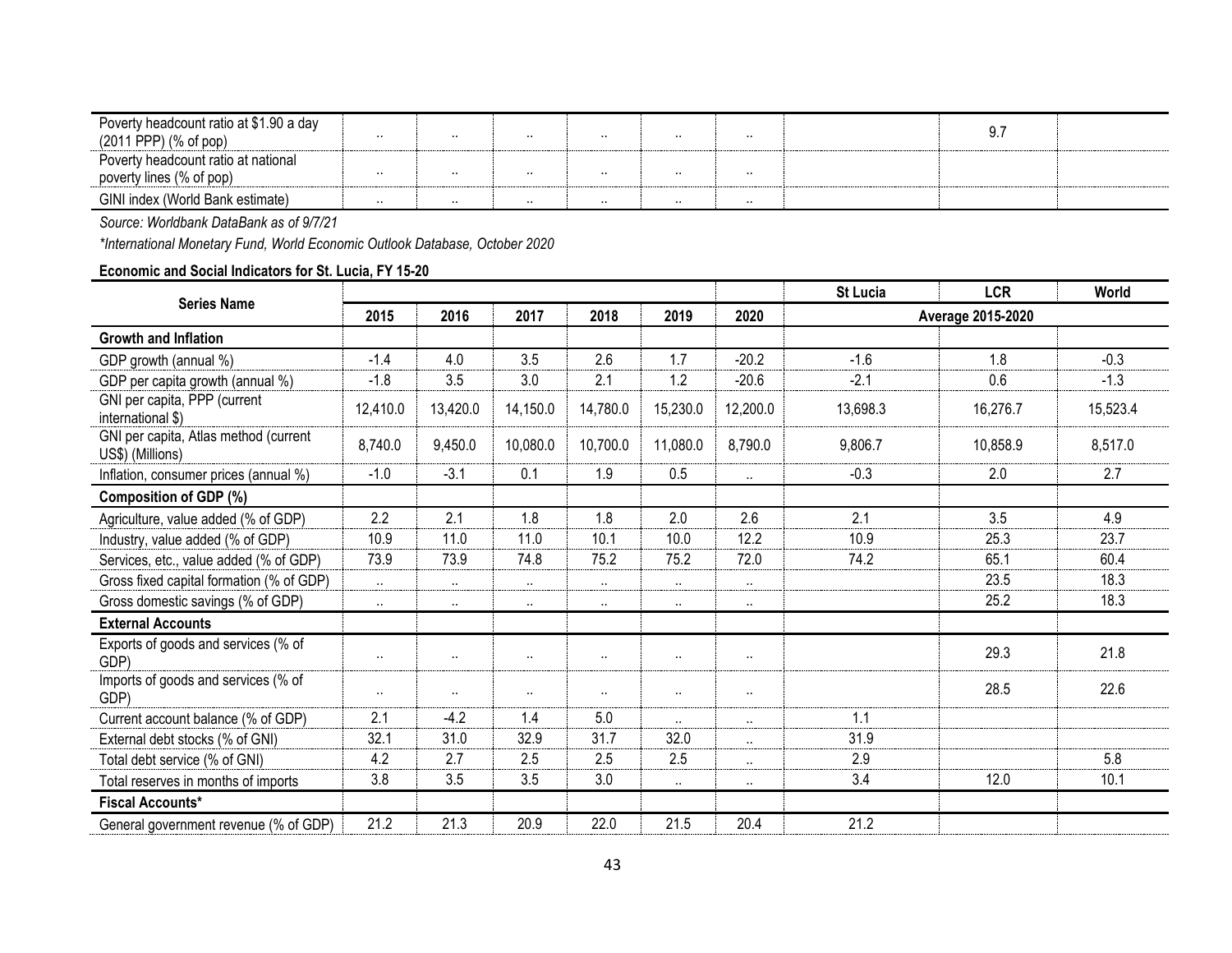| Poverty headcount ratio at $1.90 a day (2011 PPP) (% of pop) | .. | .. | .. | .. | .. | .. | | 9.7 | |
|---|---|---|---|---|---|---|---|---|---|
| Poverty headcount ratio at national poverty lines (% of pop) | .. | .. | .. | .. | .. | .. | | | |
| GINI index (World Bank estimate) | .. | .. | .. | .. | .. | .. | | | |

*Source: Worldbank DataBank as of 9/7/21*

*\*International Monetary Fund, World Economic Outlook Database, October 2020*

**Economic and Social Indicators for St. Lucia, FY 15-20**

| Series Name | | | | | | | St Lucia | LCR | World |
|---|---|---|---|---|---|---|---|---|---|
| | 2015 | 2016 | 2017 | 2018 | 2019 | 2020 | Average 2015-2020 | | |
| **Growth and Inflation** | | | | | | | | | |
| GDP growth (annual %) | -1.4 | 4.0 | 3.5 | 2.6 | 1.7 | -20.2 | -1.6 | 1.8 | -0.3 |
| GDP per capita growth (annual %) | -1.8 | 3.5 | 3.0 | 2.1 | 1.2 | -20.6 | -2.1 | 0.6 | -1.3 |
| GNI per capita, PPP (current international $) | 12,410.0 | 13,420.0 | 14,150.0 | 14,780.0 | 15,230.0 | 12,200.0 | 13,698.3 | 16,276.7 | 15,523.4 |
| GNI per capita, Atlas method (current US$) (Millions) | 8,740.0 | 9,450.0 | 10,080.0 | 10,700.0 | 11,080.0 | 8,790.0 | 9,806.7 | 10,858.9 | 8,517.0 |
| Inflation, consumer prices (annual %) | -1.0 | -3.1 | 0.1 | 1.9 | 0.5 | .. | -0.3 | 2.0 | 2.7 |
| **Composition of GDP (%)** | | | | | | | | | |
| Agriculture, value added (% of GDP) | 2.2 | 2.1 | 1.8 | 1.8 | 2.0 | 2.6 | 2.1 | 3.5 | 4.9 |
| Industry, value added (% of GDP) | 10.9 | 11.0 | 11.0 | 10.1 | 10.0 | 12.2 | 10.9 | 25.3 | 23.7 |
| Services, etc., value added (% of GDP) | 73.9 | 73.9 | 74.8 | 75.2 | 75.2 | 72.0 | 74.2 | 65.1 | 60.4 |
| Gross fixed capital formation (% of GDP) | .. | .. | .. | .. | .. | .. | | 23.5 | 18.3 |
| Gross domestic savings (% of GDP) | .. | .. | .. | .. | .. | .. | | 25.2 | 18.3 |
| **External Accounts** | | | | | | | | | |
| Exports of goods and services (% of GDP) | .. | .. | .. | .. | .. | .. | | 29.3 | 21.8 |
| Imports of goods and services (% of GDP) | .. | .. | .. | .. | .. | .. | | 28.5 | 22.6 |
| Current account balance (% of GDP) | 2.1 | -4.2 | 1.4 | 5.0 | .. | .. | 1.1 | | |
| External debt stocks (% of GNI) | 32.1 | 31.0 | 32.9 | 31.7 | 32.0 | .. | 31.9 | | |
| Total debt service (% of GNI) | 4.2 | 2.7 | 2.5 | 2.5 | 2.5 | .. | 2.9 | | 5.8 |
| Total reserves in months of imports | 3.8 | 3.5 | 3.5 | 3.0 | .. | .. | 3.4 | 12.0 | 10.1 |
| **Fiscal Accounts\*** | | | | | | | | | |
| General government revenue (% of GDP) | 21.2 | 21.3 | 20.9 | 22.0 | 21.5 | 20.4 | 21.2 | | |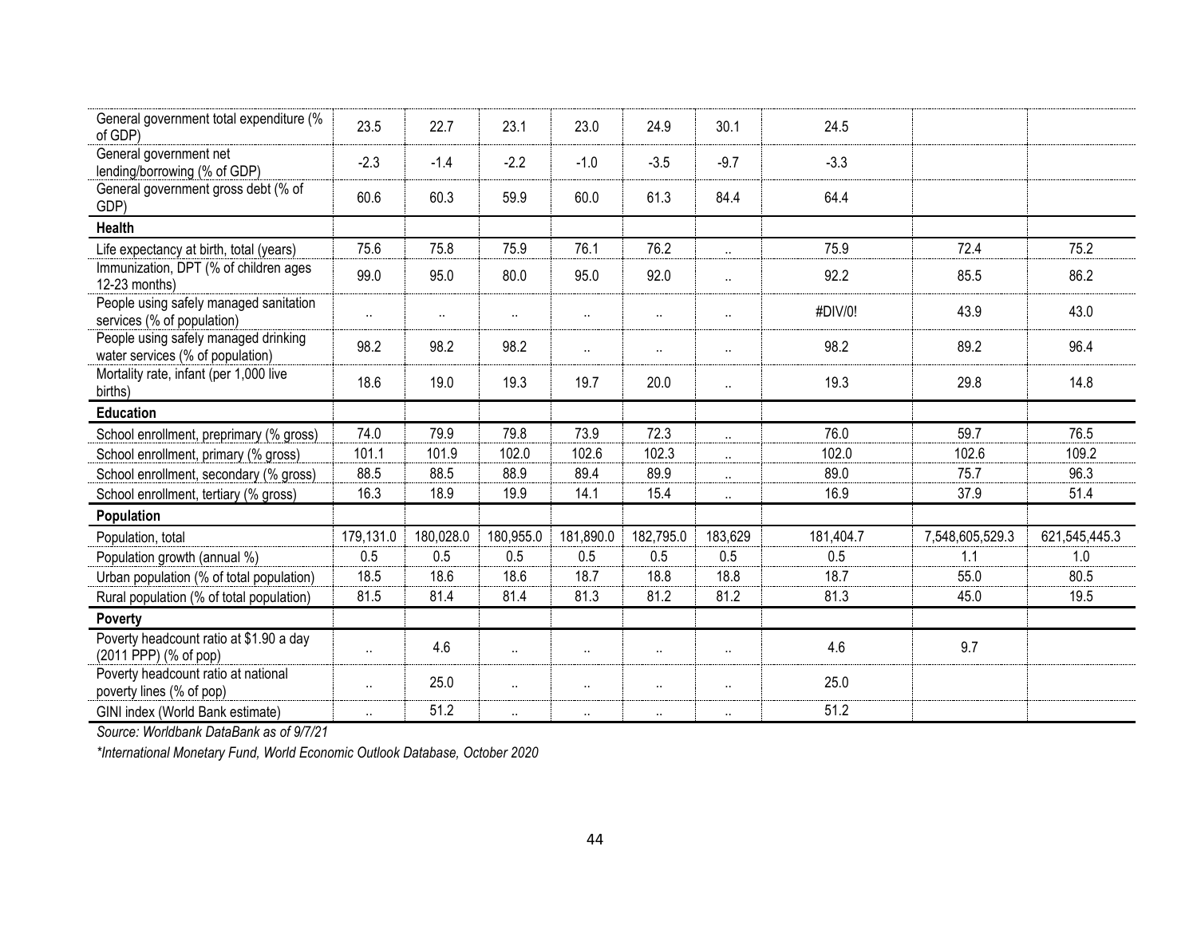| | | | | | | | | | |
|---|---|---|---|---|---|---|---|---|---|
| General government total expenditure (% of GDP) | 23.5 | 22.7 | 23.1 | 23.0 | 24.9 | 30.1 | 24.5 | | |
| General government net lending/borrowing (% of GDP) | -2.3 | -1.4 | -2.2 | -1.0 | -3.5 | -9.7 | -3.3 | | |
| General government gross debt (% of GDP) | 60.6 | 60.3 | 59.9 | 60.0 | 61.3 | 84.4 | 64.4 | | |
| **Health** | | | | | | | | | |
| Life expectancy at birth, total (years) | 75.6 | 75.8 | 75.9 | 76.1 | 76.2 | .. | 75.9 | 72.4 | 75.2 |
| Immunization, DPT (% of children ages 12-23 months) | 99.0 | 95.0 | 80.0 | 95.0 | 92.0 | .. | 92.2 | 85.5 | 86.2 |
| People using safely managed sanitation services (% of population) | .. | .. | .. | .. | .. | .. | #DIV/0! | 43.9 | 43.0 |
| People using safely managed drinking water services (% of population) | 98.2 | 98.2 | 98.2 | .. | .. | .. | 98.2 | 89.2 | 96.4 |
| Mortality rate, infant (per 1,000 live births) | 18.6 | 19.0 | 19.3 | 19.7 | 20.0 | .. | 19.3 | 29.8 | 14.8 |
| **Education** | | | | | | | | | |
| School enrollment, preprimary (% gross) | 74.0 | 79.9 | 79.8 | 73.9 | 72.3 | .. | 76.0 | 59.7 | 76.5 |
| School enrollment, primary (% gross) | 101.1 | 101.9 | 102.0 | 102.6 | 102.3 | .. | 102.0 | 102.6 | 109.2 |
| School enrollment, secondary (% gross) | 88.5 | 88.5 | 88.9 | 89.4 | 89.9 | .. | 89.0 | 75.7 | 96.3 |
| School enrollment, tertiary (% gross) | 16.3 | 18.9 | 19.9 | 14.1 | 15.4 | .. | 16.9 | 37.9 | 51.4 |
| **Population** | | | | | | | | | |
| Population, total | 179,131.0 | 180,028.0 | 180,955.0 | 181,890.0 | 182,795.0 | 183,629 | 181,404.7 | 7,548,605,529.3 | 621,545,445.3 |
| Population growth (annual %) | 0.5 | 0.5 | 0.5 | 0.5 | 0.5 | 0.5 | 0.5 | 1.1 | 1.0 |
| Urban population (% of total population) | 18.5 | 18.6 | 18.6 | 18.7 | 18.8 | 18.8 | 18.7 | 55.0 | 80.5 |
| Rural population (% of total population) | 81.5 | 81.4 | 81.4 | 81.3 | 81.2 | 81.2 | 81.3 | 45.0 | 19.5 |
| **Poverty** | | | | | | | | | |
| Poverty headcount ratio at $1.90 a day (2011 PPP) (% of pop) | .. | 4.6 | .. | .. | .. | .. | 4.6 | 9.7 | |
| Poverty headcount ratio at national poverty lines (% of pop) | .. | 25.0 | .. | .. | .. | .. | 25.0 | | |
| GINI index (World Bank estimate) | .. | 51.2 | .. | .. | .. | .. | 51.2 | | |

*Source: Worldbank DataBank as of 9/7/21*

*\*International Monetary Fund, World Economic Outlook Database, October 2020*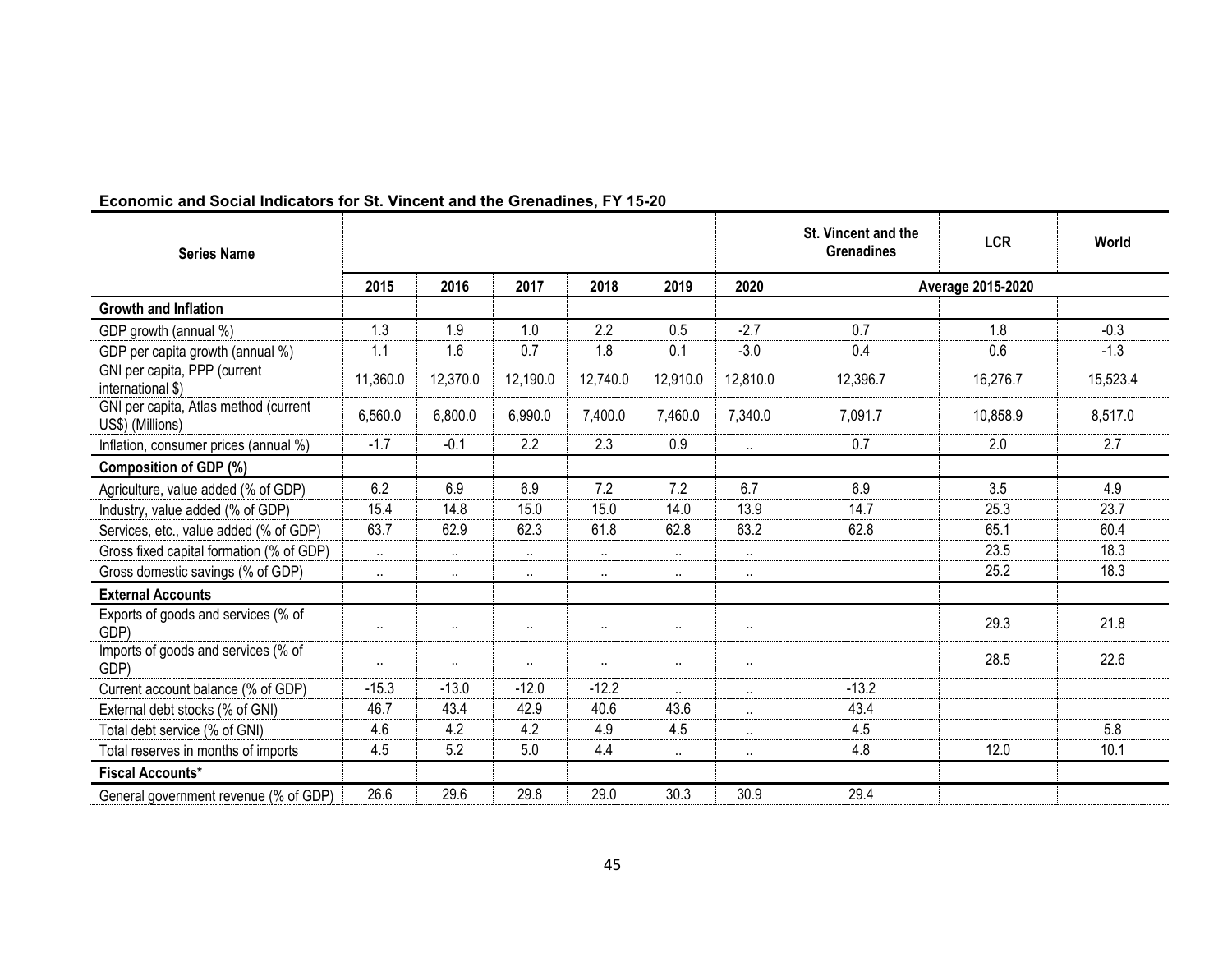**Economic and Social Indicators for St. Vincent and the Grenadines, FY 15-20**

| Series Name | | | | | | | St. Vincent and the Grenadines | LCR | World |
|---|---|---|---|---|---|---|---|---|---|
| | 2015 | 2016 | 2017 | 2018 | 2019 | 2020 | Average 2015-2020 | | |
| **Growth and Inflation** | | | | | | | | | |
| GDP growth (annual %) | 1.3 | 1.9 | 1.0 | 2.2 | 0.5 | -2.7 | 0.7 | 1.8 | -0.3 |
| GDP per capita growth (annual %) | 1.1 | 1.6 | 0.7 | 1.8 | 0.1 | -3.0 | 0.4 | 0.6 | -1.3 |
| GNI per capita, PPP (current international $) | 11,360.0 | 12,370.0 | 12,190.0 | 12,740.0 | 12,910.0 | 12,810.0 | 12,396.7 | 16,276.7 | 15,523.4 |
| GNI per capita, Atlas method (current US$) (Millions) | 6,560.0 | 6,800.0 | 6,990.0 | 7,400.0 | 7,460.0 | 7,340.0 | 7,091.7 | 10,858.9 | 8,517.0 |
| Inflation, consumer prices (annual %) | -1.7 | -0.1 | 2.2 | 2.3 | 0.9 | .. | 0.7 | 2.0 | 2.7 |
| **Composition of GDP (%)** | | | | | | | | | |
| Agriculture, value added (% of GDP) | 6.2 | 6.9 | 6.9 | 7.2 | 7.2 | 6.7 | 6.9 | 3.5 | 4.9 |
| Industry, value added (% of GDP) | 15.4 | 14.8 | 15.0 | 15.0 | 14.0 | 13.9 | 14.7 | 25.3 | 23.7 |
| Services, etc., value added (% of GDP) | 63.7 | 62.9 | 62.3 | 61.8 | 62.8 | 63.2 | 62.8 | 65.1 | 60.4 |
| Gross fixed capital formation (% of GDP) | .. | .. | .. | .. | .. | .. | | 23.5 | 18.3 |
| Gross domestic savings (% of GDP) | .. | .. | .. | .. | .. | .. | | 25.2 | 18.3 |
| **External Accounts** | | | | | | | | | |
| Exports of goods and services (% of GDP) | .. | .. | .. | .. | .. | .. | | 29.3 | 21.8 |
| Imports of goods and services (% of GDP) | .. | .. | .. | .. | .. | .. | | 28.5 | 22.6 |
| Current account balance (% of GDP) | -15.3 | -13.0 | -12.0 | -12.2 | .. | .. | -13.2 | | |
| External debt stocks (% of GNI) | 46.7 | 43.4 | 42.9 | 40.6 | 43.6 | .. | 43.4 | | |
| Total debt service (% of GNI) | 4.6 | 4.2 | 4.2 | 4.9 | 4.5 | .. | 4.5 | | 5.8 |
| Total reserves in months of imports | 4.5 | 5.2 | 5.0 | 4.4 | .. | .. | 4.8 | 12.0 | 10.1 |
| **Fiscal Accounts*** | | | | | | | | | |
| General government revenue (% of GDP) | 26.6 | 29.6 | 29.8 | 29.0 | 30.3 | 30.9 | 29.4 | | |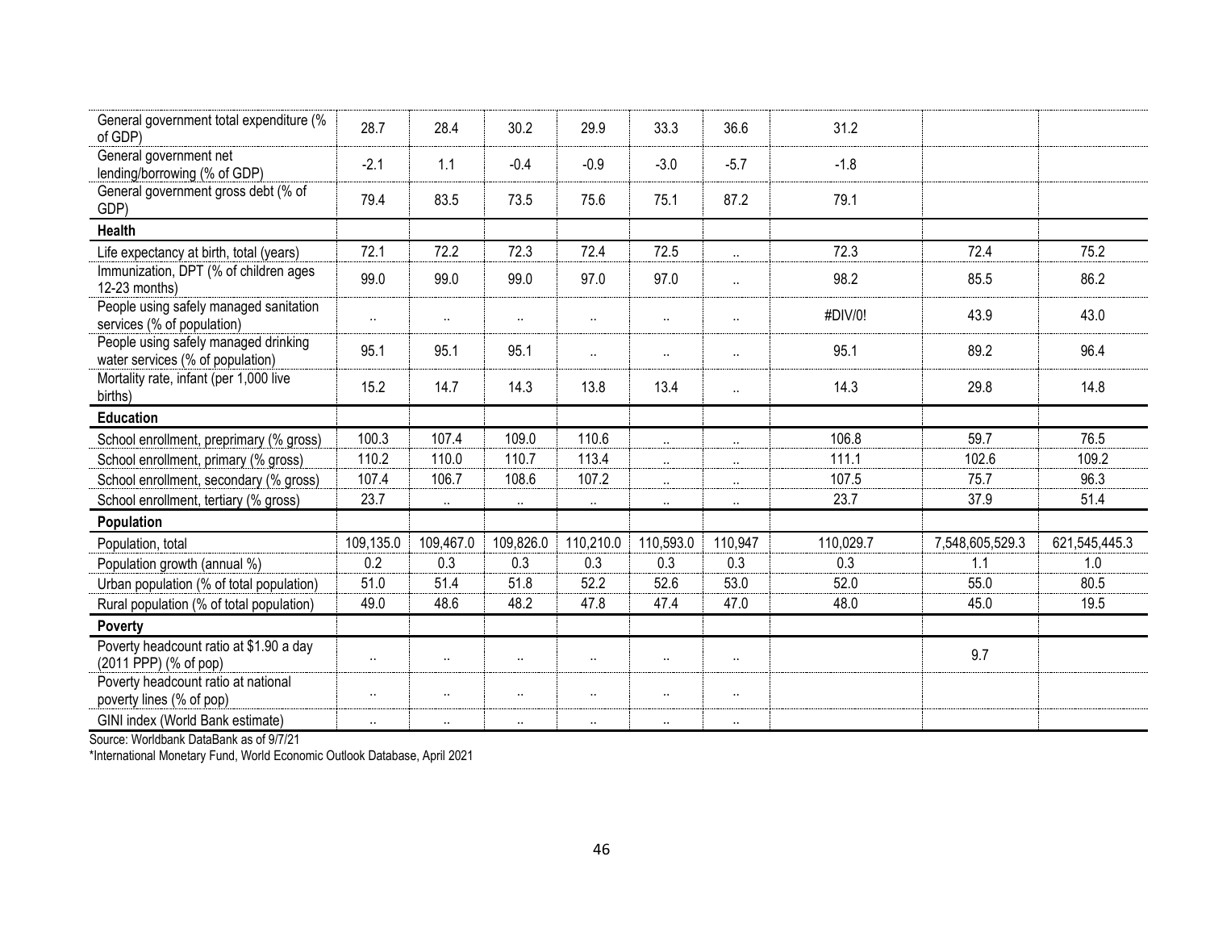| | | | | | | | | | |
|---|---|---|---|---|---|---|---|---|---|
| General government total expenditure (% of GDP) | 28.7 | 28.4 | 30.2 | 29.9 | 33.3 | 36.6 | 31.2 | | |
| General government net lending/borrowing (% of GDP) | -2.1 | 1.1 | -0.4 | -0.9 | -3.0 | -5.7 | -1.8 | | |
| General government gross debt (% of GDP) | 79.4 | 83.5 | 73.5 | 75.6 | 75.1 | 87.2 | 79.1 | | |
| **Health** | | | | | | | | | |
| Life expectancy at birth, total (years) | 72.1 | 72.2 | 72.3 | 72.4 | 72.5 | .. | 72.3 | 72.4 | 75.2 |
| Immunization, DPT (% of children ages 12-23 months) | 99.0 | 99.0 | 99.0 | 97.0 | 97.0 | .. | 98.2 | 85.5 | 86.2 |
| People using safely managed sanitation services (% of population) | .. | .. | .. | .. | .. | .. | #DIV/0! | 43.9 | 43.0 |
| People using safely managed drinking water services (% of population) | 95.1 | 95.1 | 95.1 | .. | .. | .. | 95.1 | 89.2 | 96.4 |
| Mortality rate, infant (per 1,000 live births) | 15.2 | 14.7 | 14.3 | 13.8 | 13.4 | .. | 14.3 | 29.8 | 14.8 |
| **Education** | | | | | | | | | |
| School enrollment, preprimary (% gross) | 100.3 | 107.4 | 109.0 | 110.6 | .. | .. | 106.8 | 59.7 | 76.5 |
| School enrollment, primary (% gross) | 110.2 | 110.0 | 110.7 | 113.4 | .. | .. | 111.1 | 102.6 | 109.2 |
| School enrollment, secondary (% gross) | 107.4 | 106.7 | 108.6 | 107.2 | .. | .. | 107.5 | 75.7 | 96.3 |
| School enrollment, tertiary (% gross) | 23.7 | .. | .. | .. | .. | .. | 23.7 | 37.9 | 51.4 |
| **Population** | | | | | | | | | |
| Population, total | 109,135.0 | 109,467.0 | 109,826.0 | 110,210.0 | 110,593.0 | 110,947 | 110,029.7 | 7,548,605,529.3 | 621,545,445.3 |
| Population growth (annual %) | 0.2 | 0.3 | 0.3 | 0.3 | 0.3 | 0.3 | 0.3 | 1.1 | 1.0 |
| Urban population (% of total population) | 51.0 | 51.4 | 51.8 | 52.2 | 52.6 | 53.0 | 52.0 | 55.0 | 80.5 |
| Rural population (% of total population) | 49.0 | 48.6 | 48.2 | 47.8 | 47.4 | 47.0 | 48.0 | 45.0 | 19.5 |
| **Poverty** | | | | | | | | | |
| Poverty headcount ratio at $1.90 a day (2011 PPP) (% of pop) | .. | .. | .. | .. | .. | .. | | 9.7 | |
| Poverty headcount ratio at national poverty lines (% of pop) | .. | .. | .. | .. | .. | .. | | | |
| GINI index (World Bank estimate) | .. | .. | .. | .. | .. | .. | | | |

Source: Worldbank DataBank as of 9/7/21

*International Monetary Fund, World Economic Outlook Database, April 2021